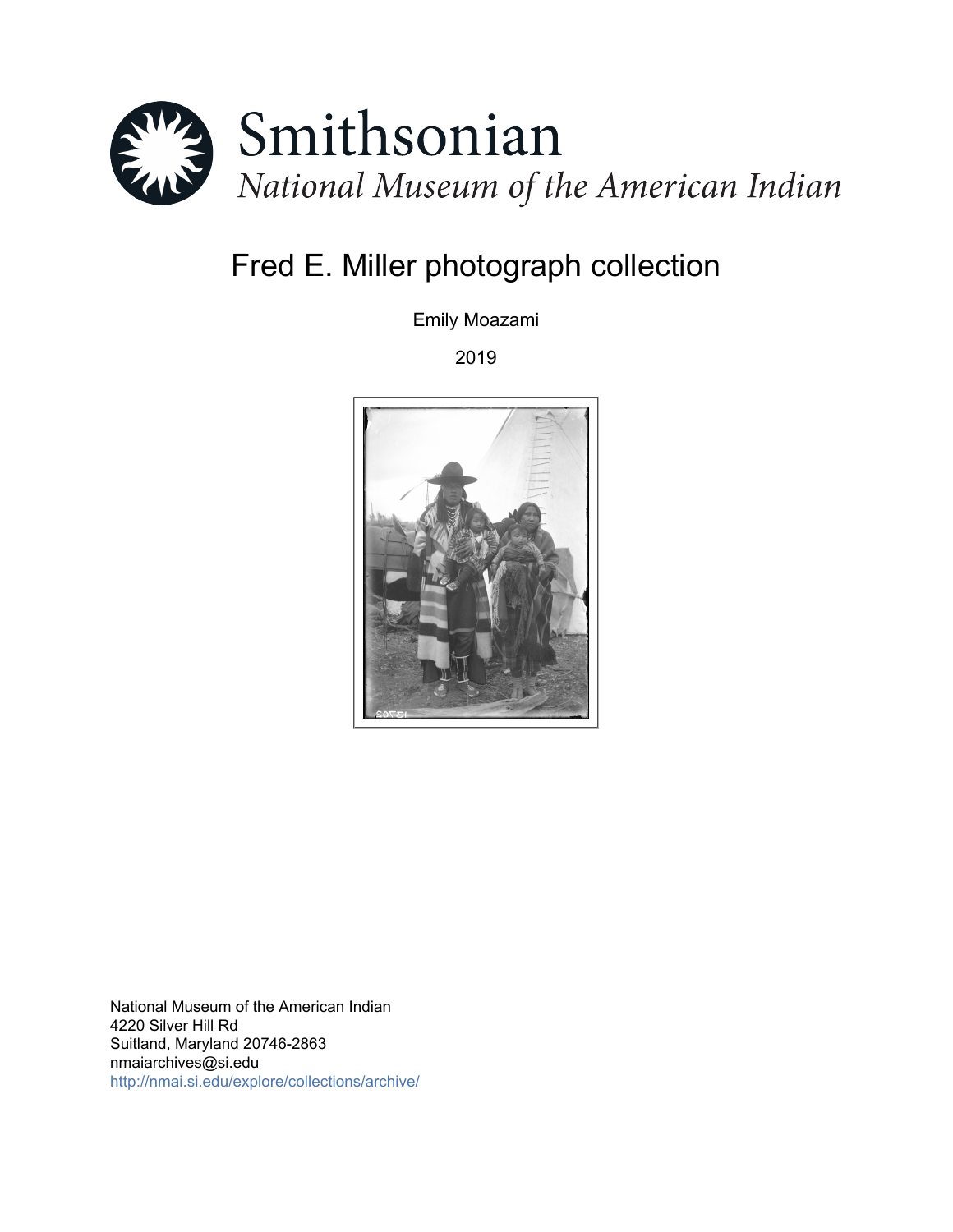Smithsonian

*National Museum of the American Indian*

# Fred E. Miller photograph collection

Emily Moazami

2019

National Museum of the American Indian
4220 Silver Hill Rd
Suitland, Maryland 20746-2863
nmaiarchives@si.edu
http://nmai.si.edu/explore/collections/archive/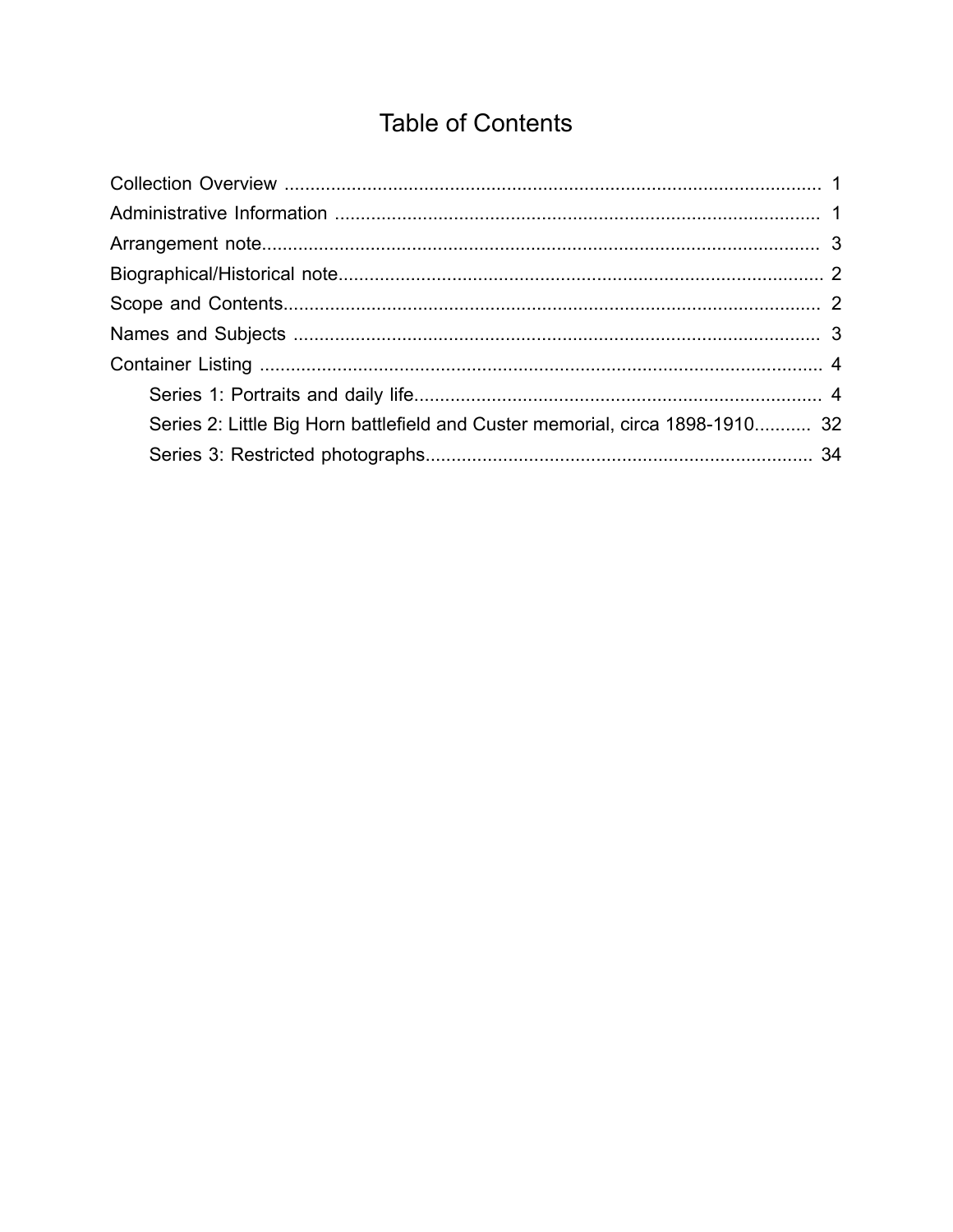# Table of Contents

Collection Overview ........................................................................................................ 1

Administrative Information .............................................................................................. 1

Arrangement note............................................................................................................ 3

Biographical/Historical note.............................................................................................. 2

Scope and Contents........................................................................................................ 2

Names and Subjects ...................................................................................................... 3

Container Listing ............................................................................................................. 4

- Series 1: Portraits and daily life............................................................................... 4
- Series 2: Little Big Horn battlefield and Custer memorial, circa 1898-1910........... 32
- Series 3: Restricted photographs........................................................................... 34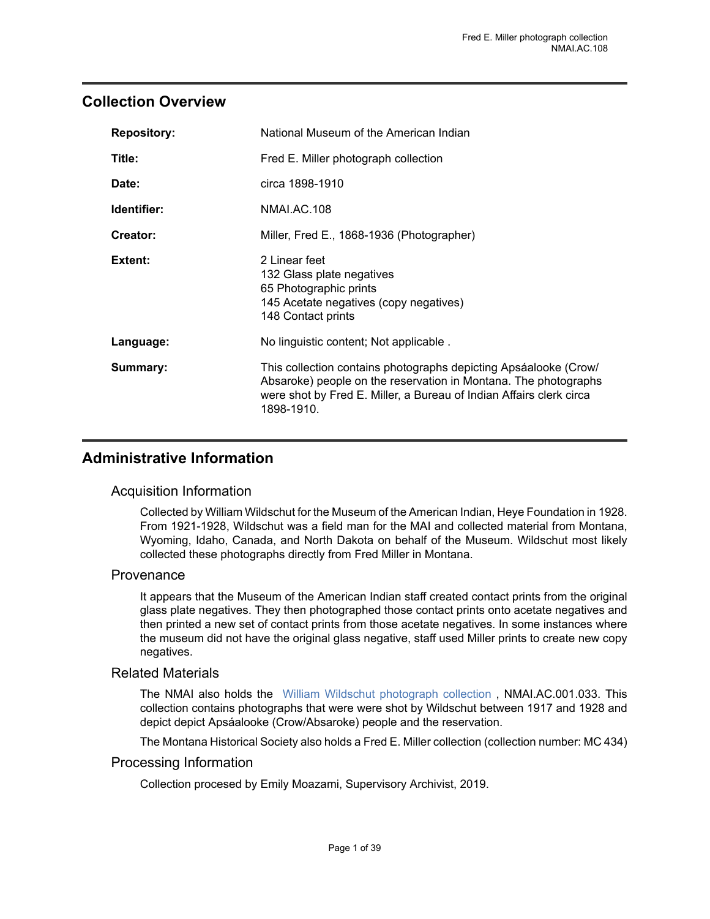## Collection Overview

| | |
|---|---|
| **Repository:** | National Museum of the American Indian |
| **Title:** | Fred E. Miller photograph collection |
| **Date:** | circa 1898-1910 |
| **Identifier:** | NMAI.AC.108 |
| **Creator:** | Miller, Fred E., 1868-1936 (Photographer) |
| **Extent:** | 2 Linear feet<br>132 Glass plate negatives<br>65 Photographic prints<br>145 Acetate negatives (copy negatives)<br>148 Contact prints |
| **Language:** | No linguistic content; Not applicable . |
| **Summary:** | This collection contains photographs depicting Apsáalooke (Crow/Absaroke) people on the reservation in Montana. The photographs were shot by Fred E. Miller, a Bureau of Indian Affairs clerk circa 1898-1910. |

## Administrative Information

### Acquisition Information

Collected by William Wildschut for the Museum of the American Indian, Heye Foundation in 1928. From 1921-1928, Wildschut was a field man for the MAI and collected material from Montana, Wyoming, Idaho, Canada, and North Dakota on behalf of the Museum. Wildschut most likely collected these photographs directly from Fred Miller in Montana.

### Provenance

It appears that the Museum of the American Indian staff created contact prints from the original glass plate negatives. They then photographed those contact prints onto acetate negatives and then printed a new set of contact prints from those acetate negatives. In some instances where the museum did not have the original glass negative, staff used Miller prints to create new copy negatives.

### Related Materials

The NMAI also holds the William Wildschut photograph collection , NMAI.AC.001.033. This collection contains photographs that were were shot by Wildschut between 1917 and 1928 and depict depict Apsáalooke (Crow/Absaroke) people and the reservation.

The Montana Historical Society also holds a Fred E. Miller collection (collection number: MC 434)

### Processing Information

Collection procesed by Emily Moazami, Supervisory Archivist, 2019.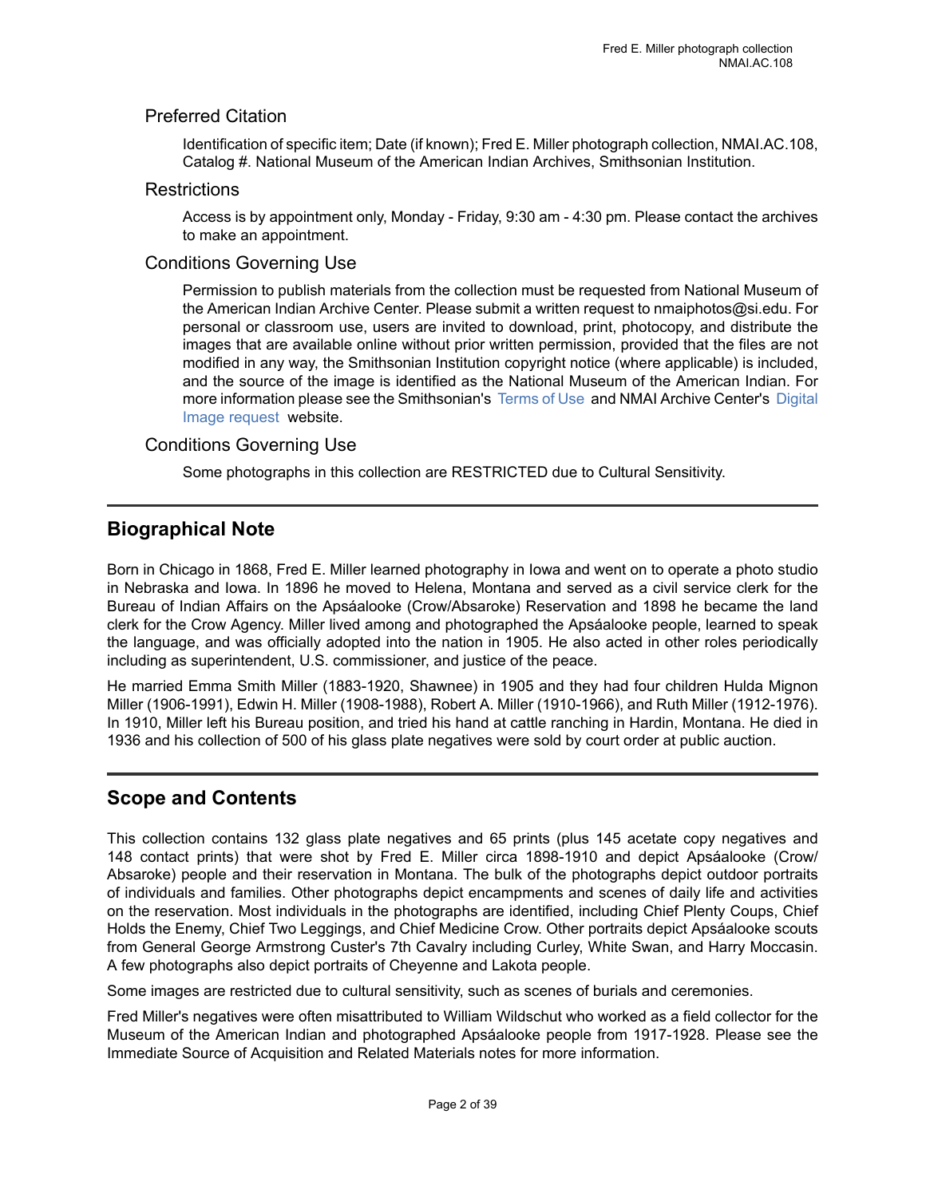## Preferred Citation

Identification of specific item; Date (if known); Fred E. Miller photograph collection, NMAI.AC.108, Catalog #. National Museum of the American Indian Archives, Smithsonian Institution.

## Restrictions

Access is by appointment only, Monday - Friday, 9:30 am - 4:30 pm. Please contact the archives to make an appointment.

## Conditions Governing Use

Permission to publish materials from the collection must be requested from National Museum of the American Indian Archive Center. Please submit a written request to nmaiphotos@si.edu. For personal or classroom use, users are invited to download, print, photocopy, and distribute the images that are available online without prior written permission, provided that the files are not modified in any way, the Smithsonian Institution copyright notice (where applicable) is included, and the source of the image is identified as the National Museum of the American Indian. For more information please see the Smithsonian's Terms of Use and NMAI Archive Center's Digital Image request website.

## Conditions Governing Use

Some photographs in this collection are RESTRICTED due to Cultural Sensitivity.

# Biographical Note

Born in Chicago in 1868, Fred E. Miller learned photography in Iowa and went on to operate a photo studio in Nebraska and Iowa. In 1896 he moved to Helena, Montana and served as a civil service clerk for the Bureau of Indian Affairs on the Apsáalooke (Crow/Absaroke) Reservation and 1898 he became the land clerk for the Crow Agency. Miller lived among and photographed the Apsáalooke people, learned to speak the language, and was officially adopted into the nation in 1905. He also acted in other roles periodically including as superintendent, U.S. commissioner, and justice of the peace.

He married Emma Smith Miller (1883-1920, Shawnee) in 1905 and they had four children Hulda Mignon Miller (1906-1991), Edwin H. Miller (1908-1988), Robert A. Miller (1910-1966), and Ruth Miller (1912-1976). In 1910, Miller left his Bureau position, and tried his hand at cattle ranching in Hardin, Montana. He died in 1936 and his collection of 500 of his glass plate negatives were sold by court order at public auction.

# Scope and Contents

This collection contains 132 glass plate negatives and 65 prints (plus 145 acetate copy negatives and 148 contact prints) that were shot by Fred E. Miller circa 1898-1910 and depict Apsáalooke (Crow/Absaroke) people and their reservation in Montana. The bulk of the photographs depict outdoor portraits of individuals and families. Other photographs depict encampments and scenes of daily life and activities on the reservation. Most individuals in the photographs are identified, including Chief Plenty Coups, Chief Holds the Enemy, Chief Two Leggings, and Chief Medicine Crow. Other portraits depict Apsáalooke scouts from General George Armstrong Custer's 7th Cavalry including Curley, White Swan, and Harry Moccasin. A few photographs also depict portraits of Cheyenne and Lakota people.

Some images are restricted due to cultural sensitivity, such as scenes of burials and ceremonies.

Fred Miller's negatives were often misattributed to William Wildschut who worked as a field collector for the Museum of the American Indian and photographed Apsáalooke people from 1917-1928. Please see the Immediate Source of Acquisition and Related Materials notes for more information.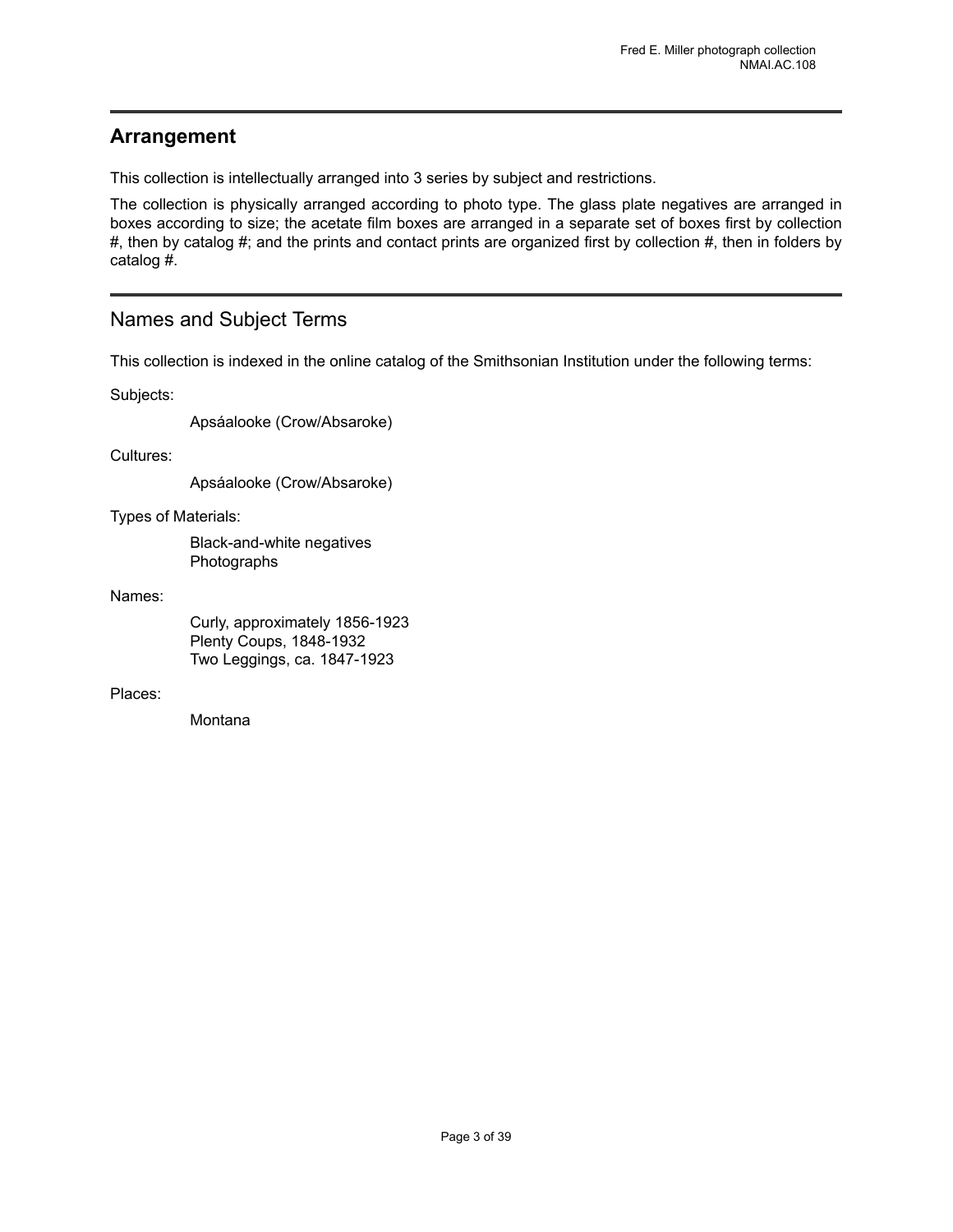## Arrangement

This collection is intellectually arranged into 3 series by subject and restrictions.

The collection is physically arranged according to photo type. The glass plate negatives are arranged in boxes according to size; the acetate film boxes are arranged in a separate set of boxes first by collection #, then by catalog #; and the prints and contact prints are organized first by collection #, then in folders by catalog #.

## Names and Subject Terms

This collection is indexed in the online catalog of the Smithsonian Institution under the following terms:

Subjects:

Apsáalooke (Crow/Absaroke)

Cultures:

Apsáalooke (Crow/Absaroke)

Types of Materials:

Black-and-white negatives
Photographs

Names:

Curly, approximately 1856-1923
Plenty Coups, 1848-1932
Two Leggings, ca. 1847-1923

Places:

Montana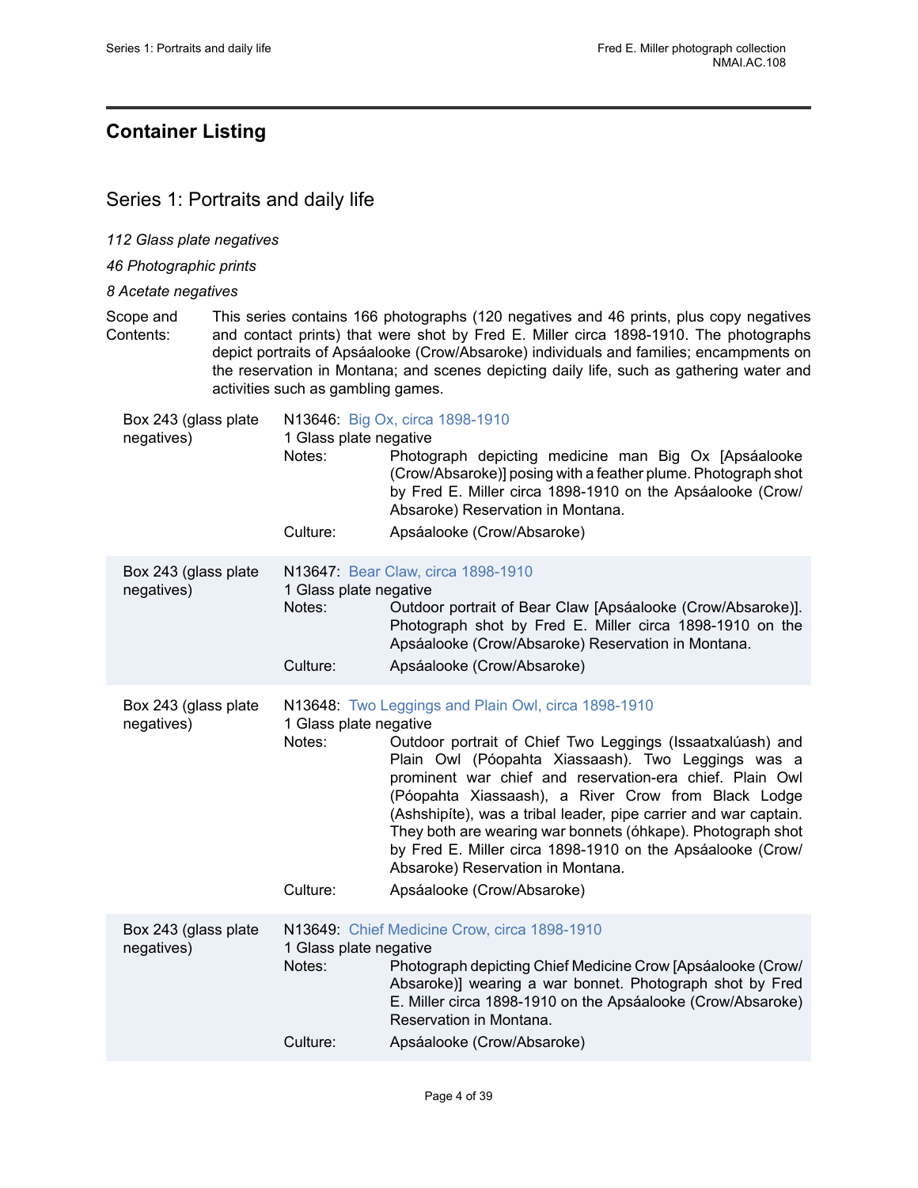## Container Listing

### Series 1: Portraits and daily life

*112 Glass plate negatives*

*46 Photographic prints*

*8 Acetate negatives*

Scope and Contents: This series contains 166 photographs (120 negatives and 46 prints, plus copy negatives and contact prints) that were shot by Fred E. Miller circa 1898-1910. The photographs depict portraits of Apsáalooke (Crow/Absaroke) individuals and families; encampments on the reservation in Montana; and scenes depicting daily life, such as gathering water and activities such as gambling games.

Box 243 (glass plate negatives)

N13646: Big Ox, circa 1898-1910
1 Glass plate negative
Notes: Photograph depicting medicine man Big Ox [Apsáalooke (Crow/Absaroke)] posing with a feather plume. Photograph shot by Fred E. Miller circa 1898-1910 on the Apsáalooke (Crow/Absaroke) Reservation in Montana.
Culture: Apsáalooke (Crow/Absaroke)

Box 243 (glass plate negatives)

N13647: Bear Claw, circa 1898-1910
1 Glass plate negative
Notes: Outdoor portrait of Bear Claw [Apsáalooke (Crow/Absaroke)]. Photograph shot by Fred E. Miller circa 1898-1910 on the Apsáalooke (Crow/Absaroke) Reservation in Montana.
Culture: Apsáalooke (Crow/Absaroke)

Box 243 (glass plate negatives)

N13648: Two Leggings and Plain Owl, circa 1898-1910
1 Glass plate negative
Notes: Outdoor portrait of Chief Two Leggings (Issaatxalúash) and Plain Owl (Póopahta Xiassaash). Two Leggings was a prominent war chief and reservation-era chief. Plain Owl (Póopahta Xiassaash), a River Crow from Black Lodge (Ashshipíte), was a tribal leader, pipe carrier and war captain. They both are wearing war bonnets (óhkape). Photograph shot by Fred E. Miller circa 1898-1910 on the Apsáalooke (Crow/Absaroke) Reservation in Montana.
Culture: Apsáalooke (Crow/Absaroke)

Box 243 (glass plate negatives)

N13649: Chief Medicine Crow, circa 1898-1910
1 Glass plate negative
Notes: Photograph depicting Chief Medicine Crow [Apsáalooke (Crow/Absaroke)] wearing a war bonnet. Photograph shot by Fred E. Miller circa 1898-1910 on the Apsáalooke (Crow/Absaroke) Reservation in Montana.
Culture: Apsáalooke (Crow/Absaroke)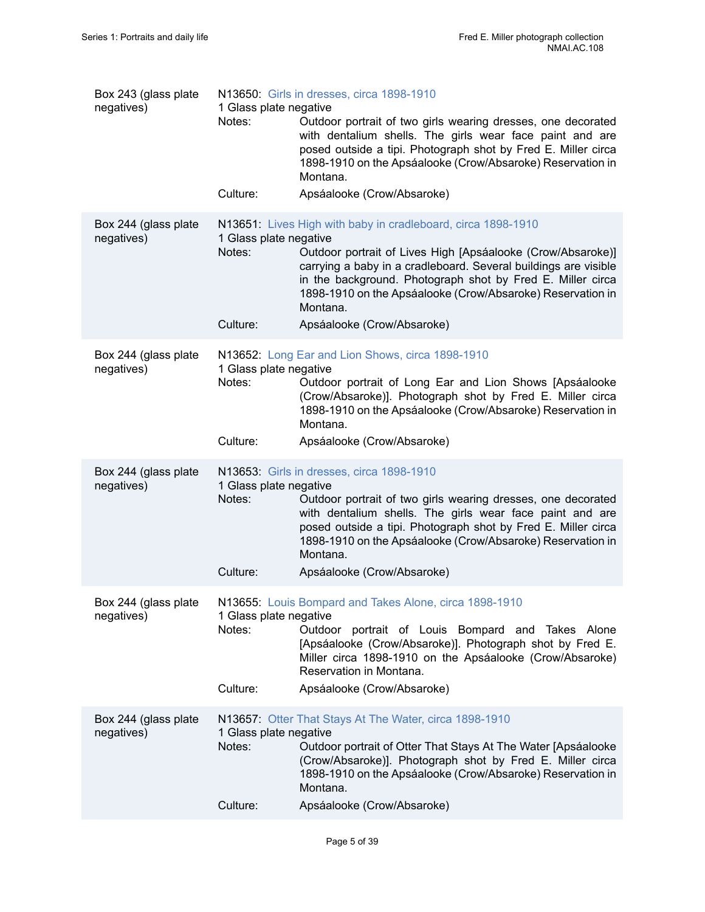| | |
|---|---|
| Box 243 (glass plate negatives) | N13650: Girls in dresses, circa 1898-1910<br>1 Glass plate negative<br>Notes: Outdoor portrait of two girls wearing dresses, one decorated with dentalium shells. The girls wear face paint and are posed outside a tipi. Photograph shot by Fred E. Miller circa 1898-1910 on the Apsáalooke (Crow/Absaroke) Reservation in Montana.<br>Culture: Apsáalooke (Crow/Absaroke) |
| Box 244 (glass plate negatives) | N13651: Lives High with baby in cradleboard, circa 1898-1910<br>1 Glass plate negative<br>Notes: Outdoor portrait of Lives High [Apsáalooke (Crow/Absaroke)] carrying a baby in a cradleboard. Several buildings are visible in the background. Photograph shot by Fred E. Miller circa 1898-1910 on the Apsáalooke (Crow/Absaroke) Reservation in Montana.<br>Culture: Apsáalooke (Crow/Absaroke) |
| Box 244 (glass plate negatives) | N13652: Long Ear and Lion Shows, circa 1898-1910<br>1 Glass plate negative<br>Notes: Outdoor portrait of Long Ear and Lion Shows [Apsáalooke (Crow/Absaroke)]. Photograph shot by Fred E. Miller circa 1898-1910 on the Apsáalooke (Crow/Absaroke) Reservation in Montana.<br>Culture: Apsáalooke (Crow/Absaroke) |
| Box 244 (glass plate negatives) | N13653: Girls in dresses, circa 1898-1910<br>1 Glass plate negative<br>Notes: Outdoor portrait of two girls wearing dresses, one decorated with dentalium shells. The girls wear face paint and are posed outside a tipi. Photograph shot by Fred E. Miller circa 1898-1910 on the Apsáalooke (Crow/Absaroke) Reservation in Montana.<br>Culture: Apsáalooke (Crow/Absaroke) |
| Box 244 (glass plate negatives) | N13655: Louis Bompard and Takes Alone, circa 1898-1910<br>1 Glass plate negative<br>Notes: Outdoor portrait of Louis Bompard and Takes Alone [Apsáalooke (Crow/Absaroke)]. Photograph shot by Fred E. Miller circa 1898-1910 on the Apsáalooke (Crow/Absaroke) Reservation in Montana.<br>Culture: Apsáalooke (Crow/Absaroke) |
| Box 244 (glass plate negatives) | N13657: Otter That Stays At The Water, circa 1898-1910<br>1 Glass plate negative<br>Notes: Outdoor portrait of Otter That Stays At The Water [Apsáalooke (Crow/Absaroke)]. Photograph shot by Fred E. Miller circa 1898-1910 on the Apsáalooke (Crow/Absaroke) Reservation in Montana.<br>Culture: Apsáalooke (Crow/Absaroke) |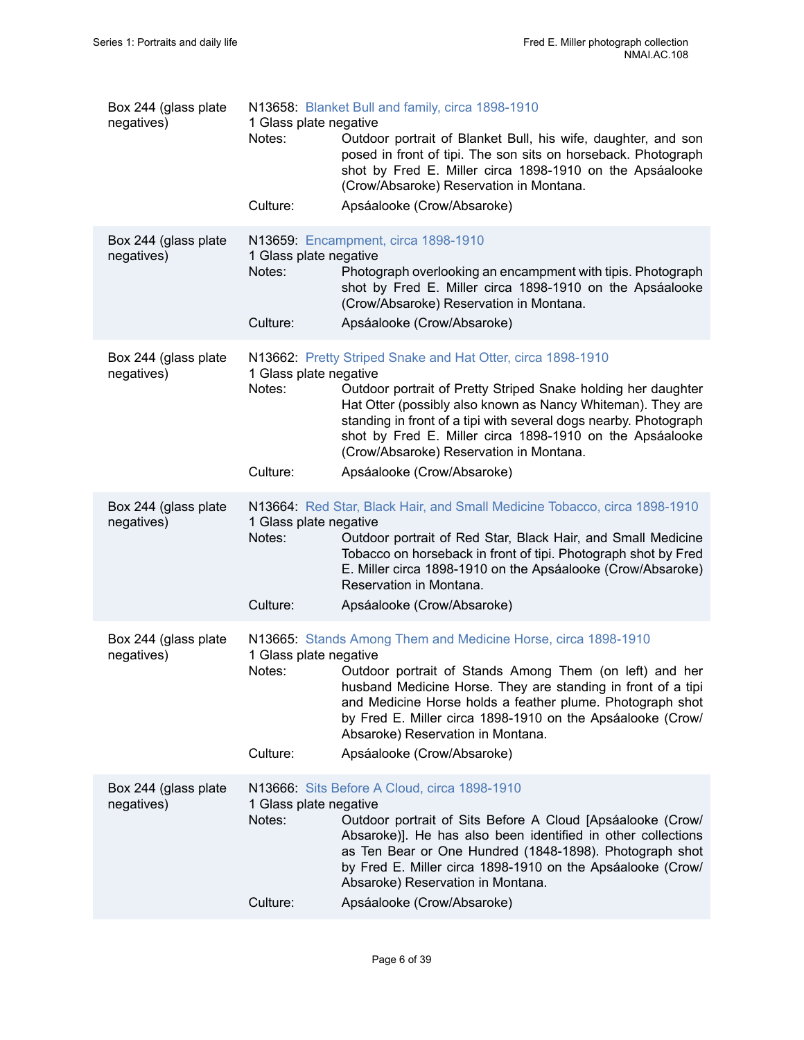Box 244 (glass plate negatives)

N13658: Blanket Bull and family, circa 1898-1910
1 Glass plate negative

Notes: Outdoor portrait of Blanket Bull, his wife, daughter, and son posed in front of tipi. The son sits on horseback. Photograph shot by Fred E. Miller circa 1898-1910 on the Apsáalooke (Crow/Absaroke) Reservation in Montana.

Culture: Apsáalooke (Crow/Absaroke)

Box 244 (glass plate negatives)

N13659: Encampment, circa 1898-1910
1 Glass plate negative

Notes: Photograph overlooking an encampment with tipis. Photograph shot by Fred E. Miller circa 1898-1910 on the Apsáalooke (Crow/Absaroke) Reservation in Montana.

Culture: Apsáalooke (Crow/Absaroke)

Box 244 (glass plate negatives)

N13662: Pretty Striped Snake and Hat Otter, circa 1898-1910
1 Glass plate negative

Notes: Outdoor portrait of Pretty Striped Snake holding her daughter Hat Otter (possibly also known as Nancy Whiteman). They are standing in front of a tipi with several dogs nearby. Photograph shot by Fred E. Miller circa 1898-1910 on the Apsáalooke (Crow/Absaroke) Reservation in Montana.

Culture: Apsáalooke (Crow/Absaroke)

Box 244 (glass plate negatives)

N13664: Red Star, Black Hair, and Small Medicine Tobacco, circa 1898-1910
1 Glass plate negative

Notes: Outdoor portrait of Red Star, Black Hair, and Small Medicine Tobacco on horseback in front of tipi. Photograph shot by Fred E. Miller circa 1898-1910 on the Apsáalooke (Crow/Absaroke) Reservation in Montana.

Culture: Apsáalooke (Crow/Absaroke)

Box 244 (glass plate negatives)

N13665: Stands Among Them and Medicine Horse, circa 1898-1910
1 Glass plate negative

Notes: Outdoor portrait of Stands Among Them (on left) and her husband Medicine Horse. They are standing in front of a tipi and Medicine Horse holds a feather plume. Photograph shot by Fred E. Miller circa 1898-1910 on the Apsáalooke (Crow/Absaroke) Reservation in Montana.

Culture: Apsáalooke (Crow/Absaroke)

Box 244 (glass plate negatives)

N13666: Sits Before A Cloud, circa 1898-1910
1 Glass plate negative

Notes: Outdoor portrait of Sits Before A Cloud [Apsáalooke (Crow/Absaroke)]. He has also been identified in other collections as Ten Bear or One Hundred (1848-1898). Photograph shot by Fred E. Miller circa 1898-1910 on the Apsáalooke (Crow/Absaroke) Reservation in Montana.

Culture: Apsáalooke (Crow/Absaroke)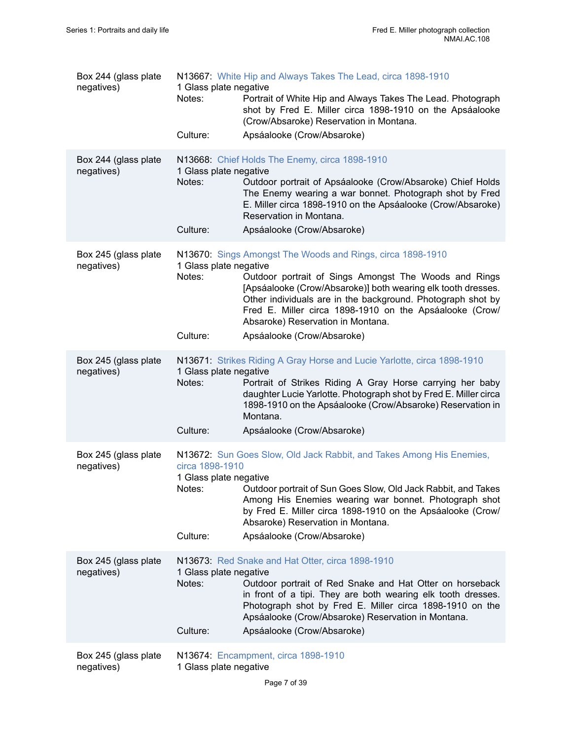Box 244 (glass plate negatives)

N13667: White Hip and Always Takes The Lead, circa 1898-1910
1 Glass plate negative

Notes: Portrait of White Hip and Always Takes The Lead. Photograph shot by Fred E. Miller circa 1898-1910 on the Apsáalooke (Crow/Absaroke) Reservation in Montana.

Culture: Apsáalooke (Crow/Absaroke)

---

Box 244 (glass plate negatives)

N13668: Chief Holds The Enemy, circa 1898-1910
1 Glass plate negative

Notes: Outdoor portrait of Apsáalooke (Crow/Absaroke) Chief Holds The Enemy wearing a war bonnet. Photograph shot by Fred E. Miller circa 1898-1910 on the Apsáalooke (Crow/Absaroke) Reservation in Montana.

Culture: Apsáalooke (Crow/Absaroke)

---

Box 245 (glass plate negatives)

N13670: Sings Amongst The Woods and Rings, circa 1898-1910
1 Glass plate negative

Notes: Outdoor portrait of Sings Amongst The Woods and Rings [Apsáalooke (Crow/Absaroke)] both wearing elk tooth dresses. Other individuals are in the background. Photograph shot by Fred E. Miller circa 1898-1910 on the Apsáalooke (Crow/Absaroke) Reservation in Montana.

Culture: Apsáalooke (Crow/Absaroke)

---

Box 245 (glass plate negatives)

N13671: Strikes Riding A Gray Horse and Lucie Yarlotte, circa 1898-1910
1 Glass plate negative

Notes: Portrait of Strikes Riding A Gray Horse carrying her baby daughter Lucie Yarlotte. Photograph shot by Fred E. Miller circa 1898-1910 on the Apsáalooke (Crow/Absaroke) Reservation in Montana.

Culture: Apsáalooke (Crow/Absaroke)

---

Box 245 (glass plate negatives)

N13672: Sun Goes Slow, Old Jack Rabbit, and Takes Among His Enemies, circa 1898-1910
1 Glass plate negative

Notes: Outdoor portrait of Sun Goes Slow, Old Jack Rabbit, and Takes Among His Enemies wearing war bonnet. Photograph shot by Fred E. Miller circa 1898-1910 on the Apsáalooke (Crow/Absaroke) Reservation in Montana.

Culture: Apsáalooke (Crow/Absaroke)

---

Box 245 (glass plate negatives)

N13673: Red Snake and Hat Otter, circa 1898-1910
1 Glass plate negative

Notes: Outdoor portrait of Red Snake and Hat Otter on horseback in front of a tipi. They are both wearing elk tooth dresses. Photograph shot by Fred E. Miller circa 1898-1910 on the Apsáalooke (Crow/Absaroke) Reservation in Montana.

Culture: Apsáalooke (Crow/Absaroke)

---

Box 245 (glass plate negatives)

N13674: Encampment, circa 1898-1910
1 Glass plate negative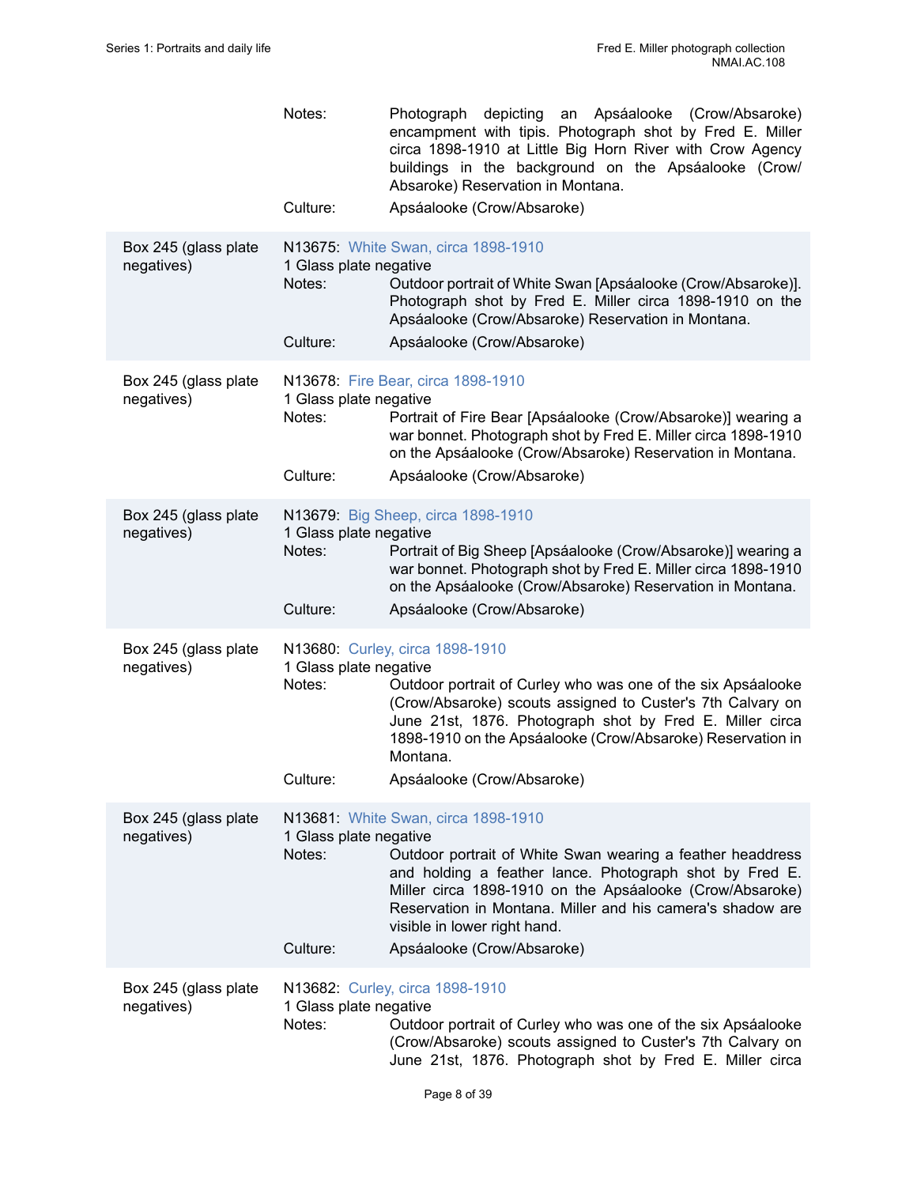Notes: Photograph depicting an Apsáalooke (Crow/Absaroke) encampment with tipis. Photograph shot by Fred E. Miller circa 1898-1910 at Little Big Horn River with Crow Agency buildings in the background on the Apsáalooke (Crow/Absaroke) Reservation in Montana.

Culture: Apsáalooke (Crow/Absaroke)

Box 245 (glass plate negatives)

N13675: White Swan, circa 1898-1910

1 Glass plate negative

Notes: Outdoor portrait of White Swan [Apsáalooke (Crow/Absaroke)]. Photograph shot by Fred E. Miller circa 1898-1910 on the Apsáalooke (Crow/Absaroke) Reservation in Montana.

Culture: Apsáalooke (Crow/Absaroke)

Box 245 (glass plate negatives)

N13678: Fire Bear, circa 1898-1910

1 Glass plate negative

Notes: Portrait of Fire Bear [Apsáalooke (Crow/Absaroke)] wearing a war bonnet. Photograph shot by Fred E. Miller circa 1898-1910 on the Apsáalooke (Crow/Absaroke) Reservation in Montana.

Culture: Apsáalooke (Crow/Absaroke)

Box 245 (glass plate negatives)

N13679: Big Sheep, circa 1898-1910

1 Glass plate negative

Notes: Portrait of Big Sheep [Apsáalooke (Crow/Absaroke)] wearing a war bonnet. Photograph shot by Fred E. Miller circa 1898-1910 on the Apsáalooke (Crow/Absaroke) Reservation in Montana.

Culture: Apsáalooke (Crow/Absaroke)

Box 245 (glass plate negatives)

N13680: Curley, circa 1898-1910

1 Glass plate negative

Notes: Outdoor portrait of Curley who was one of the six Apsáalooke (Crow/Absaroke) scouts assigned to Custer's 7th Calvary on June 21st, 1876. Photograph shot by Fred E. Miller circa 1898-1910 on the Apsáalooke (Crow/Absaroke) Reservation in Montana.

Culture: Apsáalooke (Crow/Absaroke)

Box 245 (glass plate negatives)

N13681: White Swan, circa 1898-1910

1 Glass plate negative

Notes: Outdoor portrait of White Swan wearing a feather headdress and holding a feather lance. Photograph shot by Fred E. Miller circa 1898-1910 on the Apsáalooke (Crow/Absaroke) Reservation in Montana. Miller and his camera's shadow are visible in lower right hand.

Culture: Apsáalooke (Crow/Absaroke)

Box 245 (glass plate negatives)

N13682: Curley, circa 1898-1910

1 Glass plate negative

Notes: Outdoor portrait of Curley who was one of the six Apsáalooke (Crow/Absaroke) scouts assigned to Custer's 7th Calvary on June 21st, 1876. Photograph shot by Fred E. Miller circa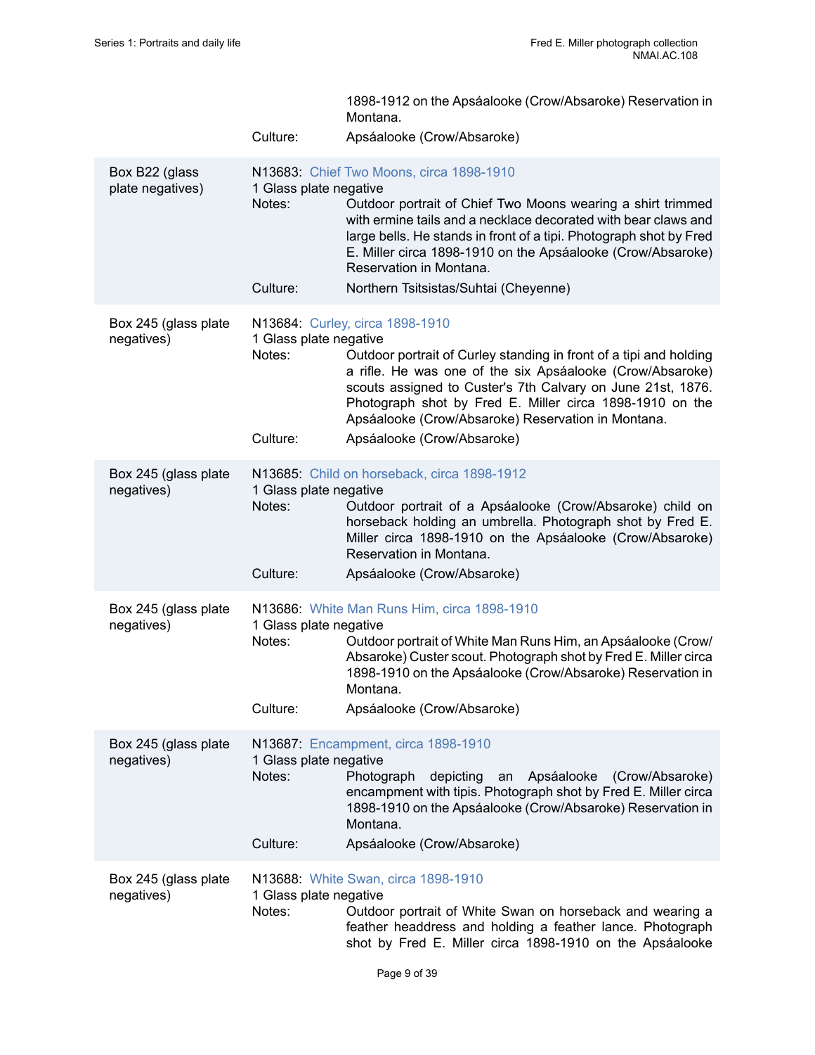1898-1912 on the Apsáalooke (Crow/Absaroke) Reservation in Montana.

Culture: Apsáalooke (Crow/Absaroke)

| | |
|---|---|
| Box B22 (glass plate negatives) | N13683: Chief Two Moons, circa 1898-1910<br>1 Glass plate negative<br>Notes: Outdoor portrait of Chief Two Moons wearing a shirt trimmed with ermine tails and a necklace decorated with bear claws and large bells. He stands in front of a tipi. Photograph shot by Fred E. Miller circa 1898-1910 on the Apsáalooke (Crow/Absaroke) Reservation in Montana.<br>Culture: Northern Tsitsistas/Suhtai (Cheyenne) |
| Box 245 (glass plate negatives) | N13684: Curley, circa 1898-1910<br>1 Glass plate negative<br>Notes: Outdoor portrait of Curley standing in front of a tipi and holding a rifle. He was one of the six Apsáalooke (Crow/Absaroke) scouts assigned to Custer's 7th Calvary on June 21st, 1876. Photograph shot by Fred E. Miller circa 1898-1910 on the Apsáalooke (Crow/Absaroke) Reservation in Montana.<br>Culture: Apsáalooke (Crow/Absaroke) |
| Box 245 (glass plate negatives) | N13685: Child on horseback, circa 1898-1912<br>1 Glass plate negative<br>Notes: Outdoor portrait of a Apsáalooke (Crow/Absaroke) child on horseback holding an umbrella. Photograph shot by Fred E. Miller circa 1898-1910 on the Apsáalooke (Crow/Absaroke) Reservation in Montana.<br>Culture: Apsáalooke (Crow/Absaroke) |
| Box 245 (glass plate negatives) | N13686: White Man Runs Him, circa 1898-1910<br>1 Glass plate negative<br>Notes: Outdoor portrait of White Man Runs Him, an Apsáalooke (Crow/Absaroke) Custer scout. Photograph shot by Fred E. Miller circa 1898-1910 on the Apsáalooke (Crow/Absaroke) Reservation in Montana.<br>Culture: Apsáalooke (Crow/Absaroke) |
| Box 245 (glass plate negatives) | N13687: Encampment, circa 1898-1910<br>1 Glass plate negative<br>Notes: Photograph depicting an Apsáalooke (Crow/Absaroke) encampment with tipis. Photograph shot by Fred E. Miller circa 1898-1910 on the Apsáalooke (Crow/Absaroke) Reservation in Montana.<br>Culture: Apsáalooke (Crow/Absaroke) |
| Box 245 (glass plate negatives) | N13688: White Swan, circa 1898-1910<br>1 Glass plate negative<br>Notes: Outdoor portrait of White Swan on horseback and wearing a feather headdress and holding a feather lance. Photograph shot by Fred E. Miller circa 1898-1910 on the Apsáalooke |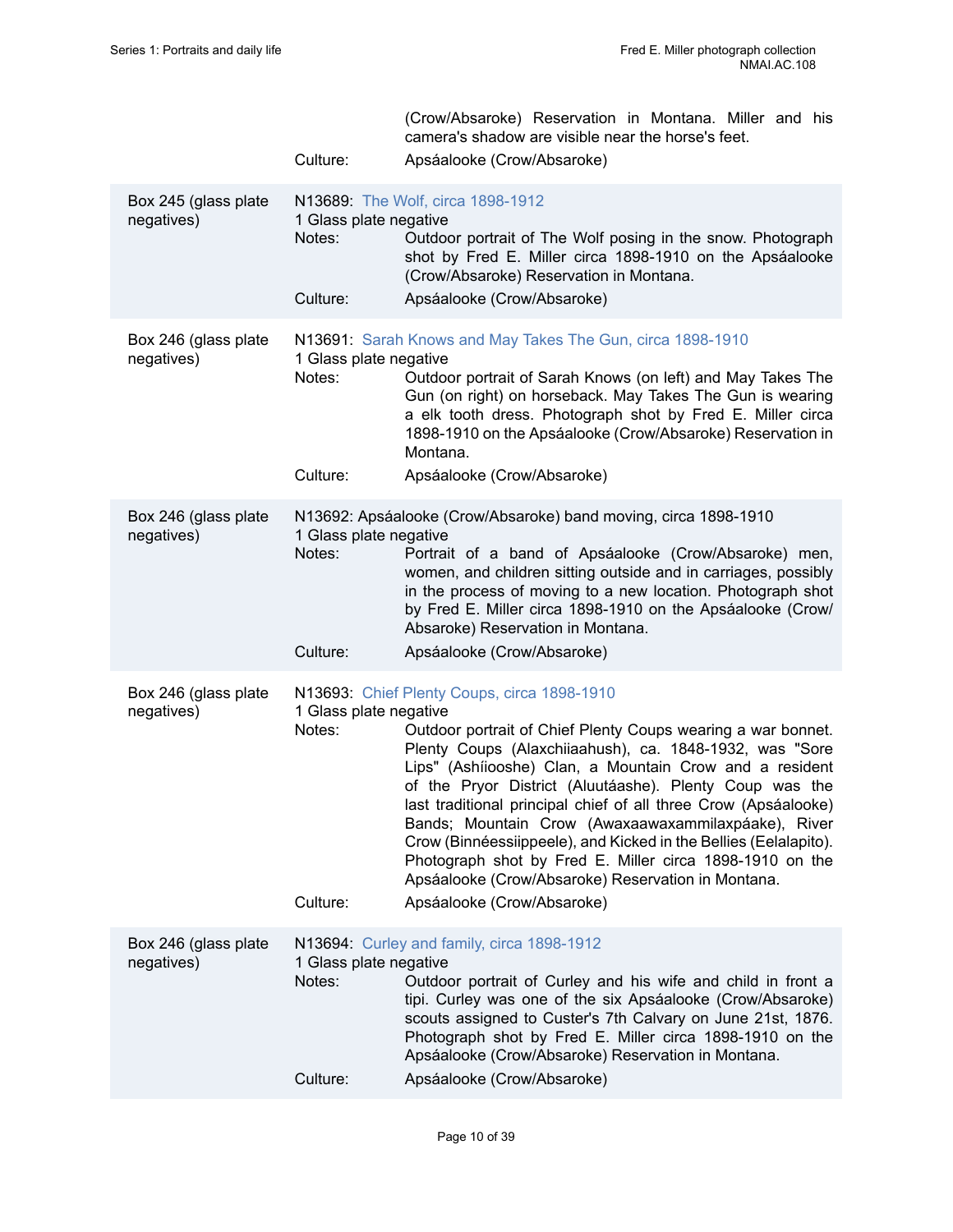(Crow/Absaroke) Reservation in Montana. Miller and his camera's shadow are visible near the horse's feet.

Culture: Apsáalooke (Crow/Absaroke)

Box 245 (glass plate negatives)

N13689: The Wolf, circa 1898-1912
1 Glass plate negative

Notes: Outdoor portrait of The Wolf posing in the snow. Photograph shot by Fred E. Miller circa 1898-1910 on the Apsáalooke (Crow/Absaroke) Reservation in Montana.

Culture: Apsáalooke (Crow/Absaroke)

Box 246 (glass plate negatives)

N13691: Sarah Knows and May Takes The Gun, circa 1898-1910
1 Glass plate negative

Notes: Outdoor portrait of Sarah Knows (on left) and May Takes The Gun (on right) on horseback. May Takes The Gun is wearing a elk tooth dress. Photograph shot by Fred E. Miller circa 1898-1910 on the Apsáalooke (Crow/Absaroke) Reservation in Montana.

Culture: Apsáalooke (Crow/Absaroke)

Box 246 (glass plate negatives)

N13692: Apsáalooke (Crow/Absaroke) band moving, circa 1898-1910
1 Glass plate negative

Notes: Portrait of a band of Apsáalooke (Crow/Absaroke) men, women, and children sitting outside and in carriages, possibly in the process of moving to a new location. Photograph shot by Fred E. Miller circa 1898-1910 on the Apsáalooke (Crow/Absaroke) Reservation in Montana.

Culture: Apsáalooke (Crow/Absaroke)

Box 246 (glass plate negatives)

N13693: Chief Plenty Coups, circa 1898-1910
1 Glass plate negative

Notes: Outdoor portrait of Chief Plenty Coups wearing a war bonnet. Plenty Coups (Alaxchiiaahush), ca. 1848-1932, was "Sore Lips" (Ashíiooshe) Clan, a Mountain Crow and a resident of the Pryor District (Aluutáashe). Plenty Coup was the last traditional principal chief of all three Crow (Apsáalooke) Bands; Mountain Crow (Awaxaawaxammilaxpáake), River Crow (Binnéessiippeele), and Kicked in the Bellies (Eelalapito). Photograph shot by Fred E. Miller circa 1898-1910 on the Apsáalooke (Crow/Absaroke) Reservation in Montana.

Culture: Apsáalooke (Crow/Absaroke)

Box 246 (glass plate negatives)

N13694: Curley and family, circa 1898-1912
1 Glass plate negative

Notes: Outdoor portrait of Curley and his wife and child in front a tipi. Curley was one of the six Apsáalooke (Crow/Absaroke) scouts assigned to Custer's 7th Calvary on June 21st, 1876. Photograph shot by Fred E. Miller circa 1898-1910 on the Apsáalooke (Crow/Absaroke) Reservation in Montana.

Culture: Apsáalooke (Crow/Absaroke)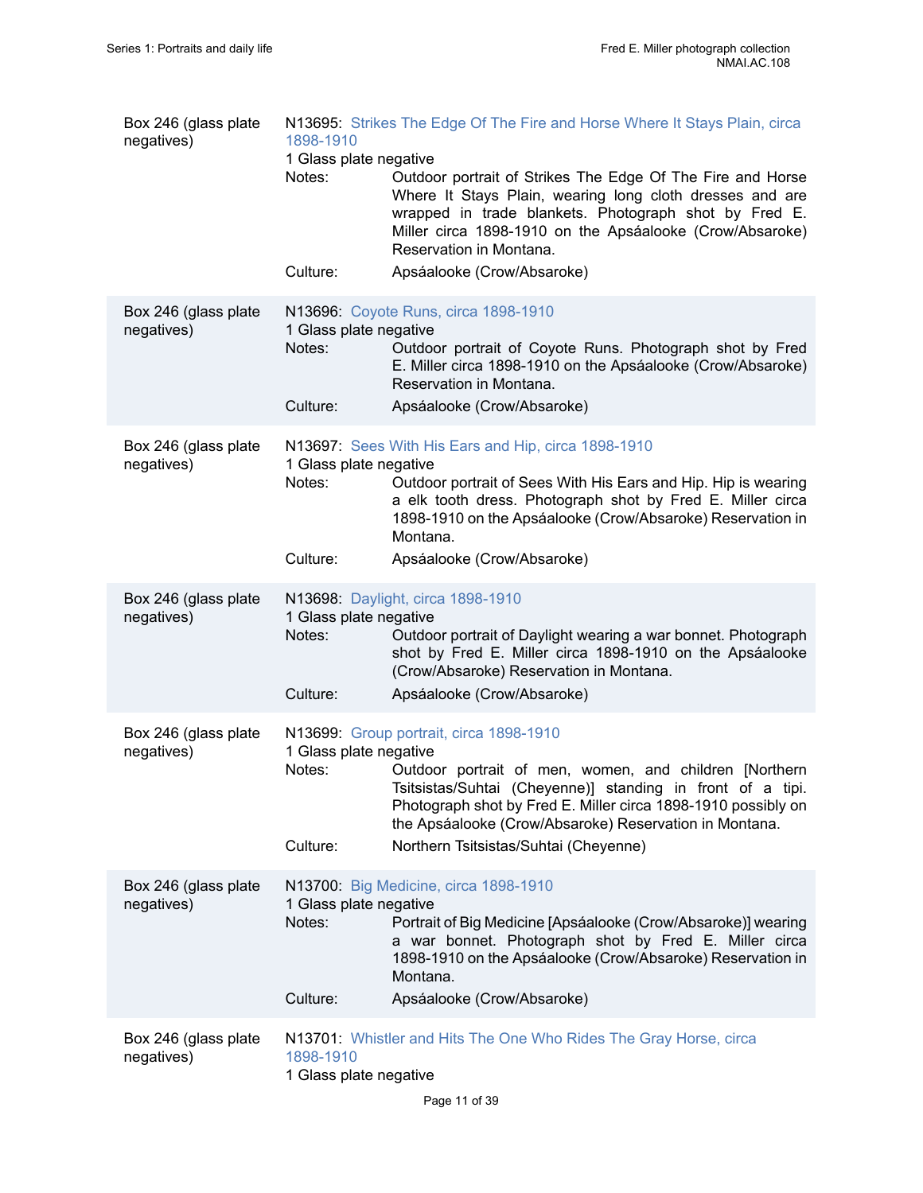Box 246 (glass plate negatives)

N13695: Strikes The Edge Of The Fire and Horse Where It Stays Plain, circa 1898-1910
1 Glass plate negative

Notes: Outdoor portrait of Strikes The Edge Of The Fire and Horse Where It Stays Plain, wearing long cloth dresses and are wrapped in trade blankets. Photograph shot by Fred E. Miller circa 1898-1910 on the Apsáalooke (Crow/Absaroke) Reservation in Montana.

Culture: Apsáalooke (Crow/Absaroke)

---

Box 246 (glass plate negatives)

N13696: Coyote Runs, circa 1898-1910
1 Glass plate negative

Notes: Outdoor portrait of Coyote Runs. Photograph shot by Fred E. Miller circa 1898-1910 on the Apsáalooke (Crow/Absaroke) Reservation in Montana.

Culture: Apsáalooke (Crow/Absaroke)

---

Box 246 (glass plate negatives)

N13697: Sees With His Ears and Hip, circa 1898-1910
1 Glass plate negative

Notes: Outdoor portrait of Sees With His Ears and Hip. Hip is wearing a elk tooth dress. Photograph shot by Fred E. Miller circa 1898-1910 on the Apsáalooke (Crow/Absaroke) Reservation in Montana.

Culture: Apsáalooke (Crow/Absaroke)

---

Box 246 (glass plate negatives)

N13698: Daylight, circa 1898-1910
1 Glass plate negative

Notes: Outdoor portrait of Daylight wearing a war bonnet. Photograph shot by Fred E. Miller circa 1898-1910 on the Apsáalooke (Crow/Absaroke) Reservation in Montana.

Culture: Apsáalooke (Crow/Absaroke)

---

Box 246 (glass plate negatives)

N13699: Group portrait, circa 1898-1910
1 Glass plate negative

Notes: Outdoor portrait of men, women, and children [Northern Tsitsistas/Suhtai (Cheyenne)] standing in front of a tipi. Photograph shot by Fred E. Miller circa 1898-1910 possibly on the Apsáalooke (Crow/Absaroke) Reservation in Montana.

Culture: Northern Tsitsistas/Suhtai (Cheyenne)

---

Box 246 (glass plate negatives)

N13700: Big Medicine, circa 1898-1910
1 Glass plate negative

Notes: Portrait of Big Medicine [Apsáalooke (Crow/Absaroke)] wearing a war bonnet. Photograph shot by Fred E. Miller circa 1898-1910 on the Apsáalooke (Crow/Absaroke) Reservation in Montana.

Culture: Apsáalooke (Crow/Absaroke)

---

Box 246 (glass plate negatives)

N13701: Whistler and Hits The One Who Rides The Gray Horse, circa 1898-1910
1 Glass plate negative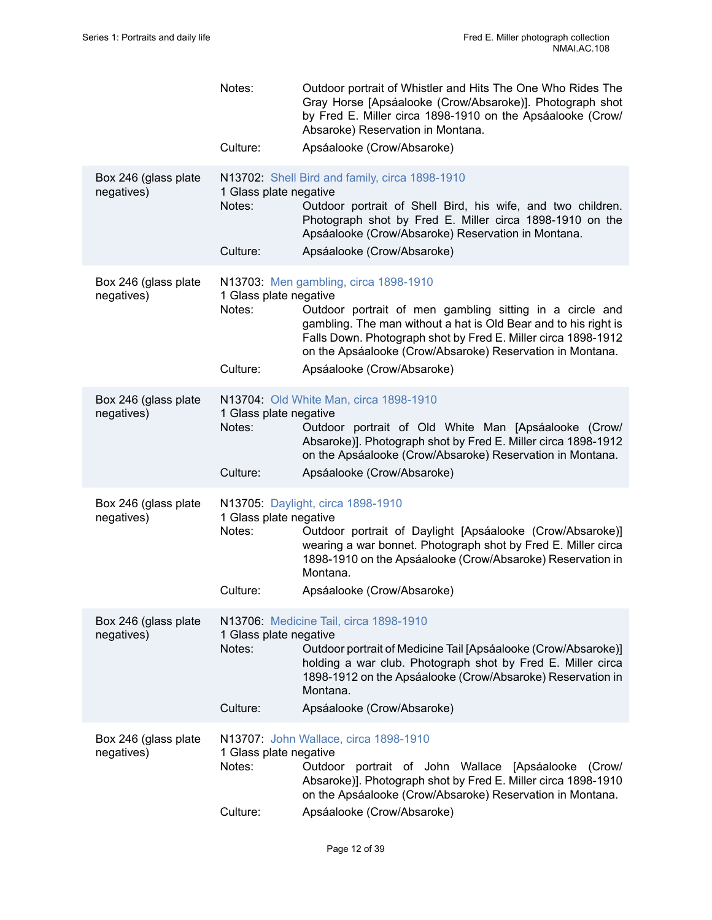Notes: Outdoor portrait of Whistler and Hits The One Who Rides The Gray Horse [Apsáalooke (Crow/Absaroke)]. Photograph shot by Fred E. Miller circa 1898-1910 on the Apsáalooke (Crow/Absaroke) Reservation in Montana.

Culture: Apsáalooke (Crow/Absaroke)

---

Box 246 (glass plate negatives)

N13702: Shell Bird and family, circa 1898-1910

1 Glass plate negative

Notes: Outdoor portrait of Shell Bird, his wife, and two children. Photograph shot by Fred E. Miller circa 1898-1910 on the Apsáalooke (Crow/Absaroke) Reservation in Montana.

Culture: Apsáalooke (Crow/Absaroke)

---

Box 246 (glass plate negatives)

N13703: Men gambling, circa 1898-1910

1 Glass plate negative

Notes: Outdoor portrait of men gambling sitting in a circle and gambling. The man without a hat is Old Bear and to his right is Falls Down. Photograph shot by Fred E. Miller circa 1898-1912 on the Apsáalooke (Crow/Absaroke) Reservation in Montana.

Culture: Apsáalooke (Crow/Absaroke)

---

Box 246 (glass plate negatives)

N13704: Old White Man, circa 1898-1910

1 Glass plate negative

Notes: Outdoor portrait of Old White Man [Apsáalooke (Crow/Absaroke)]. Photograph shot by Fred E. Miller circa 1898-1912 on the Apsáalooke (Crow/Absaroke) Reservation in Montana.

Culture: Apsáalooke (Crow/Absaroke)

---

Box 246 (glass plate negatives)

N13705: Daylight, circa 1898-1910

1 Glass plate negative

Notes: Outdoor portrait of Daylight [Apsáalooke (Crow/Absaroke)] wearing a war bonnet. Photograph shot by Fred E. Miller circa 1898-1910 on the Apsáalooke (Crow/Absaroke) Reservation in Montana.

Culture: Apsáalooke (Crow/Absaroke)

---

Box 246 (glass plate negatives)

N13706: Medicine Tail, circa 1898-1910

1 Glass plate negative

Notes: Outdoor portrait of Medicine Tail [Apsáalooke (Crow/Absaroke)] holding a war club. Photograph shot by Fred E. Miller circa 1898-1912 on the Apsáalooke (Crow/Absaroke) Reservation in Montana.

Culture: Apsáalooke (Crow/Absaroke)

---

Box 246 (glass plate negatives)

N13707: John Wallace, circa 1898-1910

1 Glass plate negative

Notes: Outdoor portrait of John Wallace [Apsáalooke (Crow/Absaroke)]. Photograph shot by Fred E. Miller circa 1898-1910 on the Apsáalooke (Crow/Absaroke) Reservation in Montana.

Culture: Apsáalooke (Crow/Absaroke)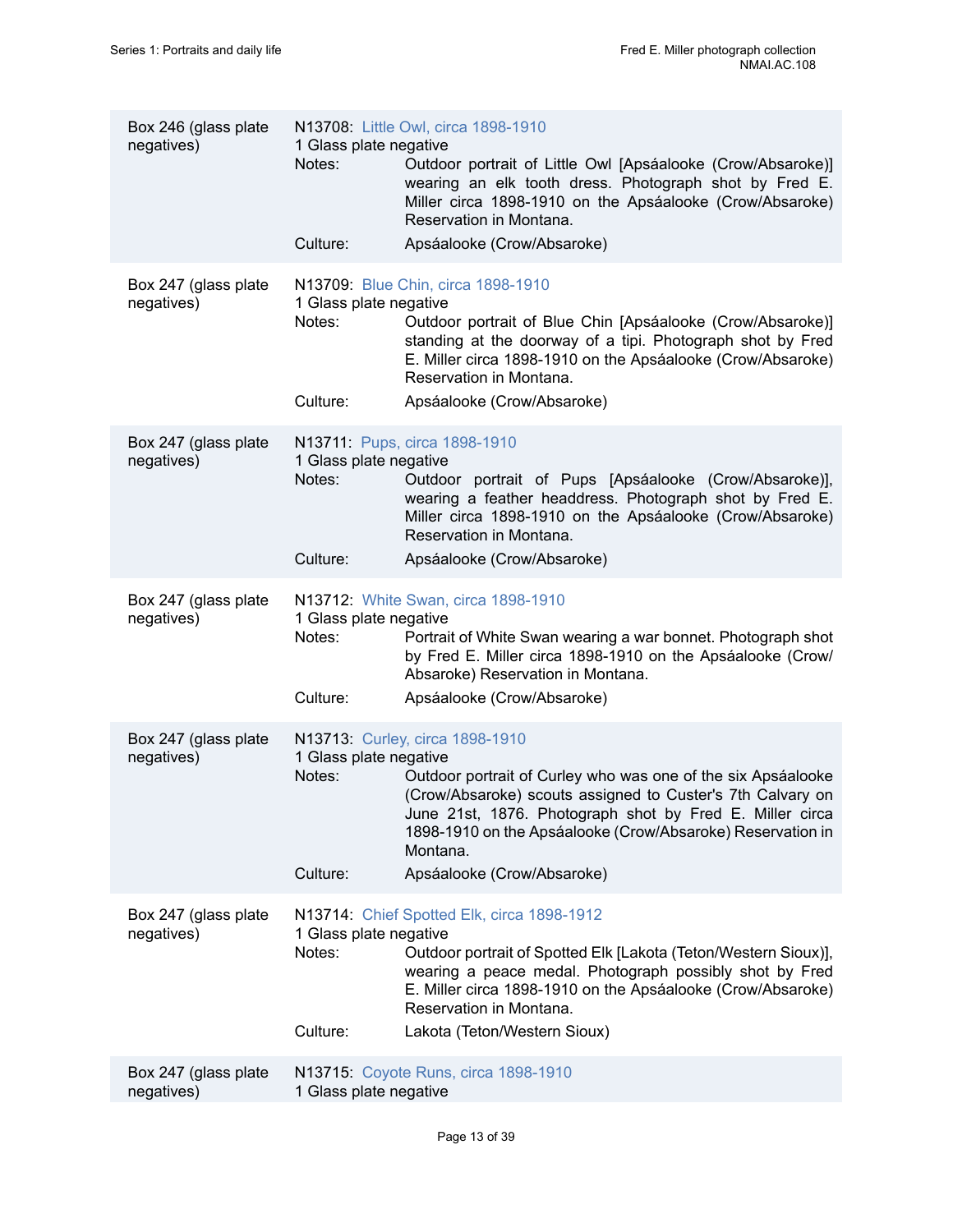| | |
|---|---|
| Box 246 (glass plate negatives) | N13708: Little Owl, circa 1898-1910<br>1 Glass plate negative<br>Notes: Outdoor portrait of Little Owl [Apsáalooke (Crow/Absaroke)] wearing an elk tooth dress. Photograph shot by Fred E. Miller circa 1898-1910 on the Apsáalooke (Crow/Absaroke) Reservation in Montana.<br>Culture: Apsáalooke (Crow/Absaroke) |
| Box 247 (glass plate negatives) | N13709: Blue Chin, circa 1898-1910<br>1 Glass plate negative<br>Notes: Outdoor portrait of Blue Chin [Apsáalooke (Crow/Absaroke)] standing at the doorway of a tipi. Photograph shot by Fred E. Miller circa 1898-1910 on the Apsáalooke (Crow/Absaroke) Reservation in Montana.<br>Culture: Apsáalooke (Crow/Absaroke) |
| Box 247 (glass plate negatives) | N13711: Pups, circa 1898-1910<br>1 Glass plate negative<br>Notes: Outdoor portrait of Pups [Apsáalooke (Crow/Absaroke)], wearing a feather headdress. Photograph shot by Fred E. Miller circa 1898-1910 on the Apsáalooke (Crow/Absaroke) Reservation in Montana.<br>Culture: Apsáalooke (Crow/Absaroke) |
| Box 247 (glass plate negatives) | N13712: White Swan, circa 1898-1910<br>1 Glass plate negative<br>Notes: Portrait of White Swan wearing a war bonnet. Photograph shot by Fred E. Miller circa 1898-1910 on the Apsáalooke (Crow/Absaroke) Reservation in Montana.<br>Culture: Apsáalooke (Crow/Absaroke) |
| Box 247 (glass plate negatives) | N13713: Curley, circa 1898-1910<br>1 Glass plate negative<br>Notes: Outdoor portrait of Curley who was one of the six Apsáalooke (Crow/Absaroke) scouts assigned to Custer's 7th Calvary on June 21st, 1876. Photograph shot by Fred E. Miller circa 1898-1910 on the Apsáalooke (Crow/Absaroke) Reservation in Montana.<br>Culture: Apsáalooke (Crow/Absaroke) |
| Box 247 (glass plate negatives) | N13714: Chief Spotted Elk, circa 1898-1912<br>1 Glass plate negative<br>Notes: Outdoor portrait of Spotted Elk [Lakota (Teton/Western Sioux)], wearing a peace medal. Photograph possibly shot by Fred E. Miller circa 1898-1910 on the Apsáalooke (Crow/Absaroke) Reservation in Montana.<br>Culture: Lakota (Teton/Western Sioux) |
| Box 247 (glass plate negatives) | N13715: Coyote Runs, circa 1898-1910<br>1 Glass plate negative |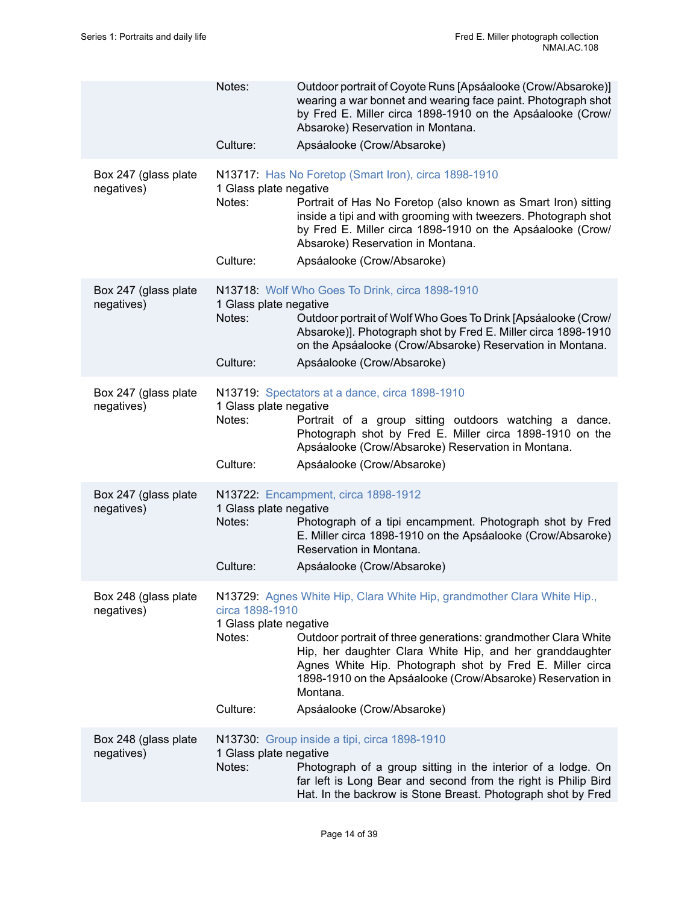| | |
|---|---|
| | Notes: Outdoor portrait of Coyote Runs [Apsáalooke (Crow/Absaroke)] wearing a war bonnet and wearing face paint. Photograph shot by Fred E. Miller circa 1898-1910 on the Apsáalooke (Crow/Absaroke) Reservation in Montana.<br>Culture: Apsáalooke (Crow/Absaroke) |
| Box 247 (glass plate negatives) | N13717: Has No Foretop (Smart Iron), circa 1898-1910<br>1 Glass plate negative<br>Notes: Portrait of Has No Foretop (also known as Smart Iron) sitting inside a tipi and with grooming with tweezers. Photograph shot by Fred E. Miller circa 1898-1910 on the Apsáalooke (Crow/Absaroke) Reservation in Montana.<br>Culture: Apsáalooke (Crow/Absaroke) |
| Box 247 (glass plate negatives) | N13718: Wolf Who Goes To Drink, circa 1898-1910<br>1 Glass plate negative<br>Notes: Outdoor portrait of Wolf Who Goes To Drink [Apsáalooke (Crow/Absaroke)]. Photograph shot by Fred E. Miller circa 1898-1910 on the Apsáalooke (Crow/Absaroke) Reservation in Montana.<br>Culture: Apsáalooke (Crow/Absaroke) |
| Box 247 (glass plate negatives) | N13719: Spectators at a dance, circa 1898-1910<br>1 Glass plate negative<br>Notes: Portrait of a group sitting outdoors watching a dance. Photograph shot by Fred E. Miller circa 1898-1910 on the Apsáalooke (Crow/Absaroke) Reservation in Montana.<br>Culture: Apsáalooke (Crow/Absaroke) |
| Box 247 (glass plate negatives) | N13722: Encampment, circa 1898-1912<br>1 Glass plate negative<br>Notes: Photograph of a tipi encampment. Photograph shot by Fred E. Miller circa 1898-1910 on the Apsáalooke (Crow/Absaroke) Reservation in Montana.<br>Culture: Apsáalooke (Crow/Absaroke) |
| Box 248 (glass plate negatives) | N13729: Agnes White Hip, Clara White Hip, grandmother Clara White Hip., circa 1898-1910<br>1 Glass plate negative<br>Notes: Outdoor portrait of three generations: grandmother Clara White Hip, her daughter Clara White Hip, and her granddaughter Agnes White Hip. Photograph shot by Fred E. Miller circa 1898-1910 on the Apsáalooke (Crow/Absaroke) Reservation in Montana.<br>Culture: Apsáalooke (Crow/Absaroke) |
| Box 248 (glass plate negatives) | N13730: Group inside a tipi, circa 1898-1910<br>1 Glass plate negative<br>Notes: Photograph of a group sitting in the interior of a lodge. On far left is Long Bear and second from the right is Philip Bird Hat. In the backrow is Stone Breast. Photograph shot by Fred |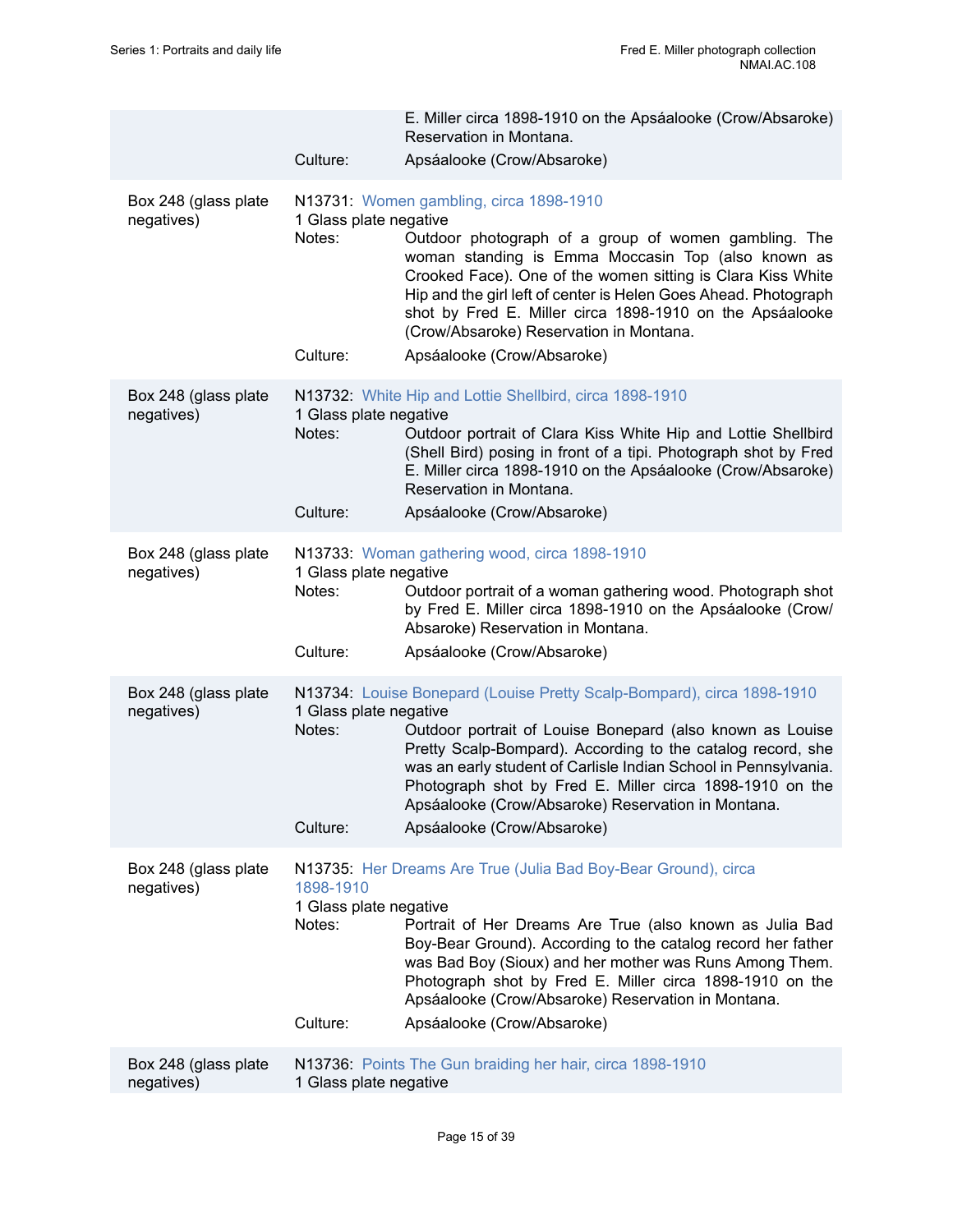| | | |
|---|---|---|
| | | E. Miller circa 1898-1910 on the Apsáalooke (Crow/Absaroke) Reservation in Montana. |
| | Culture: | Apsáalooke (Crow/Absaroke) |
| Box 248 (glass plate negatives) | N13731: Women gambling, circa 1898-1910<br>1 Glass plate negative | |
| | Notes: | Outdoor photograph of a group of women gambling. The woman standing is Emma Moccasin Top (also known as Crooked Face). One of the women sitting is Clara Kiss White Hip and the girl left of center is Helen Goes Ahead. Photograph shot by Fred E. Miller circa 1898-1910 on the Apsáalooke (Crow/Absaroke) Reservation in Montana. |
| | Culture: | Apsáalooke (Crow/Absaroke) |
| Box 248 (glass plate negatives) | N13732: White Hip and Lottie Shellbird, circa 1898-1910<br>1 Glass plate negative | |
| | Notes: | Outdoor portrait of Clara Kiss White Hip and Lottie Shellbird (Shell Bird) posing in front of a tipi. Photograph shot by Fred E. Miller circa 1898-1910 on the Apsáalooke (Crow/Absaroke) Reservation in Montana. |
| | Culture: | Apsáalooke (Crow/Absaroke) |
| Box 248 (glass plate negatives) | N13733: Woman gathering wood, circa 1898-1910<br>1 Glass plate negative | |
| | Notes: | Outdoor portrait of a woman gathering wood. Photograph shot by Fred E. Miller circa 1898-1910 on the Apsáalooke (Crow/Absaroke) Reservation in Montana. |
| | Culture: | Apsáalooke (Crow/Absaroke) |
| Box 248 (glass plate negatives) | N13734: Louise Bonepard (Louise Pretty Scalp-Bompard), circa 1898-1910<br>1 Glass plate negative | |
| | Notes: | Outdoor portrait of Louise Bonepard (also known as Louise Pretty Scalp-Bompard). According to the catalog record, she was an early student of Carlisle Indian School in Pennsylvania. Photograph shot by Fred E. Miller circa 1898-1910 on the Apsáalooke (Crow/Absaroke) Reservation in Montana. |
| | Culture: | Apsáalooke (Crow/Absaroke) |
| Box 248 (glass plate negatives) | N13735: Her Dreams Are True (Julia Bad Boy-Bear Ground), circa 1898-1910<br>1 Glass plate negative | |
| | Notes: | Portrait of Her Dreams Are True (also known as Julia Bad Boy-Bear Ground). According to the catalog record her father was Bad Boy (Sioux) and her mother was Runs Among Them. Photograph shot by Fred E. Miller circa 1898-1910 on the Apsáalooke (Crow/Absaroke) Reservation in Montana. |
| | Culture: | Apsáalooke (Crow/Absaroke) |
| Box 248 (glass plate negatives) | N13736: Points The Gun braiding her hair, circa 1898-1910<br>1 Glass plate negative | |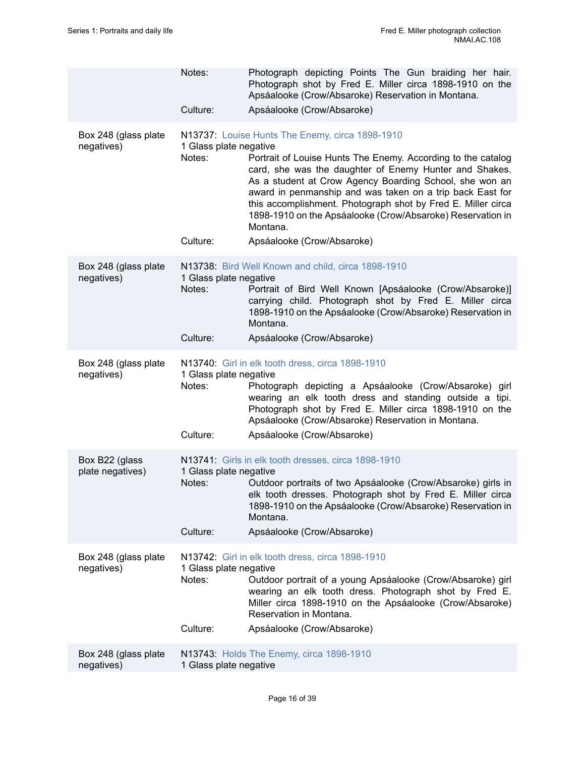Notes: Photograph depicting Points The Gun braiding her hair. Photograph shot by Fred E. Miller circa 1898-1910 on the Apsáalooke (Crow/Absaroke) Reservation in Montana.

Culture: Apsáalooke (Crow/Absaroke)

---

Box 248 (glass plate negatives)

N13737: Louise Hunts The Enemy, circa 1898-1910

1 Glass plate negative

Notes: Portrait of Louise Hunts The Enemy. According to the catalog card, she was the daughter of Enemy Hunter and Shakes. As a student at Crow Agency Boarding School, she won an award in penmanship and was taken on a trip back East for this accomplishment. Photograph shot by Fred E. Miller circa 1898-1910 on the Apsáalooke (Crow/Absaroke) Reservation in Montana.

Culture: Apsáalooke (Crow/Absaroke)

---

Box 248 (glass plate negatives)

N13738: Bird Well Known and child, circa 1898-1910

1 Glass plate negative

Notes: Portrait of Bird Well Known [Apsáalooke (Crow/Absaroke)] carrying child. Photograph shot by Fred E. Miller circa 1898-1910 on the Apsáalooke (Crow/Absaroke) Reservation in Montana.

Culture: Apsáalooke (Crow/Absaroke)

---

Box 248 (glass plate negatives)

N13740: Girl in elk tooth dress, circa 1898-1910

1 Glass plate negative

Notes: Photograph depicting a Apsáalooke (Crow/Absaroke) girl wearing an elk tooth dress and standing outside a tipi. Photograph shot by Fred E. Miller circa 1898-1910 on the Apsáalooke (Crow/Absaroke) Reservation in Montana.

Culture: Apsáalooke (Crow/Absaroke)

---

Box B22 (glass plate negatives)

N13741: Girls in elk tooth dresses, circa 1898-1910

1 Glass plate negative

Notes: Outdoor portraits of two Apsáalooke (Crow/Absaroke) girls in elk tooth dresses. Photograph shot by Fred E. Miller circa 1898-1910 on the Apsáalooke (Crow/Absaroke) Reservation in Montana.

Culture: Apsáalooke (Crow/Absaroke)

---

Box 248 (glass plate negatives)

N13742: Girl in elk tooth dress, circa 1898-1910

1 Glass plate negative

Notes: Outdoor portrait of a young Apsáalooke (Crow/Absaroke) girl wearing an elk tooth dress. Photograph shot by Fred E. Miller circa 1898-1910 on the Apsáalooke (Crow/Absaroke) Reservation in Montana.

Culture: Apsáalooke (Crow/Absaroke)

---

Box 248 (glass plate negatives)

N13743: Holds The Enemy, circa 1898-1910

1 Glass plate negative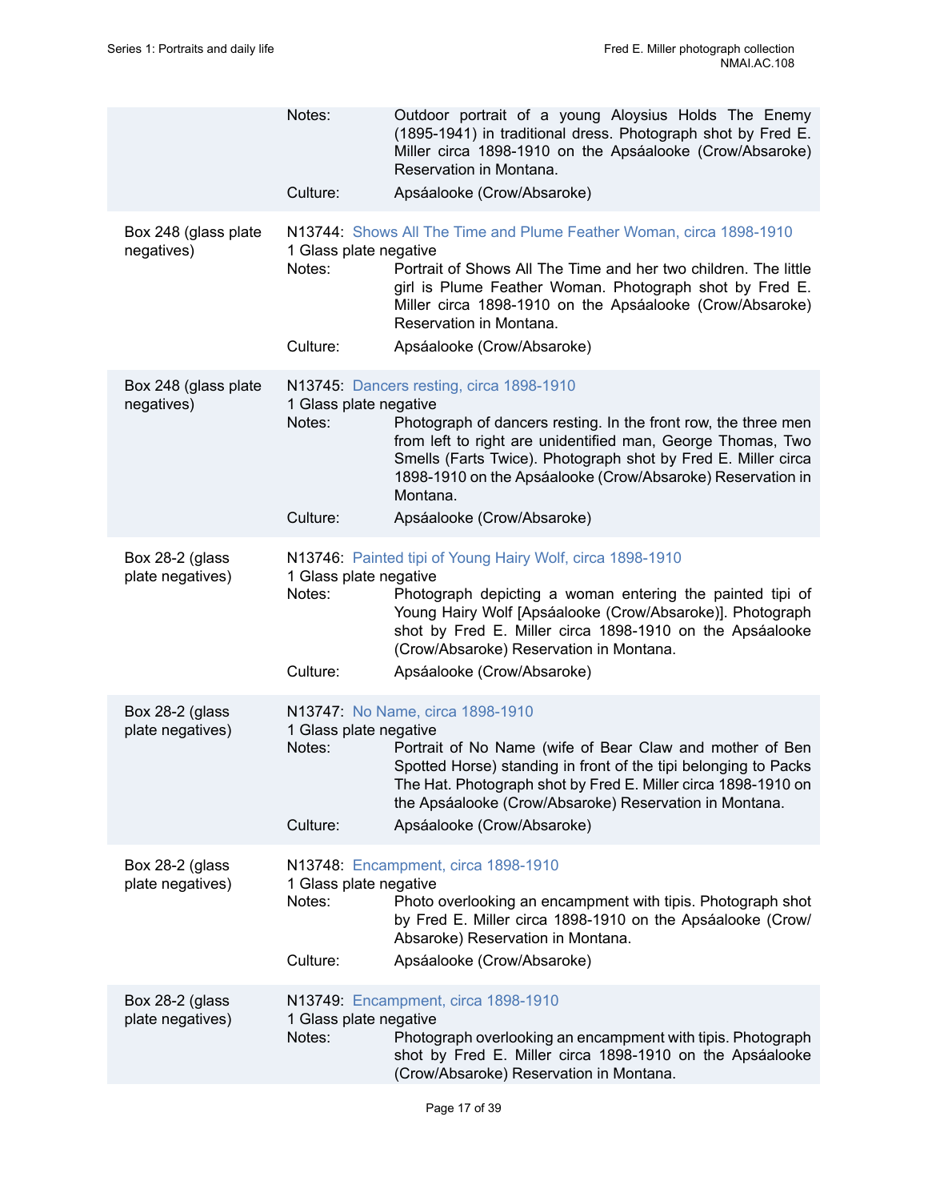| | | |
|---|---|---|
| | Notes: | Outdoor portrait of a young Aloysius Holds The Enemy (1895-1941) in traditional dress. Photograph shot by Fred E. Miller circa 1898-1910 on the Apsáalooke (Crow/Absaroke) Reservation in Montana. |
| | Culture: | Apsáalooke (Crow/Absaroke) |

**Box 248 (glass plate negatives)**

N13744: Shows All The Time and Plume Feather Woman, circa 1898-1910
1 Glass plate negative

Notes: Portrait of Shows All The Time and her two children. The little girl is Plume Feather Woman. Photograph shot by Fred E. Miller circa 1898-1910 on the Apsáalooke (Crow/Absaroke) Reservation in Montana.

Culture: Apsáalooke (Crow/Absaroke)

**Box 248 (glass plate negatives)**

N13745: Dancers resting, circa 1898-1910
1 Glass plate negative

Notes: Photograph of dancers resting. In the front row, the three men from left to right are unidentified man, George Thomas, Two Smells (Farts Twice). Photograph shot by Fred E. Miller circa 1898-1910 on the Apsáalooke (Crow/Absaroke) Reservation in Montana.

Culture: Apsáalooke (Crow/Absaroke)

**Box 28-2 (glass plate negatives)**

N13746: Painted tipi of Young Hairy Wolf, circa 1898-1910
1 Glass plate negative

Notes: Photograph depicting a woman entering the painted tipi of Young Hairy Wolf [Apsáalooke (Crow/Absaroke)]. Photograph shot by Fred E. Miller circa 1898-1910 on the Apsáalooke (Crow/Absaroke) Reservation in Montana.

Culture: Apsáalooke (Crow/Absaroke)

**Box 28-2 (glass plate negatives)**

N13747: No Name, circa 1898-1910
1 Glass plate negative

Notes: Portrait of No Name (wife of Bear Claw and mother of Ben Spotted Horse) standing in front of the tipi belonging to Packs The Hat. Photograph shot by Fred E. Miller circa 1898-1910 on the Apsáalooke (Crow/Absaroke) Reservation in Montana.

Culture: Apsáalooke (Crow/Absaroke)

**Box 28-2 (glass plate negatives)**

N13748: Encampment, circa 1898-1910
1 Glass plate negative

Notes: Photo overlooking an encampment with tipis. Photograph shot by Fred E. Miller circa 1898-1910 on the Apsáalooke (Crow/Absaroke) Reservation in Montana.

Culture: Apsáalooke (Crow/Absaroke)

**Box 28-2 (glass plate negatives)**

N13749: Encampment, circa 1898-1910
1 Glass plate negative

Notes: Photograph overlooking an encampment with tipis. Photograph shot by Fred E. Miller circa 1898-1910 on the Apsáalooke (Crow/Absaroke) Reservation in Montana.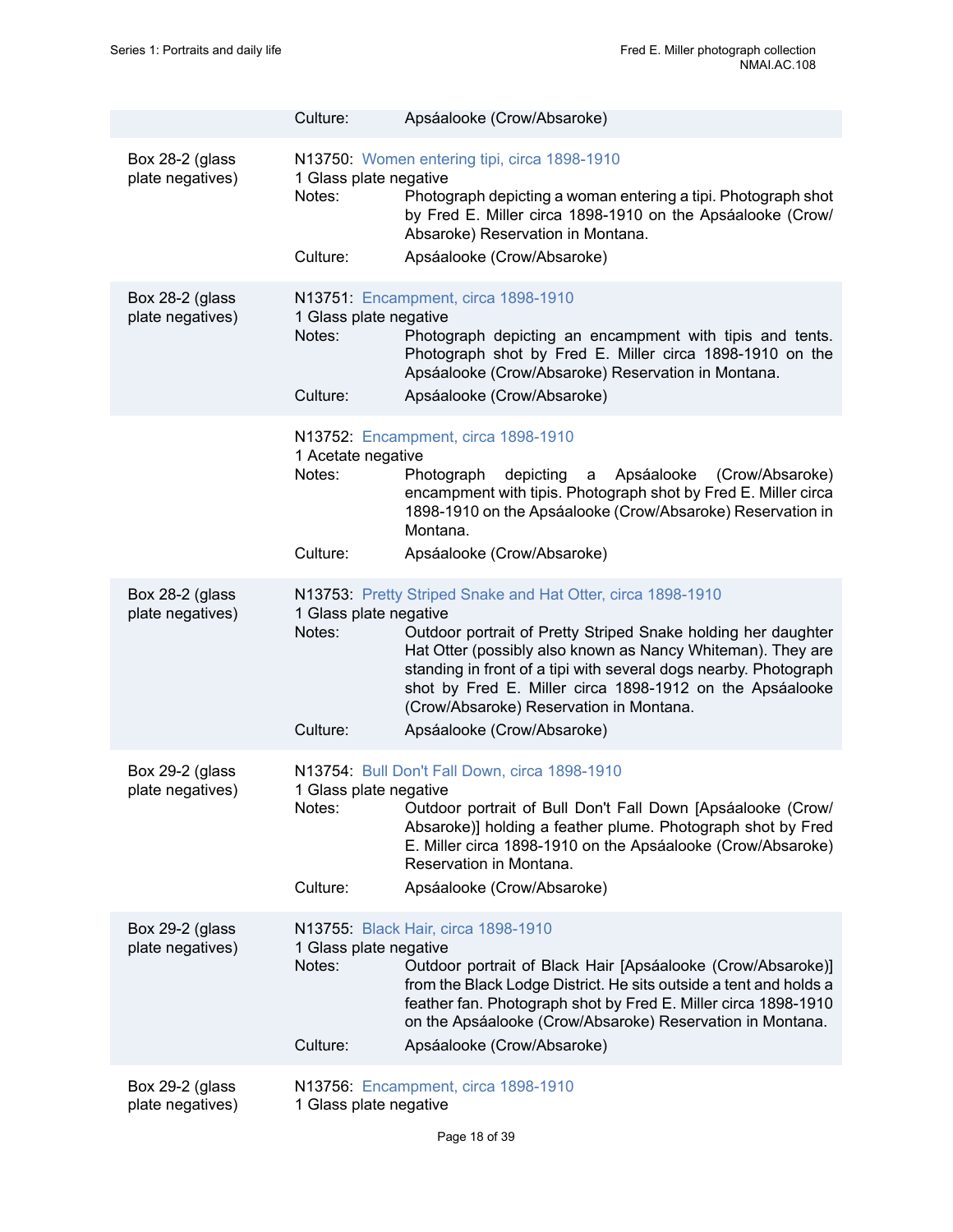Culture: Apsáalooke (Crow/Absaroke)

Box 28-2 (glass plate negatives)

N13750: Women entering tipi, circa 1898-1910
1 Glass plate negative
Notes: Photograph depicting a woman entering a tipi. Photograph shot by Fred E. Miller circa 1898-1910 on the Apsáalooke (Crow/Absaroke) Reservation in Montana.
Culture: Apsáalooke (Crow/Absaroke)

Box 28-2 (glass plate negatives)

N13751: Encampment, circa 1898-1910
1 Glass plate negative
Notes: Photograph depicting an encampment with tipis and tents. Photograph shot by Fred E. Miller circa 1898-1910 on the Apsáalooke (Crow/Absaroke) Reservation in Montana.
Culture: Apsáalooke (Crow/Absaroke)

N13752: Encampment, circa 1898-1910
1 Acetate negative
Notes: Photograph depicting a Apsáalooke (Crow/Absaroke) encampment with tipis. Photograph shot by Fred E. Miller circa 1898-1910 on the Apsáalooke (Crow/Absaroke) Reservation in Montana.
Culture: Apsáalooke (Crow/Absaroke)

Box 28-2 (glass plate negatives)

N13753: Pretty Striped Snake and Hat Otter, circa 1898-1910
1 Glass plate negative
Notes: Outdoor portrait of Pretty Striped Snake holding her daughter Hat Otter (possibly also known as Nancy Whiteman). They are standing in front of a tipi with several dogs nearby. Photograph shot by Fred E. Miller circa 1898-1912 on the Apsáalooke (Crow/Absaroke) Reservation in Montana.
Culture: Apsáalooke (Crow/Absaroke)

Box 29-2 (glass plate negatives)

N13754: Bull Don't Fall Down, circa 1898-1910
1 Glass plate negative
Notes: Outdoor portrait of Bull Don't Fall Down [Apsáalooke (Crow/Absaroke)] holding a feather plume. Photograph shot by Fred E. Miller circa 1898-1910 on the Apsáalooke (Crow/Absaroke) Reservation in Montana.
Culture: Apsáalooke (Crow/Absaroke)

Box 29-2 (glass plate negatives)

N13755: Black Hair, circa 1898-1910
1 Glass plate negative
Notes: Outdoor portrait of Black Hair [Apsáalooke (Crow/Absaroke)] from the Black Lodge District. He sits outside a tent and holds a feather fan. Photograph shot by Fred E. Miller circa 1898-1910 on the Apsáalooke (Crow/Absaroke) Reservation in Montana.
Culture: Apsáalooke (Crow/Absaroke)

Box 29-2 (glass plate negatives)

N13756: Encampment, circa 1898-1910
1 Glass plate negative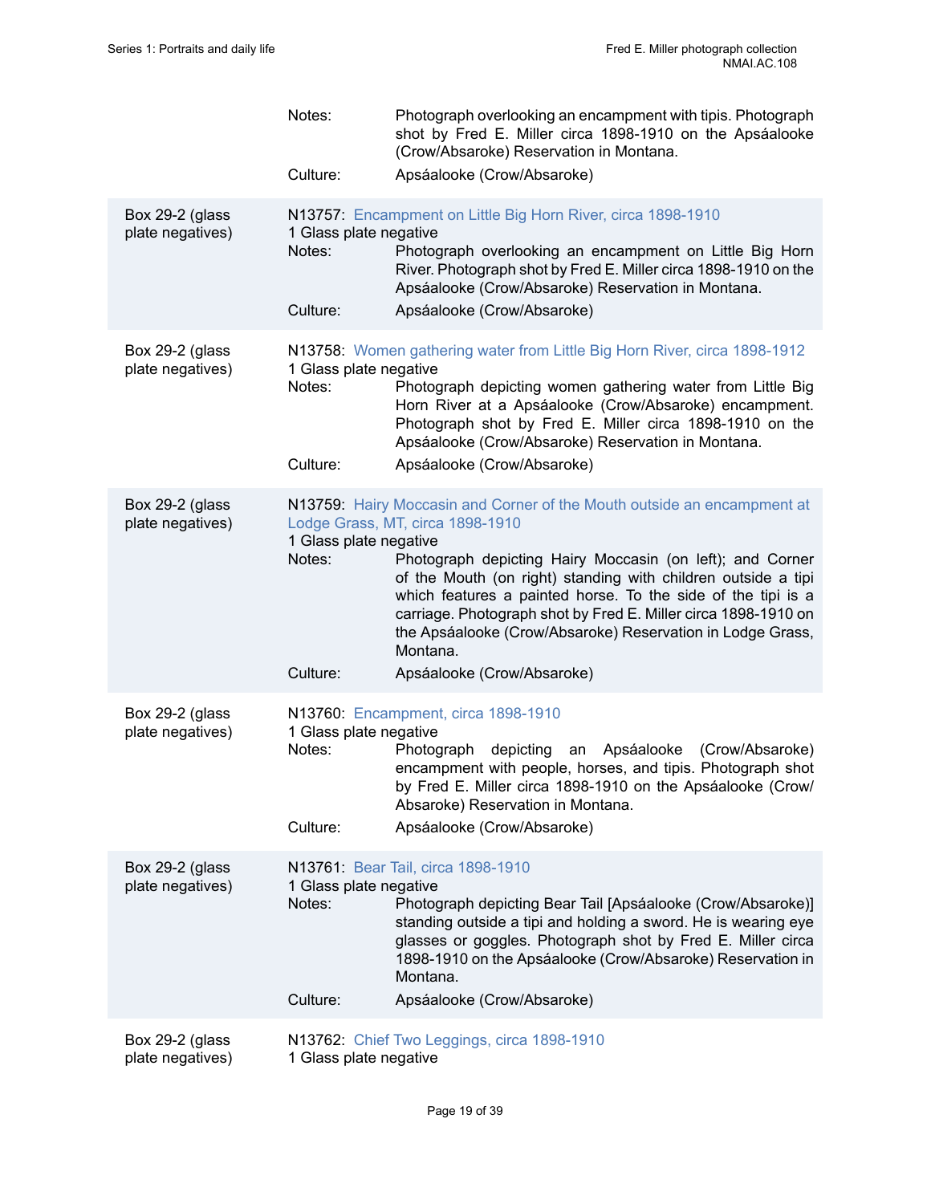Notes: Photograph overlooking an encampment with tipis. Photograph shot by Fred E. Miller circa 1898-1910 on the Apsáalooke (Crow/Absaroke) Reservation in Montana.

Culture: Apsáalooke (Crow/Absaroke)

Box 29-2 (glass plate negatives)

N13757: Encampment on Little Big Horn River, circa 1898-1910

1 Glass plate negative

Notes: Photograph overlooking an encampment on Little Big Horn River. Photograph shot by Fred E. Miller circa 1898-1910 on the Apsáalooke (Crow/Absaroke) Reservation in Montana.

Culture: Apsáalooke (Crow/Absaroke)

Box 29-2 (glass plate negatives)

N13758: Women gathering water from Little Big Horn River, circa 1898-1912

1 Glass plate negative

Notes: Photograph depicting women gathering water from Little Big Horn River at a Apsáalooke (Crow/Absaroke) encampment. Photograph shot by Fred E. Miller circa 1898-1910 on the Apsáalooke (Crow/Absaroke) Reservation in Montana.

Culture: Apsáalooke (Crow/Absaroke)

Box 29-2 (glass plate negatives)

N13759: Hairy Moccasin and Corner of the Mouth outside an encampment at Lodge Grass, MT, circa 1898-1910

1 Glass plate negative

Notes: Photograph depicting Hairy Moccasin (on left); and Corner of the Mouth (on right) standing with children outside a tipi which features a painted horse. To the side of the tipi is a carriage. Photograph shot by Fred E. Miller circa 1898-1910 on the Apsáalooke (Crow/Absaroke) Reservation in Lodge Grass, Montana.

Culture: Apsáalooke (Crow/Absaroke)

Box 29-2 (glass plate negatives)

N13760: Encampment, circa 1898-1910

1 Glass plate negative

Notes: Photograph depicting an Apsáalooke (Crow/Absaroke) encampment with people, horses, and tipis. Photograph shot by Fred E. Miller circa 1898-1910 on the Apsáalooke (Crow/Absaroke) Reservation in Montana.

Culture: Apsáalooke (Crow/Absaroke)

Box 29-2 (glass plate negatives)

N13761: Bear Tail, circa 1898-1910

1 Glass plate negative

Notes: Photograph depicting Bear Tail [Apsáalooke (Crow/Absaroke)] standing outside a tipi and holding a sword. He is wearing eye glasses or goggles. Photograph shot by Fred E. Miller circa 1898-1910 on the Apsáalooke (Crow/Absaroke) Reservation in Montana.

Culture: Apsáalooke (Crow/Absaroke)

Box 29-2 (glass plate negatives)

N13762: Chief Two Leggings, circa 1898-1910

1 Glass plate negative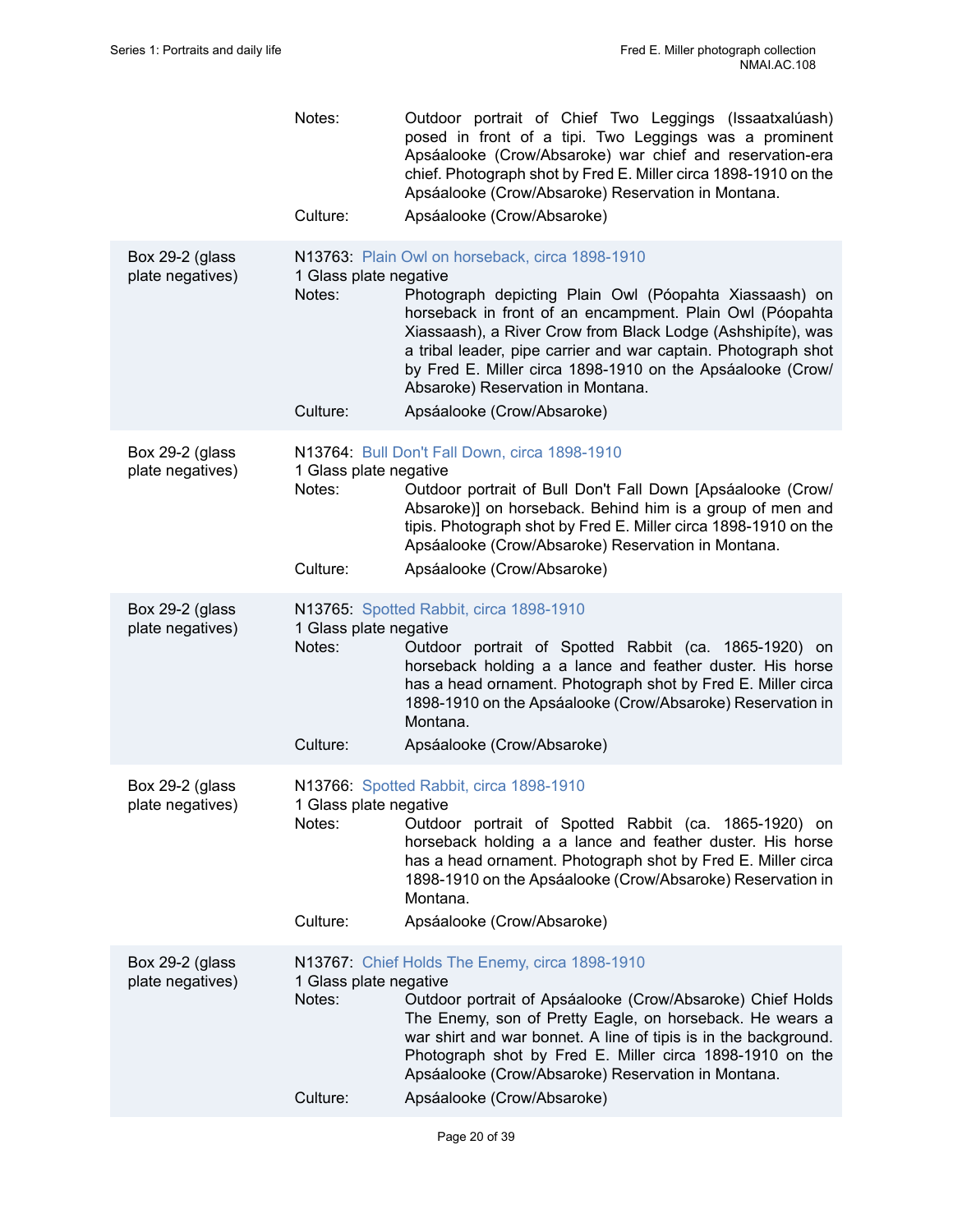Notes: Outdoor portrait of Chief Two Leggings (Issaatxalúash) posed in front of a tipi. Two Leggings was a prominent Apsáalooke (Crow/Absaroke) war chief and reservation-era chief. Photograph shot by Fred E. Miller circa 1898-1910 on the Apsáalooke (Crow/Absaroke) Reservation in Montana.

Culture: Apsáalooke (Crow/Absaroke)

---

Box 29-2 (glass plate negatives)

N13763: Plain Owl on horseback, circa 1898-1910
1 Glass plate negative

Notes: Photograph depicting Plain Owl (Póopahta Xiassaash) on horseback in front of an encampment. Plain Owl (Póopahta Xiassaash), a River Crow from Black Lodge (Ashshipíte), was a tribal leader, pipe carrier and war captain. Photograph shot by Fred E. Miller circa 1898-1910 on the Apsáalooke (Crow/ Absaroke) Reservation in Montana.

Culture: Apsáalooke (Crow/Absaroke)

---

Box 29-2 (glass plate negatives)

N13764: Bull Don't Fall Down, circa 1898-1910
1 Glass plate negative

Notes: Outdoor portrait of Bull Don't Fall Down [Apsáalooke (Crow/ Absaroke)] on horseback. Behind him is a group of men and tipis. Photograph shot by Fred E. Miller circa 1898-1910 on the Apsáalooke (Crow/Absaroke) Reservation in Montana.

Culture: Apsáalooke (Crow/Absaroke)

---

Box 29-2 (glass plate negatives)

N13765: Spotted Rabbit, circa 1898-1910
1 Glass plate negative

Notes: Outdoor portrait of Spotted Rabbit (ca. 1865-1920) on horseback holding a a lance and feather duster. His horse has a head ornament. Photograph shot by Fred E. Miller circa 1898-1910 on the Apsáalooke (Crow/Absaroke) Reservation in Montana.

Culture: Apsáalooke (Crow/Absaroke)

---

Box 29-2 (glass plate negatives)

N13766: Spotted Rabbit, circa 1898-1910
1 Glass plate negative

Notes: Outdoor portrait of Spotted Rabbit (ca. 1865-1920) on horseback holding a a lance and feather duster. His horse has a head ornament. Photograph shot by Fred E. Miller circa 1898-1910 on the Apsáalooke (Crow/Absaroke) Reservation in Montana.

Culture: Apsáalooke (Crow/Absaroke)

---

Box 29-2 (glass plate negatives)

N13767: Chief Holds The Enemy, circa 1898-1910
1 Glass plate negative

Notes: Outdoor portrait of Apsáalooke (Crow/Absaroke) Chief Holds The Enemy, son of Pretty Eagle, on horseback. He wears a war shirt and war bonnet. A line of tipis is in the background. Photograph shot by Fred E. Miller circa 1898-1910 on the Apsáalooke (Crow/Absaroke) Reservation in Montana.

Culture: Apsáalooke (Crow/Absaroke)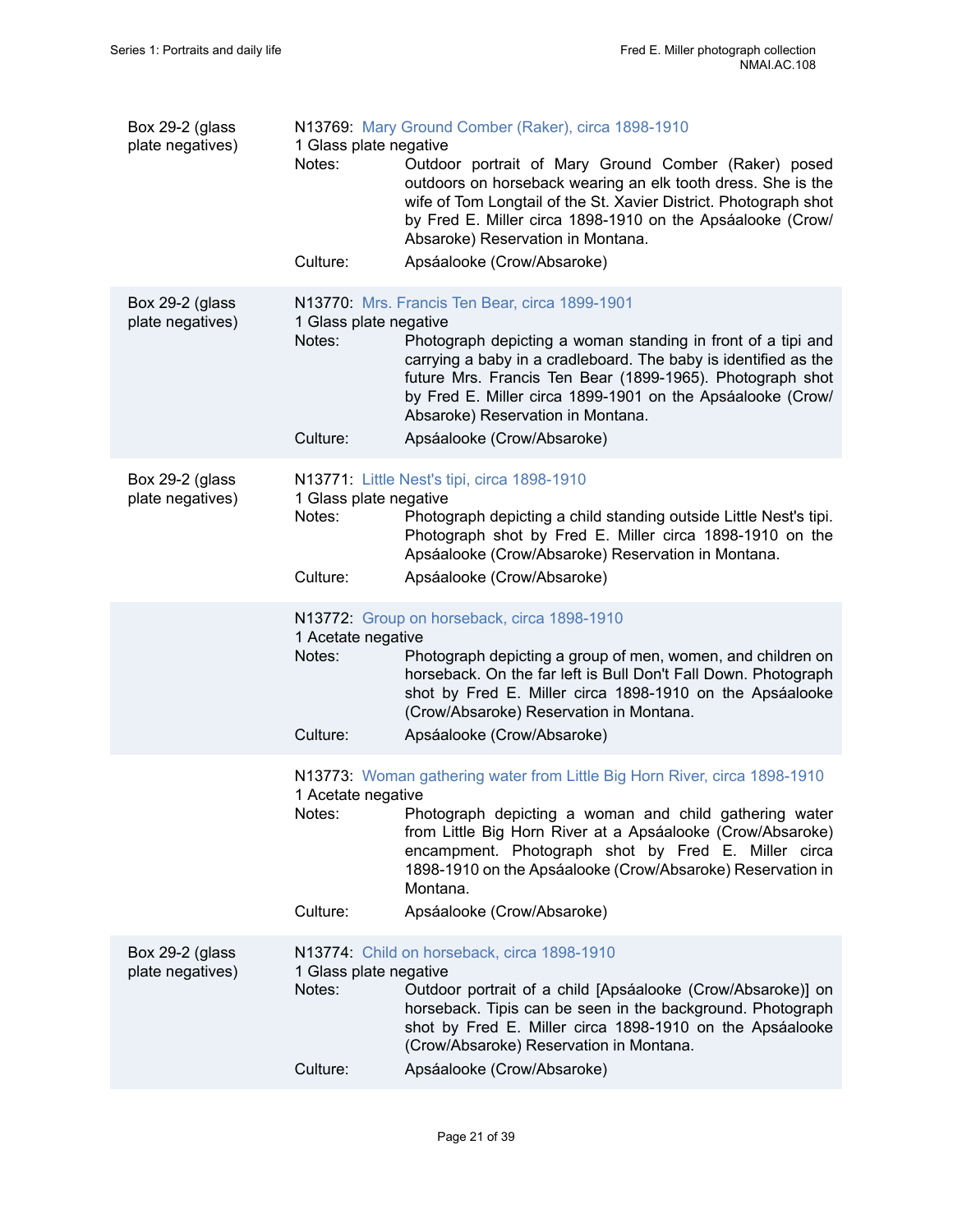Box 29-2 (glass plate negatives)

N13769: Mary Ground Comber (Raker), circa 1898-1910
1 Glass plate negative

Notes: Outdoor portrait of Mary Ground Comber (Raker) posed outdoors on horseback wearing an elk tooth dress. She is the wife of Tom Longtail of the St. Xavier District. Photograph shot by Fred E. Miller circa 1898-1910 on the Apsáalooke (Crow/Absaroke) Reservation in Montana.

Culture: Apsáalooke (Crow/Absaroke)

Box 29-2 (glass plate negatives)

N13770: Mrs. Francis Ten Bear, circa 1899-1901
1 Glass plate negative

Notes: Photograph depicting a woman standing in front of a tipi and carrying a baby in a cradleboard. The baby is identified as the future Mrs. Francis Ten Bear (1899-1965). Photograph shot by Fred E. Miller circa 1899-1901 on the Apsáalooke (Crow/Absaroke) Reservation in Montana.

Culture: Apsáalooke (Crow/Absaroke)

Box 29-2 (glass plate negatives)

N13771: Little Nest's tipi, circa 1898-1910
1 Glass plate negative

Notes: Photograph depicting a child standing outside Little Nest's tipi. Photograph shot by Fred E. Miller circa 1898-1910 on the Apsáalooke (Crow/Absaroke) Reservation in Montana.

Culture: Apsáalooke (Crow/Absaroke)

N13772: Group on horseback, circa 1898-1910
1 Acetate negative

Notes: Photograph depicting a group of men, women, and children on horseback. On the far left is Bull Don't Fall Down. Photograph shot by Fred E. Miller circa 1898-1910 on the Apsáalooke (Crow/Absaroke) Reservation in Montana.

Culture: Apsáalooke (Crow/Absaroke)

N13773: Woman gathering water from Little Big Horn River, circa 1898-1910
1 Acetate negative

Notes: Photograph depicting a woman and child gathering water from Little Big Horn River at a Apsáalooke (Crow/Absaroke) encampment. Photograph shot by Fred E. Miller circa 1898-1910 on the Apsáalooke (Crow/Absaroke) Reservation in Montana.

Culture: Apsáalooke (Crow/Absaroke)

Box 29-2 (glass plate negatives)

N13774: Child on horseback, circa 1898-1910
1 Glass plate negative

Notes: Outdoor portrait of a child [Apsáalooke (Crow/Absaroke)] on horseback. Tipis can be seen in the background. Photograph shot by Fred E. Miller circa 1898-1910 on the Apsáalooke (Crow/Absaroke) Reservation in Montana.

Culture: Apsáalooke (Crow/Absaroke)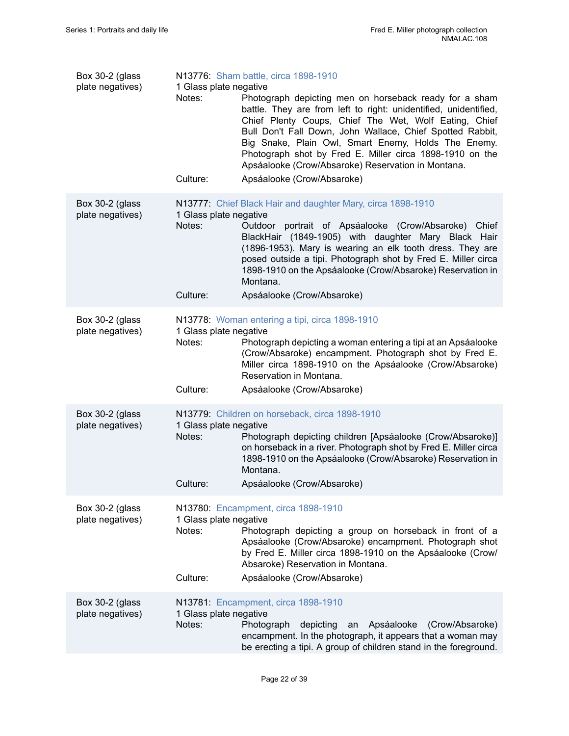Box 30-2 (glass plate negatives)

N13776: Sham battle, circa 1898-1910
1 Glass plate negative

Notes: Photograph depicting men on horseback ready for a sham battle. They are from left to right: unidentified, unidentified, Chief Plenty Coups, Chief The Wet, Wolf Eating, Chief Bull Don't Fall Down, John Wallace, Chief Spotted Rabbit, Big Snake, Plain Owl, Smart Enemy, Holds The Enemy. Photograph shot by Fred E. Miller circa 1898-1910 on the Apsáalooke (Crow/Absaroke) Reservation in Montana.

Culture: Apsáalooke (Crow/Absaroke)

Box 30-2 (glass plate negatives)

N13777: Chief Black Hair and daughter Mary, circa 1898-1910
1 Glass plate negative

Notes: Outdoor portrait of Apsáalooke (Crow/Absaroke) Chief BlackHair (1849-1905) with daughter Mary Black Hair (1896-1953). Mary is wearing an elk tooth dress. They are posed outside a tipi. Photograph shot by Fred E. Miller circa 1898-1910 on the Apsáalooke (Crow/Absaroke) Reservation in Montana.

Culture: Apsáalooke (Crow/Absaroke)

Box 30-2 (glass plate negatives)

N13778: Woman entering a tipi, circa 1898-1910
1 Glass plate negative

Notes: Photograph depicting a woman entering a tipi at an Apsáalooke (Crow/Absaroke) encampment. Photograph shot by Fred E. Miller circa 1898-1910 on the Apsáalooke (Crow/Absaroke) Reservation in Montana.

Culture: Apsáalooke (Crow/Absaroke)

Box 30-2 (glass plate negatives)

N13779: Children on horseback, circa 1898-1910
1 Glass plate negative

Notes: Photograph depicting children [Apsáalooke (Crow/Absaroke)] on horseback in a river. Photograph shot by Fred E. Miller circa 1898-1910 on the Apsáalooke (Crow/Absaroke) Reservation in Montana.

Culture: Apsáalooke (Crow/Absaroke)

Box 30-2 (glass plate negatives)

N13780: Encampment, circa 1898-1910
1 Glass plate negative

Notes: Photograph depicting a group on horseback in front of a Apsáalooke (Crow/Absaroke) encampment. Photograph shot by Fred E. Miller circa 1898-1910 on the Apsáalooke (Crow/Absaroke) Reservation in Montana.

Culture: Apsáalooke (Crow/Absaroke)

Box 30-2 (glass plate negatives)

N13781: Encampment, circa 1898-1910
1 Glass plate negative

Notes: Photograph depicting an Apsáalooke (Crow/Absaroke) encampment. In the photograph, it appears that a woman may be erecting a tipi. A group of children stand in the foreground.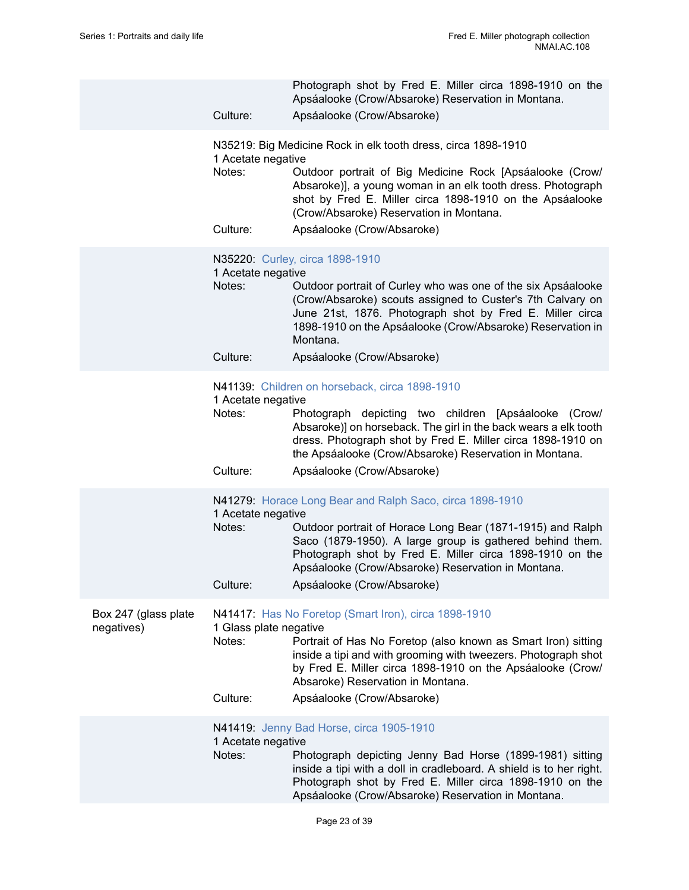Photograph shot by Fred E. Miller circa 1898-1910 on the Apsáalooke (Crow/Absaroke) Reservation in Montana.

Culture: Apsáalooke (Crow/Absaroke)

N35219: Big Medicine Rock in elk tooth dress, circa 1898-1910
1 Acetate negative

Notes: Outdoor portrait of Big Medicine Rock [Apsáalooke (Crow/Absaroke)], a young woman in an elk tooth dress. Photograph shot by Fred E. Miller circa 1898-1910 on the Apsáalooke (Crow/Absaroke) Reservation in Montana.

Culture: Apsáalooke (Crow/Absaroke)

N35220: Curley, circa 1898-1910
1 Acetate negative

Notes: Outdoor portrait of Curley who was one of the six Apsáalooke (Crow/Absaroke) scouts assigned to Custer's 7th Calvary on June 21st, 1876. Photograph shot by Fred E. Miller circa 1898-1910 on the Apsáalooke (Crow/Absaroke) Reservation in Montana.

Culture: Apsáalooke (Crow/Absaroke)

N41139: Children on horseback, circa 1898-1910
1 Acetate negative

Notes: Photograph depicting two children [Apsáalooke (Crow/Absaroke)] on horseback. The girl in the back wears a elk tooth dress. Photograph shot by Fred E. Miller circa 1898-1910 on the Apsáalooke (Crow/Absaroke) Reservation in Montana.

Culture: Apsáalooke (Crow/Absaroke)

N41279: Horace Long Bear and Ralph Saco, circa 1898-1910
1 Acetate negative

Notes: Outdoor portrait of Horace Long Bear (1871-1915) and Ralph Saco (1879-1950). A large group is gathered behind them. Photograph shot by Fred E. Miller circa 1898-1910 on the Apsáalooke (Crow/Absaroke) Reservation in Montana.

Culture: Apsáalooke (Crow/Absaroke)

Box 247 (glass plate negatives)

N41417: Has No Foretop (Smart Iron), circa 1898-1910
1 Glass plate negative

Notes: Portrait of Has No Foretop (also known as Smart Iron) sitting inside a tipi and with grooming with tweezers. Photograph shot by Fred E. Miller circa 1898-1910 on the Apsáalooke (Crow/Absaroke) Reservation in Montana.

Culture: Apsáalooke (Crow/Absaroke)

N41419: Jenny Bad Horse, circa 1905-1910
1 Acetate negative

Notes: Photograph depicting Jenny Bad Horse (1899-1981) sitting inside a tipi with a doll in cradleboard. A shield is to her right. Photograph shot by Fred E. Miller circa 1898-1910 on the Apsáalooke (Crow/Absaroke) Reservation in Montana.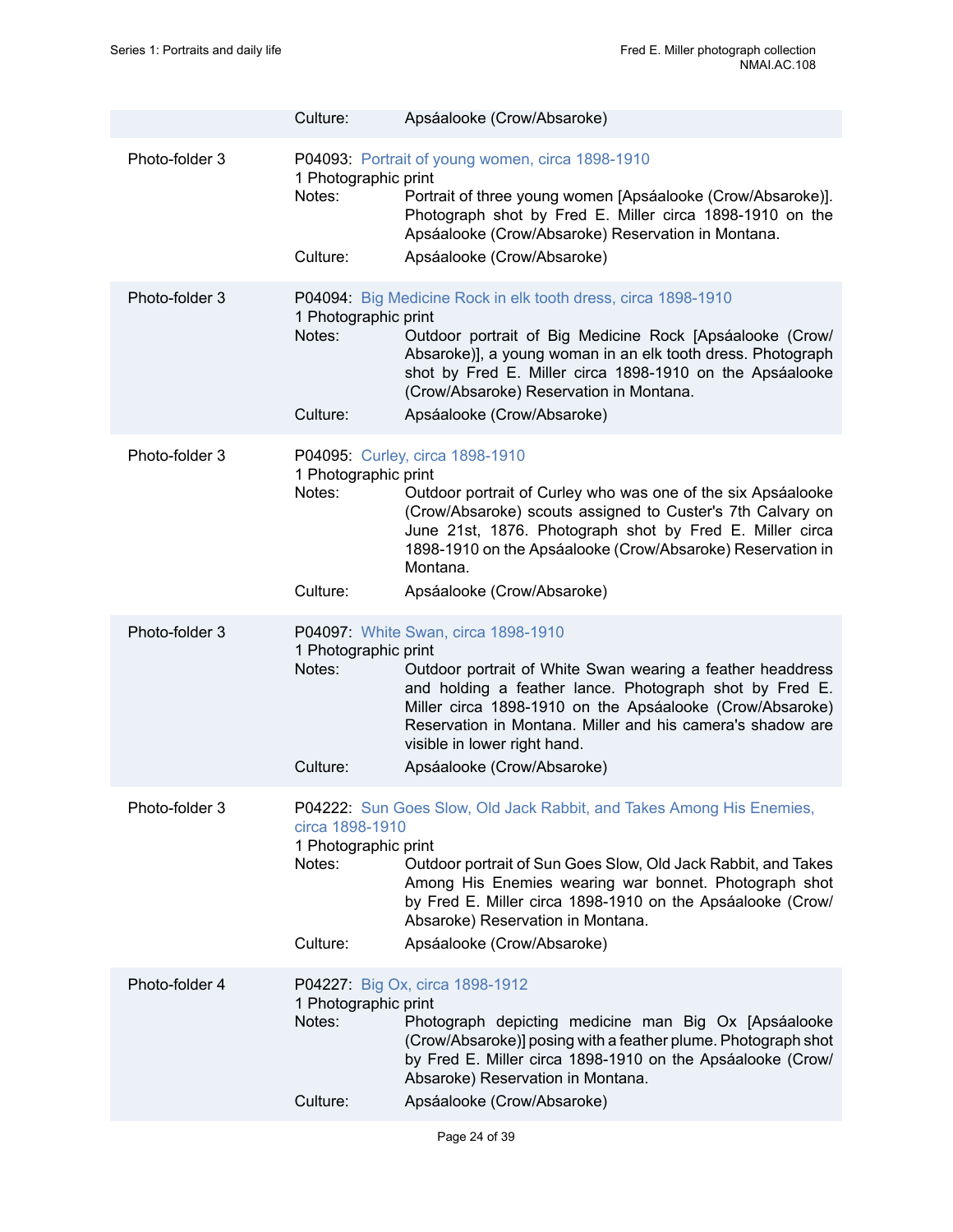| | | |
|---|---|---|
| | Culture: | Apsáalooke (Crow/Absaroke) |
| Photo-folder 3 | P04093: Portrait of young women, circa 1898-1910<br>1 Photographic print | |
| | Notes: | Portrait of three young women [Apsáalooke (Crow/Absaroke)]. Photograph shot by Fred E. Miller circa 1898-1910 on the Apsáalooke (Crow/Absaroke) Reservation in Montana. |
| | Culture: | Apsáalooke (Crow/Absaroke) |
| Photo-folder 3 | P04094: Big Medicine Rock in elk tooth dress, circa 1898-1910<br>1 Photographic print | |
| | Notes: | Outdoor portrait of Big Medicine Rock [Apsáalooke (Crow/Absaroke)], a young woman in an elk tooth dress. Photograph shot by Fred E. Miller circa 1898-1910 on the Apsáalooke (Crow/Absaroke) Reservation in Montana. |
| | Culture: | Apsáalooke (Crow/Absaroke) |
| Photo-folder 3 | P04095: Curley, circa 1898-1910<br>1 Photographic print | |
| | Notes: | Outdoor portrait of Curley who was one of the six Apsáalooke (Crow/Absaroke) scouts assigned to Custer's 7th Calvary on June 21st, 1876. Photograph shot by Fred E. Miller circa 1898-1910 on the Apsáalooke (Crow/Absaroke) Reservation in Montana. |
| | Culture: | Apsáalooke (Crow/Absaroke) |
| Photo-folder 3 | P04097: White Swan, circa 1898-1910<br>1 Photographic print | |
| | Notes: | Outdoor portrait of White Swan wearing a feather headdress and holding a feather lance. Photograph shot by Fred E. Miller circa 1898-1910 on the Apsáalooke (Crow/Absaroke) Reservation in Montana. Miller and his camera's shadow are visible in lower right hand. |
| | Culture: | Apsáalooke (Crow/Absaroke) |
| Photo-folder 3 | P04222: Sun Goes Slow, Old Jack Rabbit, and Takes Among His Enemies, circa 1898-1910<br>1 Photographic print | |
| | Notes: | Outdoor portrait of Sun Goes Slow, Old Jack Rabbit, and Takes Among His Enemies wearing war bonnet. Photograph shot by Fred E. Miller circa 1898-1910 on the Apsáalooke (Crow/Absaroke) Reservation in Montana. |
| | Culture: | Apsáalooke (Crow/Absaroke) |
| Photo-folder 4 | P04227: Big Ox, circa 1898-1912<br>1 Photographic print | |
| | Notes: | Photograph depicting medicine man Big Ox [Apsáalooke (Crow/Absaroke)] posing with a feather plume. Photograph shot by Fred E. Miller circa 1898-1910 on the Apsáalooke (Crow/Absaroke) Reservation in Montana. |
| | Culture: | Apsáalooke (Crow/Absaroke) |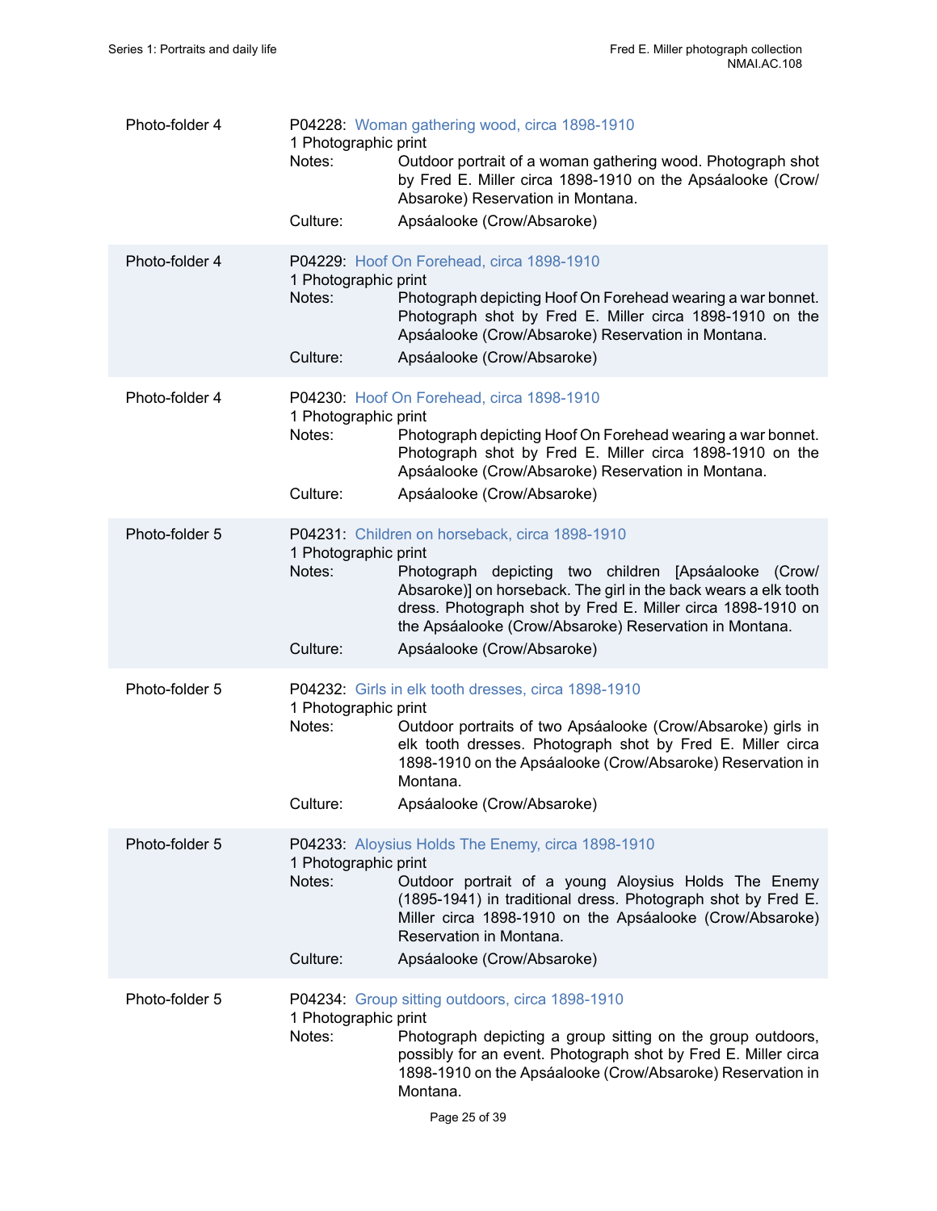| | |
|---|---|
| Photo-folder 4 | P04228: Woman gathering wood, circa 1898-1910<br>1 Photographic print<br>Notes: Outdoor portrait of a woman gathering wood. Photograph shot by Fred E. Miller circa 1898-1910 on the Apsáalooke (Crow/Absaroke) Reservation in Montana.<br>Culture: Apsáalooke (Crow/Absaroke) |
| Photo-folder 4 | P04229: Hoof On Forehead, circa 1898-1910<br>1 Photographic print<br>Notes: Photograph depicting Hoof On Forehead wearing a war bonnet. Photograph shot by Fred E. Miller circa 1898-1910 on the Apsáalooke (Crow/Absaroke) Reservation in Montana.<br>Culture: Apsáalooke (Crow/Absaroke) |
| Photo-folder 4 | P04230: Hoof On Forehead, circa 1898-1910<br>1 Photographic print<br>Notes: Photograph depicting Hoof On Forehead wearing a war bonnet. Photograph shot by Fred E. Miller circa 1898-1910 on the Apsáalooke (Crow/Absaroke) Reservation in Montana.<br>Culture: Apsáalooke (Crow/Absaroke) |
| Photo-folder 5 | P04231: Children on horseback, circa 1898-1910<br>1 Photographic print<br>Notes: Photograph depicting two children [Apsáalooke (Crow/Absaroke)] on horseback. The girl in the back wears a elk tooth dress. Photograph shot by Fred E. Miller circa 1898-1910 on the Apsáalooke (Crow/Absaroke) Reservation in Montana.<br>Culture: Apsáalooke (Crow/Absaroke) |
| Photo-folder 5 | P04232: Girls in elk tooth dresses, circa 1898-1910<br>1 Photographic print<br>Notes: Outdoor portraits of two Apsáalooke (Crow/Absaroke) girls in elk tooth dresses. Photograph shot by Fred E. Miller circa 1898-1910 on the Apsáalooke (Crow/Absaroke) Reservation in Montana.<br>Culture: Apsáalooke (Crow/Absaroke) |
| Photo-folder 5 | P04233: Aloysius Holds The Enemy, circa 1898-1910<br>1 Photographic print<br>Notes: Outdoor portrait of a young Aloysius Holds The Enemy (1895-1941) in traditional dress. Photograph shot by Fred E. Miller circa 1898-1910 on the Apsáalooke (Crow/Absaroke) Reservation in Montana.<br>Culture: Apsáalooke (Crow/Absaroke) |
| Photo-folder 5 | P04234: Group sitting outdoors, circa 1898-1910<br>1 Photographic print<br>Notes: Photograph depicting a group sitting on the group outdoors, possibly for an event. Photograph shot by Fred E. Miller circa 1898-1910 on the Apsáalooke (Crow/Absaroke) Reservation in Montana. |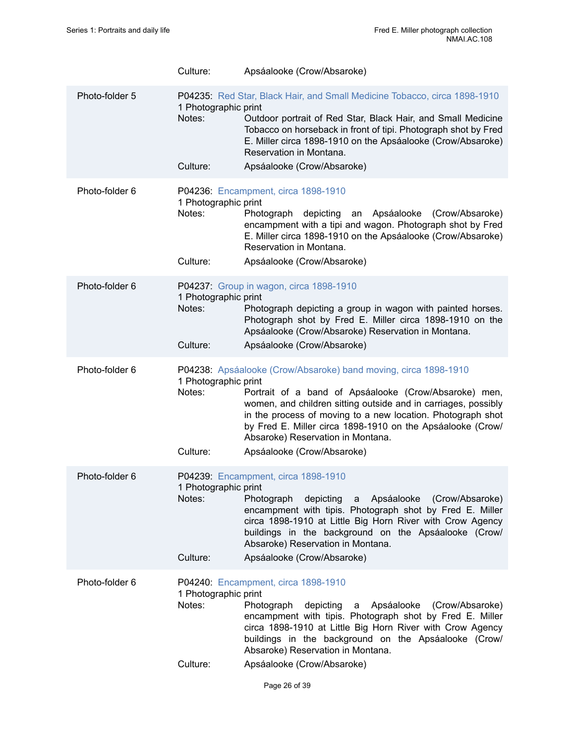Culture: Apsáalooke (Crow/Absaroke)

Photo-folder 5

P04235: Red Star, Black Hair, and Small Medicine Tobacco, circa 1898-1910
1 Photographic print
Notes: Outdoor portrait of Red Star, Black Hair, and Small Medicine Tobacco on horseback in front of tipi. Photograph shot by Fred E. Miller circa 1898-1910 on the Apsáalooke (Crow/Absaroke) Reservation in Montana.
Culture: Apsáalooke (Crow/Absaroke)

Photo-folder 6

P04236: Encampment, circa 1898-1910
1 Photographic print
Notes: Photograph depicting an Apsáalooke (Crow/Absaroke) encampment with a tipi and wagon. Photograph shot by Fred E. Miller circa 1898-1910 on the Apsáalooke (Crow/Absaroke) Reservation in Montana.
Culture: Apsáalooke (Crow/Absaroke)

Photo-folder 6

P04237: Group in wagon, circa 1898-1910
1 Photographic print
Notes: Photograph depicting a group in wagon with painted horses. Photograph shot by Fred E. Miller circa 1898-1910 on the Apsáalooke (Crow/Absaroke) Reservation in Montana.
Culture: Apsáalooke (Crow/Absaroke)

Photo-folder 6

P04238: Apsáalooke (Crow/Absaroke) band moving, circa 1898-1910
1 Photographic print
Notes: Portrait of a band of Apsáalooke (Crow/Absaroke) men, women, and children sitting outside and in carriages, possibly in the process of moving to a new location. Photograph shot by Fred E. Miller circa 1898-1910 on the Apsáalooke (Crow/Absaroke) Reservation in Montana.
Culture: Apsáalooke (Crow/Absaroke)

Photo-folder 6

P04239: Encampment, circa 1898-1910
1 Photographic print
Notes: Photograph depicting a Apsáalooke (Crow/Absaroke) encampment with tipis. Photograph shot by Fred E. Miller circa 1898-1910 at Little Big Horn River with Crow Agency buildings in the background on the Apsáalooke (Crow/Absaroke) Reservation in Montana.
Culture: Apsáalooke (Crow/Absaroke)

Photo-folder 6

P04240: Encampment, circa 1898-1910
1 Photographic print
Notes: Photograph depicting a Apsáalooke (Crow/Absaroke) encampment with tipis. Photograph shot by Fred E. Miller circa 1898-1910 at Little Big Horn River with Crow Agency buildings in the background on the Apsáalooke (Crow/Absaroke) Reservation in Montana.
Culture: Apsáalooke (Crow/Absaroke)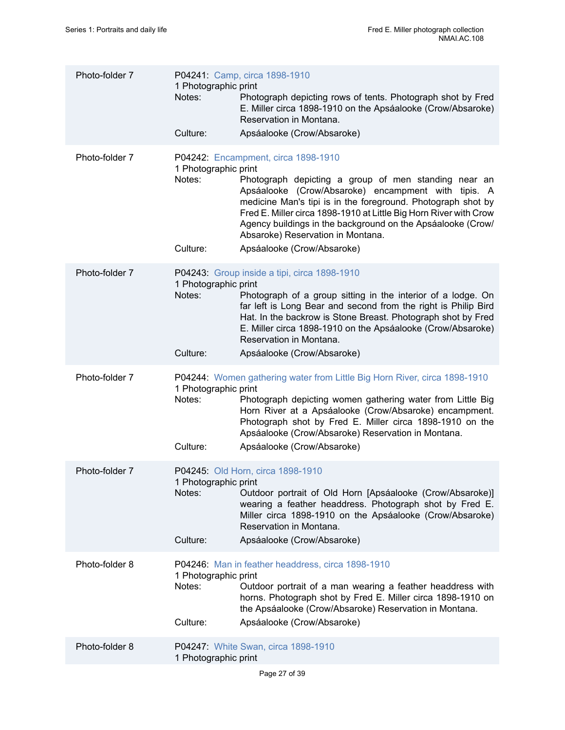| | |
|---|---|
| Photo-folder 7 | P04241: Camp, circa 1898-1910<br>1 Photographic print<br>Notes: Photograph depicting rows of tents. Photograph shot by Fred E. Miller circa 1898-1910 on the Apsáalooke (Crow/Absaroke) Reservation in Montana.<br>Culture: Apsáalooke (Crow/Absaroke) |
| Photo-folder 7 | P04242: Encampment, circa 1898-1910<br>1 Photographic print<br>Notes: Photograph depicting a group of men standing near an Apsáalooke (Crow/Absaroke) encampment with tipis. A medicine Man's tipi is in the foreground. Photograph shot by Fred E. Miller circa 1898-1910 at Little Big Horn River with Crow Agency buildings in the background on the Apsáalooke (Crow/Absaroke) Reservation in Montana.<br>Culture: Apsáalooke (Crow/Absaroke) |
| Photo-folder 7 | P04243: Group inside a tipi, circa 1898-1910<br>1 Photographic print<br>Notes: Photograph of a group sitting in the interior of a lodge. On far left is Long Bear and second from the right is Philip Bird Hat. In the backrow is Stone Breast. Photograph shot by Fred E. Miller circa 1898-1910 on the Apsáalooke (Crow/Absaroke) Reservation in Montana.<br>Culture: Apsáalooke (Crow/Absaroke) |
| Photo-folder 7 | P04244: Women gathering water from Little Big Horn River, circa 1898-1910<br>1 Photographic print<br>Notes: Photograph depicting women gathering water from Little Big Horn River at a Apsáalooke (Crow/Absaroke) encampment. Photograph shot by Fred E. Miller circa 1898-1910 on the Apsáalooke (Crow/Absaroke) Reservation in Montana.<br>Culture: Apsáalooke (Crow/Absaroke) |
| Photo-folder 7 | P04245: Old Horn, circa 1898-1910<br>1 Photographic print<br>Notes: Outdoor portrait of Old Horn [Apsáalooke (Crow/Absaroke)] wearing a feather headdress. Photograph shot by Fred E. Miller circa 1898-1910 on the Apsáalooke (Crow/Absaroke) Reservation in Montana.<br>Culture: Apsáalooke (Crow/Absaroke) |
| Photo-folder 8 | P04246: Man in feather headdress, circa 1898-1910<br>1 Photographic print<br>Notes: Outdoor portrait of a man wearing a feather headdress with horns. Photograph shot by Fred E. Miller circa 1898-1910 on the Apsáalooke (Crow/Absaroke) Reservation in Montana.<br>Culture: Apsáalooke (Crow/Absaroke) |
| Photo-folder 8 | P04247: White Swan, circa 1898-1910<br>1 Photographic print |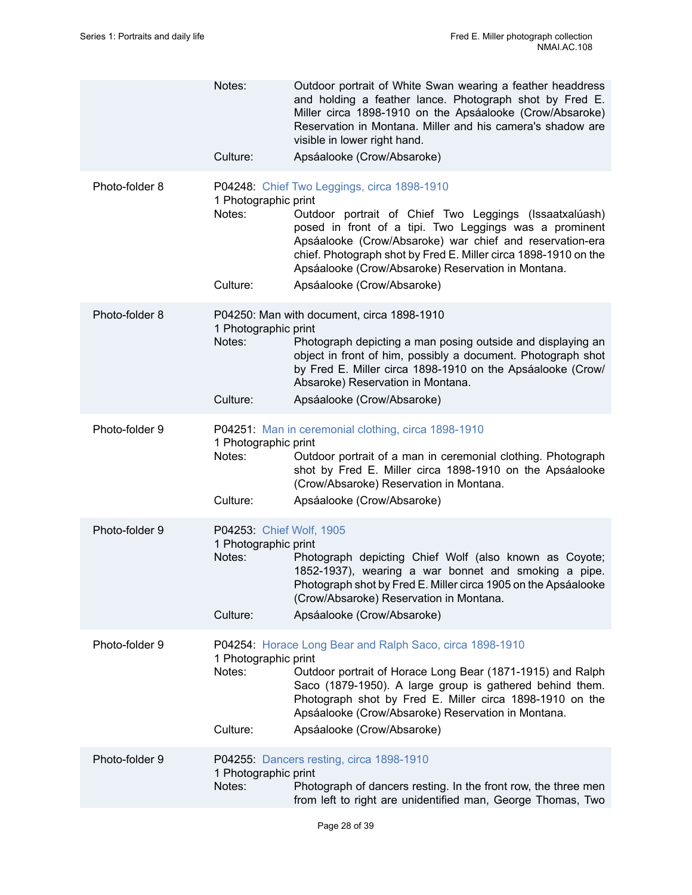| | | |
|---|---|---|
| | Notes: | Outdoor portrait of White Swan wearing a feather headdress and holding a feather lance. Photograph shot by Fred E. Miller circa 1898-1910 on the Apsáalooke (Crow/Absaroke) Reservation in Montana. Miller and his camera's shadow are visible in lower right hand. |
| | Culture: | Apsáalooke (Crow/Absaroke) |

| | | |
|---|---|---|
| Photo-folder 8 | P04248: Chief Two Leggings, circa 1898-1910<br>1 Photographic print | |
| | Notes: | Outdoor portrait of Chief Two Leggings (Issaatxalúash) posed in front of a tipi. Two Leggings was a prominent Apsáalooke (Crow/Absaroke) war chief and reservation-era chief. Photograph shot by Fred E. Miller circa 1898-1910 on the Apsáalooke (Crow/Absaroke) Reservation in Montana. |
| | Culture: | Apsáalooke (Crow/Absaroke) |

| | | |
|---|---|---|
| Photo-folder 8 | P04250: Man with document, circa 1898-1910<br>1 Photographic print | |
| | Notes: | Photograph depicting a man posing outside and displaying an object in front of him, possibly a document. Photograph shot by Fred E. Miller circa 1898-1910 on the Apsáalooke (Crow/Absaroke) Reservation in Montana. |
| | Culture: | Apsáalooke (Crow/Absaroke) |

| | | |
|---|---|---|
| Photo-folder 9 | P04251: Man in ceremonial clothing, circa 1898-1910<br>1 Photographic print | |
| | Notes: | Outdoor portrait of a man in ceremonial clothing. Photograph shot by Fred E. Miller circa 1898-1910 on the Apsáalooke (Crow/Absaroke) Reservation in Montana. |
| | Culture: | Apsáalooke (Crow/Absaroke) |

| | | |
|---|---|---|
| Photo-folder 9 | P04253: Chief Wolf, 1905<br>1 Photographic print | |
| | Notes: | Photograph depicting Chief Wolf (also known as Coyote; 1852-1937), wearing a war bonnet and smoking a pipe. Photograph shot by Fred E. Miller circa 1905 on the Apsáalooke (Crow/Absaroke) Reservation in Montana. |
| | Culture: | Apsáalooke (Crow/Absaroke) |

| | | |
|---|---|---|
| Photo-folder 9 | P04254: Horace Long Bear and Ralph Saco, circa 1898-1910<br>1 Photographic print | |
| | Notes: | Outdoor portrait of Horace Long Bear (1871-1915) and Ralph Saco (1879-1950). A large group is gathered behind them. Photograph shot by Fred E. Miller circa 1898-1910 on the Apsáalooke (Crow/Absaroke) Reservation in Montana. |
| | Culture: | Apsáalooke (Crow/Absaroke) |

| | | |
|---|---|---|
| Photo-folder 9 | P04255: Dancers resting, circa 1898-1910<br>1 Photographic print | |
| | Notes: | Photograph of dancers resting. In the front row, the three men from left to right are unidentified man, George Thomas, Two |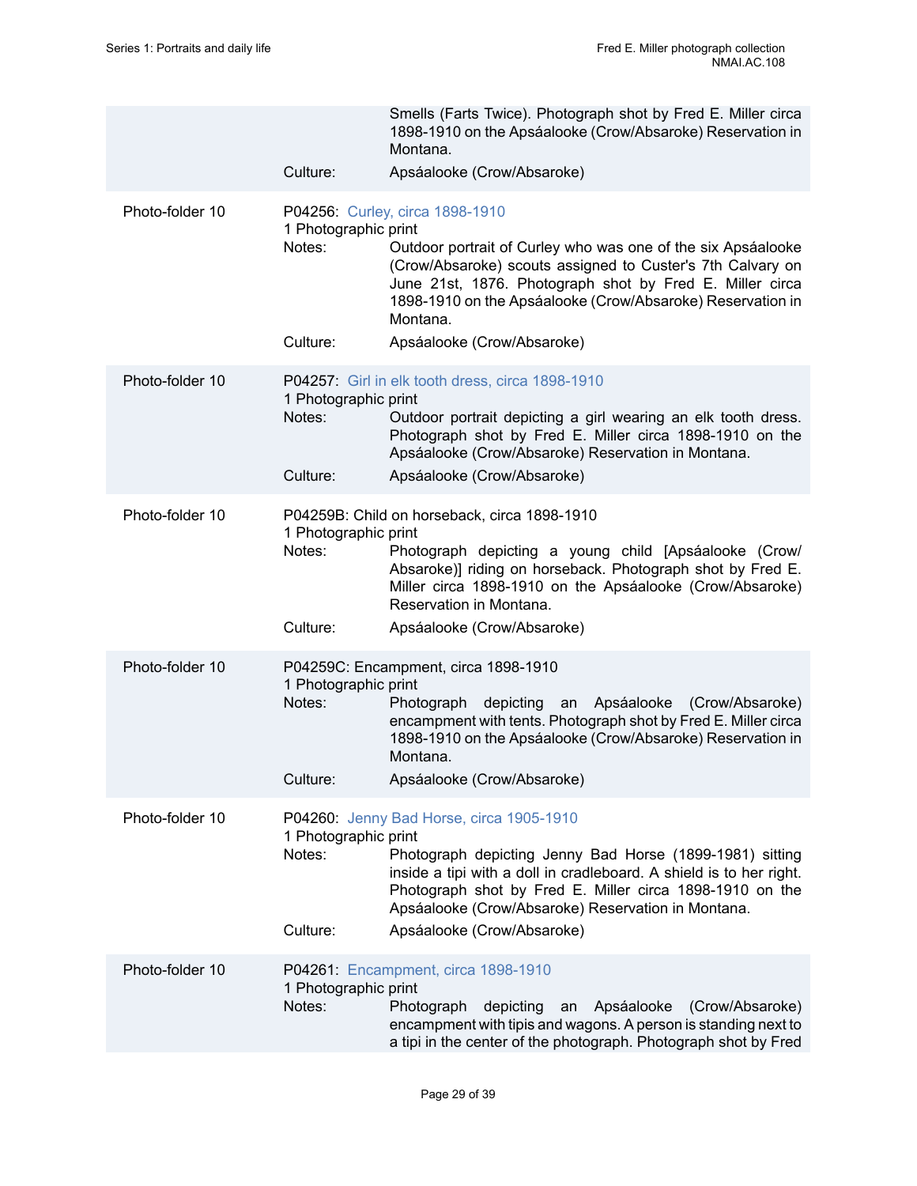Smells (Farts Twice). Photograph shot by Fred E. Miller circa 1898-1910 on the Apsáalooke (Crow/Absaroke) Reservation in Montana.

Culture: Apsáalooke (Crow/Absaroke)

---

Photo-folder 10

P04256: Curley, circa 1898-1910

1 Photographic print

Notes: Outdoor portrait of Curley who was one of the six Apsáalooke (Crow/Absaroke) scouts assigned to Custer's 7th Calvary on June 21st, 1876. Photograph shot by Fred E. Miller circa 1898-1910 on the Apsáalooke (Crow/Absaroke) Reservation in Montana.

Culture: Apsáalooke (Crow/Absaroke)

---

Photo-folder 10

P04257: Girl in elk tooth dress, circa 1898-1910

1 Photographic print

Notes: Outdoor portrait depicting a girl wearing an elk tooth dress. Photograph shot by Fred E. Miller circa 1898-1910 on the Apsáalooke (Crow/Absaroke) Reservation in Montana.

Culture: Apsáalooke (Crow/Absaroke)

---

Photo-folder 10

P04259B: Child on horseback, circa 1898-1910

1 Photographic print

Notes: Photograph depicting a young child [Apsáalooke (Crow/Absaroke)] riding on horseback. Photograph shot by Fred E. Miller circa 1898-1910 on the Apsáalooke (Crow/Absaroke) Reservation in Montana.

Culture: Apsáalooke (Crow/Absaroke)

---

Photo-folder 10

P04259C: Encampment, circa 1898-1910

1 Photographic print

Notes: Photograph depicting an Apsáalooke (Crow/Absaroke) encampment with tents. Photograph shot by Fred E. Miller circa 1898-1910 on the Apsáalooke (Crow/Absaroke) Reservation in Montana.

Culture: Apsáalooke (Crow/Absaroke)

---

Photo-folder 10

P04260: Jenny Bad Horse, circa 1905-1910

1 Photographic print

Notes: Photograph depicting Jenny Bad Horse (1899-1981) sitting inside a tipi with a doll in cradleboard. A shield is to her right. Photograph shot by Fred E. Miller circa 1898-1910 on the Apsáalooke (Crow/Absaroke) Reservation in Montana.

Culture: Apsáalooke (Crow/Absaroke)

---

Photo-folder 10

P04261: Encampment, circa 1898-1910

1 Photographic print

Notes: Photograph depicting an Apsáalooke (Crow/Absaroke) encampment with tipis and wagons. A person is standing next to a tipi in the center of the photograph. Photograph shot by Fred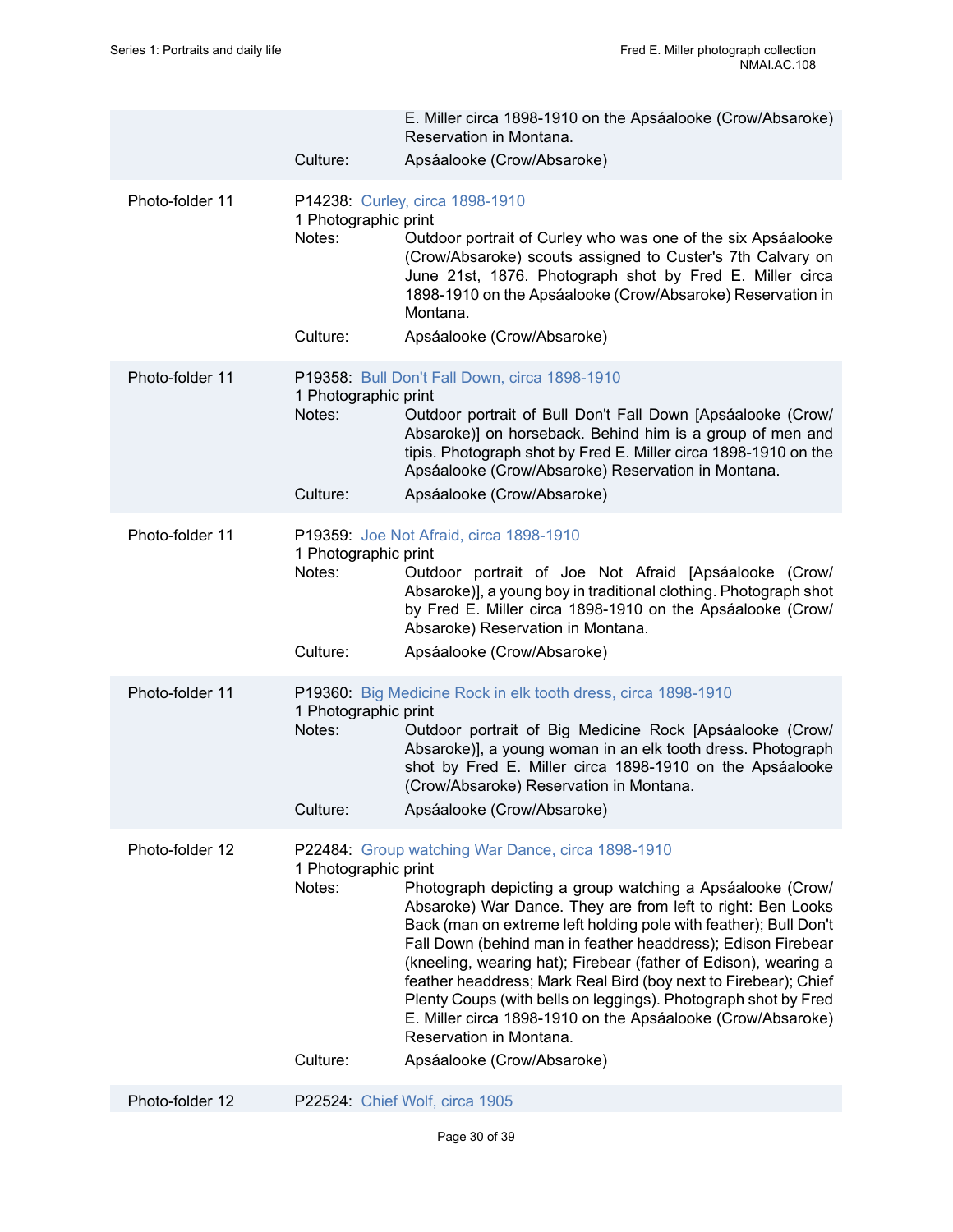E. Miller circa 1898-1910 on the Apsáalooke (Crow/Absaroke) Reservation in Montana.

Culture: Apsáalooke (Crow/Absaroke)

Photo-folder 11

P14238: Curley, circa 1898-1910
1 Photographic print

Notes: Outdoor portrait of Curley who was one of the six Apsáalooke (Crow/Absaroke) scouts assigned to Custer's 7th Calvary on June 21st, 1876. Photograph shot by Fred E. Miller circa 1898-1910 on the Apsáalooke (Crow/Absaroke) Reservation in Montana.

Culture: Apsáalooke (Crow/Absaroke)

Photo-folder 11

P19358: Bull Don't Fall Down, circa 1898-1910
1 Photographic print

Notes: Outdoor portrait of Bull Don't Fall Down [Apsáalooke (Crow/Absaroke)] on horseback. Behind him is a group of men and tipis. Photograph shot by Fred E. Miller circa 1898-1910 on the Apsáalooke (Crow/Absaroke) Reservation in Montana.

Culture: Apsáalooke (Crow/Absaroke)

Photo-folder 11

P19359: Joe Not Afraid, circa 1898-1910
1 Photographic print

Notes: Outdoor portrait of Joe Not Afraid [Apsáalooke (Crow/Absaroke)], a young boy in traditional clothing. Photograph shot by Fred E. Miller circa 1898-1910 on the Apsáalooke (Crow/Absaroke) Reservation in Montana.

Culture: Apsáalooke (Crow/Absaroke)

Photo-folder 11

P19360: Big Medicine Rock in elk tooth dress, circa 1898-1910
1 Photographic print

Notes: Outdoor portrait of Big Medicine Rock [Apsáalooke (Crow/Absaroke)], a young woman in an elk tooth dress. Photograph shot by Fred E. Miller circa 1898-1910 on the Apsáalooke (Crow/Absaroke) Reservation in Montana.

Culture: Apsáalooke (Crow/Absaroke)

Photo-folder 12

P22484: Group watching War Dance, circa 1898-1910
1 Photographic print

Notes: Photograph depicting a group watching a Apsáalooke (Crow/Absaroke) War Dance. They are from left to right: Ben Looks Back (man on extreme left holding pole with feather); Bull Don't Fall Down (behind man in feather headdress); Edison Firebear (kneeling, wearing hat); Firebear (father of Edison), wearing a feather headdress; Mark Real Bird (boy next to Firebear); Chief Plenty Coups (with bells on leggings). Photograph shot by Fred E. Miller circa 1898-1910 on the Apsáalooke (Crow/Absaroke) Reservation in Montana.

Culture: Apsáalooke (Crow/Absaroke)

Photo-folder 12

P22524: Chief Wolf, circa 1905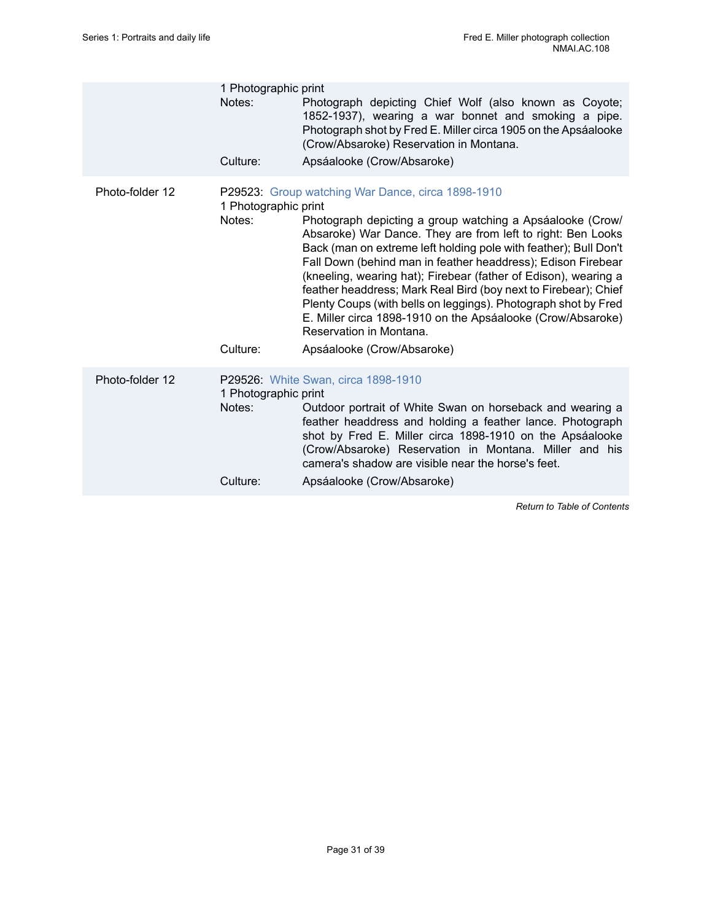1 Photographic print

Notes: Photograph depicting Chief Wolf (also known as Coyote; 1852-1937), wearing a war bonnet and smoking a pipe. Photograph shot by Fred E. Miller circa 1905 on the Apsáalooke (Crow/Absaroke) Reservation in Montana.

Culture: Apsáalooke (Crow/Absaroke)

---

Photo-folder 12

P29523: Group watching War Dance, circa 1898-1910

1 Photographic print

Notes: Photograph depicting a group watching a Apsáalooke (Crow/Absaroke) War Dance. They are from left to right: Ben Looks Back (man on extreme left holding pole with feather); Bull Don't Fall Down (behind man in feather headdress); Edison Firebear (kneeling, wearing hat); Firebear (father of Edison), wearing a feather headdress; Mark Real Bird (boy next to Firebear); Chief Plenty Coups (with bells on leggings). Photograph shot by Fred E. Miller circa 1898-1910 on the Apsáalooke (Crow/Absaroke) Reservation in Montana.

Culture: Apsáalooke (Crow/Absaroke)

---

Photo-folder 12

P29526: White Swan, circa 1898-1910

1 Photographic print

Notes: Outdoor portrait of White Swan on horseback and wearing a feather headdress and holding a feather lance. Photograph shot by Fred E. Miller circa 1898-1910 on the Apsáalooke (Crow/Absaroke) Reservation in Montana. Miller and his camera's shadow are visible near the horse's feet.

Culture: Apsáalooke (Crow/Absaroke)

*Return to Table of Contents*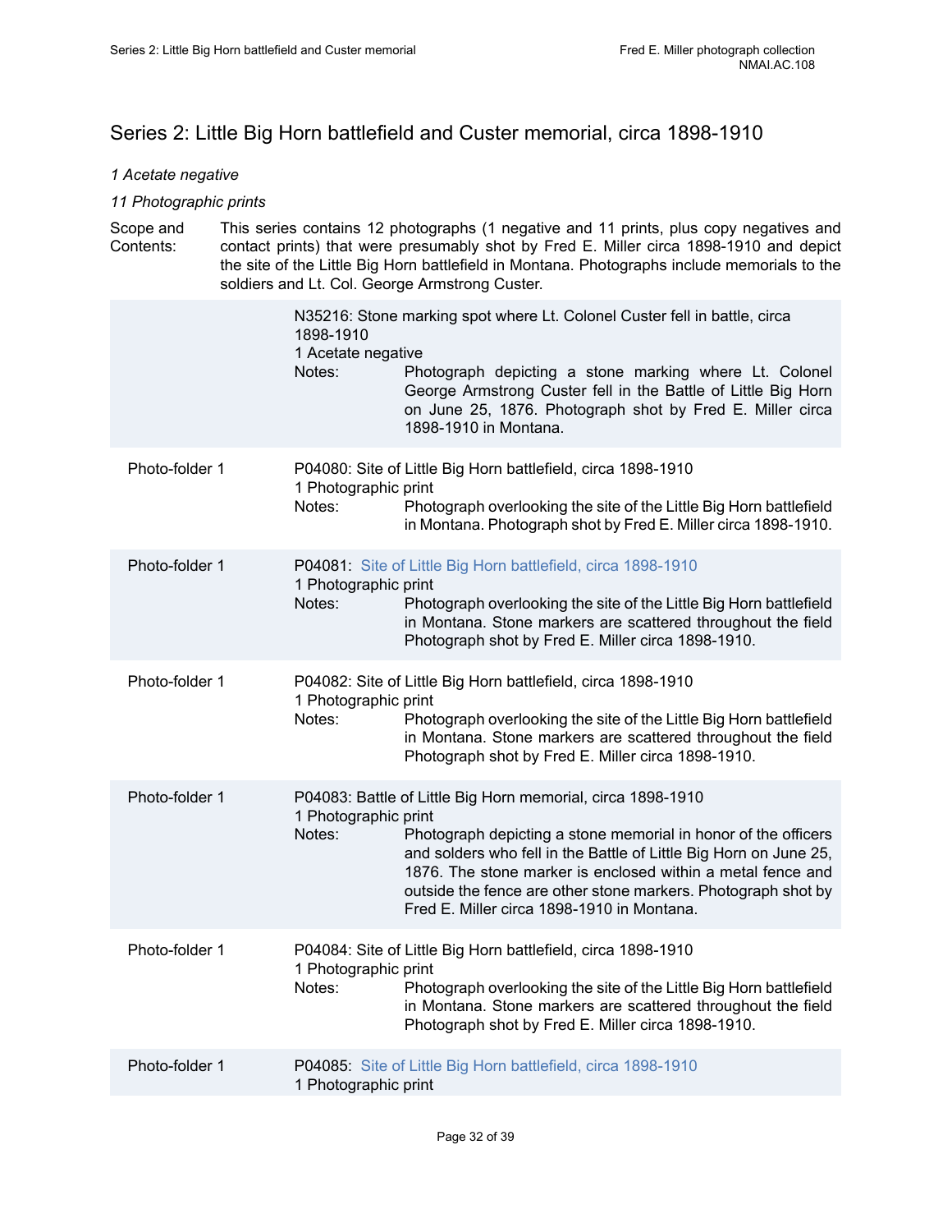## Series 2: Little Big Horn battlefield and Custer memorial, circa 1898-1910

*1 Acetate negative*

*11 Photographic prints*

Scope and Contents: This series contains 12 photographs (1 negative and 11 prints, plus copy negatives and contact prints) that were presumably shot by Fred E. Miller circa 1898-1910 and depict the site of the Little Big Horn battlefield in Montana. Photographs include memorials to the soldiers and Lt. Col. George Armstrong Custer.

N35216: Stone marking spot where Lt. Colonel Custer fell in battle, circa 1898-1910
1 Acetate negative
Notes: Photograph depicting a stone marking where Lt. Colonel George Armstrong Custer fell in the Battle of Little Big Horn on June 25, 1876. Photograph shot by Fred E. Miller circa 1898-1910 in Montana.

Photo-folder 1

P04080: Site of Little Big Horn battlefield, circa 1898-1910
1 Photographic print
Notes: Photograph overlooking the site of the Little Big Horn battlefield in Montana. Photograph shot by Fred E. Miller circa 1898-1910.

Photo-folder 1

P04081: Site of Little Big Horn battlefield, circa 1898-1910
1 Photographic print
Notes: Photograph overlooking the site of the Little Big Horn battlefield in Montana. Stone markers are scattered throughout the field Photograph shot by Fred E. Miller circa 1898-1910.

Photo-folder 1

P04082: Site of Little Big Horn battlefield, circa 1898-1910
1 Photographic print
Notes: Photograph overlooking the site of the Little Big Horn battlefield in Montana. Stone markers are scattered throughout the field Photograph shot by Fred E. Miller circa 1898-1910.

Photo-folder 1

P04083: Battle of Little Big Horn memorial, circa 1898-1910
1 Photographic print
Notes: Photograph depicting a stone memorial in honor of the officers and solders who fell in the Battle of Little Big Horn on June 25, 1876. The stone marker is enclosed within a metal fence and outside the fence are other stone markers. Photograph shot by Fred E. Miller circa 1898-1910 in Montana.

Photo-folder 1

P04084: Site of Little Big Horn battlefield, circa 1898-1910
1 Photographic print
Notes: Photograph overlooking the site of the Little Big Horn battlefield in Montana. Stone markers are scattered throughout the field Photograph shot by Fred E. Miller circa 1898-1910.

Photo-folder 1

P04085: Site of Little Big Horn battlefield, circa 1898-1910
1 Photographic print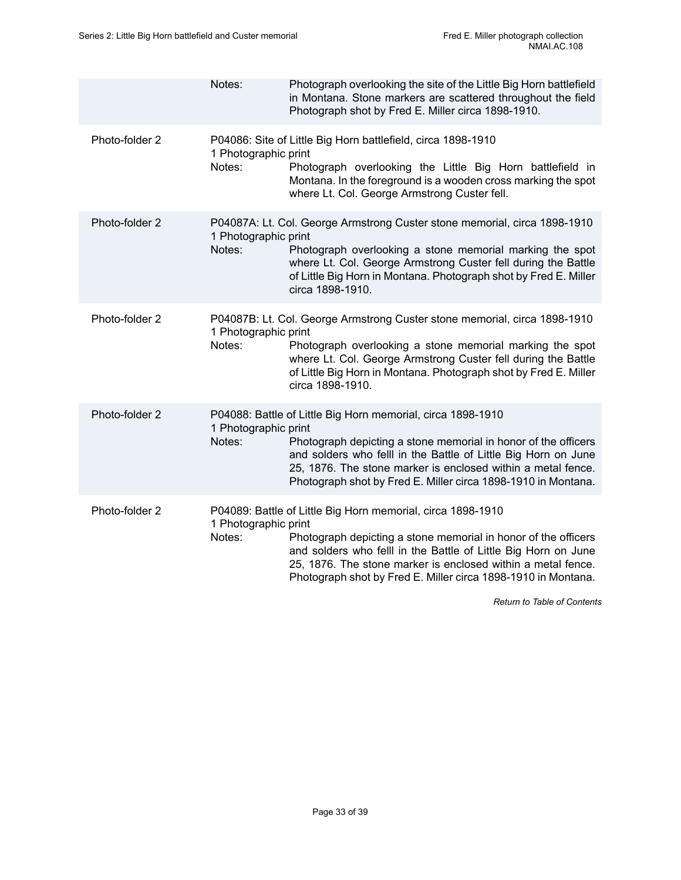| | | |
|---|---|---|
| | Notes: | Photograph overlooking the site of the Little Big Horn battlefield in Montana. Stone markers are scattered throughout the field Photograph shot by Fred E. Miller circa 1898-1910. |
| Photo-folder 2 | P04086: Site of Little Big Horn battlefield, circa 1898-1910<br>1 Photographic print | |
| | Notes: | Photograph overlooking the Little Big Horn battlefield in Montana. In the foreground is a wooden cross marking the spot where Lt. Col. George Armstrong Custer fell. |
| Photo-folder 2 | P04087A: Lt. Col. George Armstrong Custer stone memorial, circa 1898-1910<br>1 Photographic print | |
| | Notes: | Photograph overlooking a stone memorial marking the spot where Lt. Col. George Armstrong Custer fell during the Battle of Little Big Horn in Montana. Photograph shot by Fred E. Miller circa 1898-1910. |
| Photo-folder 2 | P04087B: Lt. Col. George Armstrong Custer stone memorial, circa 1898-1910<br>1 Photographic print | |
| | Notes: | Photograph overlooking a stone memorial marking the spot where Lt. Col. George Armstrong Custer fell during the Battle of Little Big Horn in Montana. Photograph shot by Fred E. Miller circa 1898-1910. |
| Photo-folder 2 | P04088: Battle of Little Big Horn memorial, circa 1898-1910<br>1 Photographic print | |
| | Notes: | Photograph depicting a stone memorial in honor of the officers and solders who felll in the Battle of Little Big Horn on June 25, 1876. The stone marker is enclosed within a metal fence. Photograph shot by Fred E. Miller circa 1898-1910 in Montana. |
| Photo-folder 2 | P04089: Battle of Little Big Horn memorial, circa 1898-1910<br>1 Photographic print | |
| | Notes: | Photograph depicting a stone memorial in honor of the officers and solders who felll in the Battle of Little Big Horn on June 25, 1876. The stone marker is enclosed within a metal fence. Photograph shot by Fred E. Miller circa 1898-1910 in Montana. |

*Return to Table of Contents*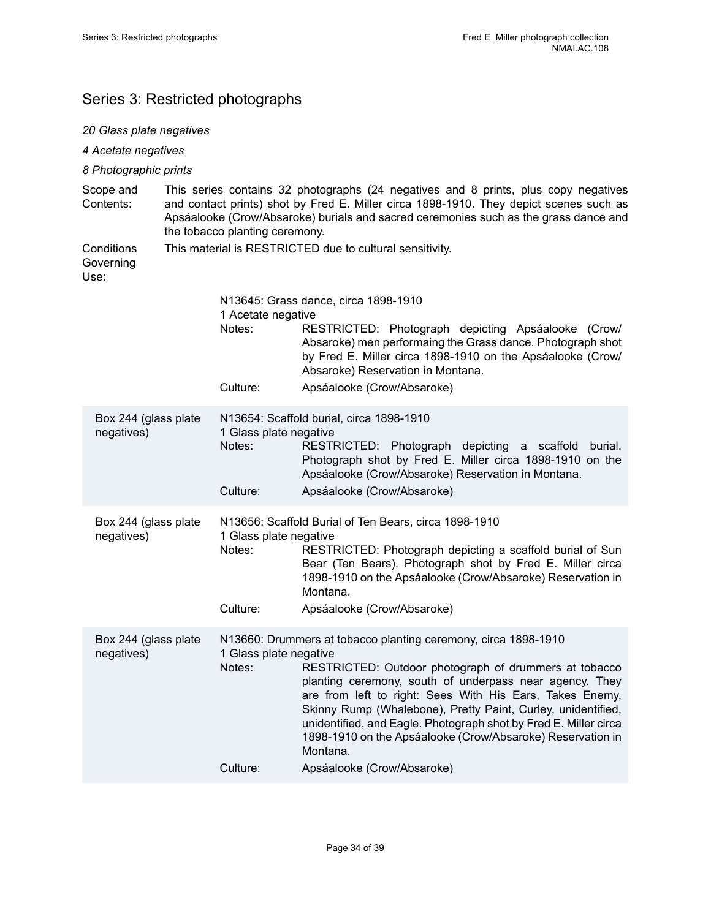## Series 3: Restricted photographs

*20 Glass plate negatives*

*4 Acetate negatives*

*8 Photographic prints*

**Scope and Contents:** This series contains 32 photographs (24 negatives and 8 prints, plus copy negatives and contact prints) shot by Fred E. Miller circa 1898-1910. They depict scenes such as Apsáalooke (Crow/Absaroke) burials and sacred ceremonies such as the grass dance and the tobacco planting ceremony.

**Conditions Governing Use:** This material is RESTRICTED due to cultural sensitivity.

---

N13645: Grass dance, circa 1898-1910
1 Acetate negative

Notes: RESTRICTED: Photograph depicting Apsáalooke (Crow/Absaroke) men performaing the Grass dance. Photograph shot by Fred E. Miller circa 1898-1910 on the Apsáalooke (Crow/Absaroke) Reservation in Montana.

Culture: Apsáalooke (Crow/Absaroke)

---

Box 244 (glass plate negatives)

N13654: Scaffold burial, circa 1898-1910
1 Glass plate negative

Notes: RESTRICTED: Photograph depicting a scaffold burial. Photograph shot by Fred E. Miller circa 1898-1910 on the Apsáalooke (Crow/Absaroke) Reservation in Montana.

Culture: Apsáalooke (Crow/Absaroke)

---

Box 244 (glass plate negatives)

N13656: Scaffold Burial of Ten Bears, circa 1898-1910
1 Glass plate negative

Notes: RESTRICTED: Photograph depicting a scaffold burial of Sun Bear (Ten Bears). Photograph shot by Fred E. Miller circa 1898-1910 on the Apsáalooke (Crow/Absaroke) Reservation in Montana.

Culture: Apsáalooke (Crow/Absaroke)

---

Box 244 (glass plate negatives)

N13660: Drummers at tobacco planting ceremony, circa 1898-1910
1 Glass plate negative

Notes: RESTRICTED: Outdoor photograph of drummers at tobacco planting ceremony, south of underpass near agency. They are from left to right: Sees With His Ears, Takes Enemy, Skinny Rump (Whalebone), Pretty Paint, Curley, unidentified, unidentified, and Eagle. Photograph shot by Fred E. Miller circa 1898-1910 on the Apsáalooke (Crow/Absaroke) Reservation in Montana.

Culture: Apsáalooke (Crow/Absaroke)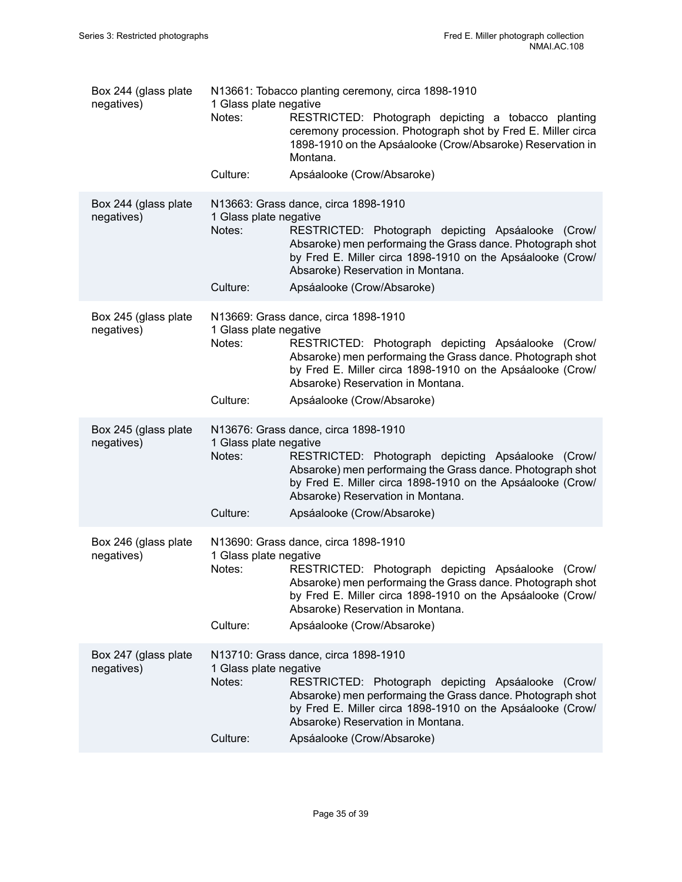| | |
|---|---|
| Box 244 (glass plate negatives) | N13661: Tobacco planting ceremony, circa 1898-1910<br>1 Glass plate negative<br>Notes: RESTRICTED: Photograph depicting a tobacco planting ceremony procession. Photograph shot by Fred E. Miller circa 1898-1910 on the Apsáalooke (Crow/Absaroke) Reservation in Montana.<br>Culture: Apsáalooke (Crow/Absaroke) |
| Box 244 (glass plate negatives) | N13663: Grass dance, circa 1898-1910<br>1 Glass plate negative<br>Notes: RESTRICTED: Photograph depicting Apsáalooke (Crow/Absaroke) men performaing the Grass dance. Photograph shot by Fred E. Miller circa 1898-1910 on the Apsáalooke (Crow/Absaroke) Reservation in Montana.<br>Culture: Apsáalooke (Crow/Absaroke) |
| Box 245 (glass plate negatives) | N13669: Grass dance, circa 1898-1910<br>1 Glass plate negative<br>Notes: RESTRICTED: Photograph depicting Apsáalooke (Crow/Absaroke) men performaing the Grass dance. Photograph shot by Fred E. Miller circa 1898-1910 on the Apsáalooke (Crow/Absaroke) Reservation in Montana.<br>Culture: Apsáalooke (Crow/Absaroke) |
| Box 245 (glass plate negatives) | N13676: Grass dance, circa 1898-1910<br>1 Glass plate negative<br>Notes: RESTRICTED: Photograph depicting Apsáalooke (Crow/Absaroke) men performaing the Grass dance. Photograph shot by Fred E. Miller circa 1898-1910 on the Apsáalooke (Crow/Absaroke) Reservation in Montana.<br>Culture: Apsáalooke (Crow/Absaroke) |
| Box 246 (glass plate negatives) | N13690: Grass dance, circa 1898-1910<br>1 Glass plate negative<br>Notes: RESTRICTED: Photograph depicting Apsáalooke (Crow/Absaroke) men performaing the Grass dance. Photograph shot by Fred E. Miller circa 1898-1910 on the Apsáalooke (Crow/Absaroke) Reservation in Montana.<br>Culture: Apsáalooke (Crow/Absaroke) |
| Box 247 (glass plate negatives) | N13710: Grass dance, circa 1898-1910<br>1 Glass plate negative<br>Notes: RESTRICTED: Photograph depicting Apsáalooke (Crow/Absaroke) men performaing the Grass dance. Photograph shot by Fred E. Miller circa 1898-1910 on the Apsáalooke (Crow/Absaroke) Reservation in Montana.<br>Culture: Apsáalooke (Crow/Absaroke) |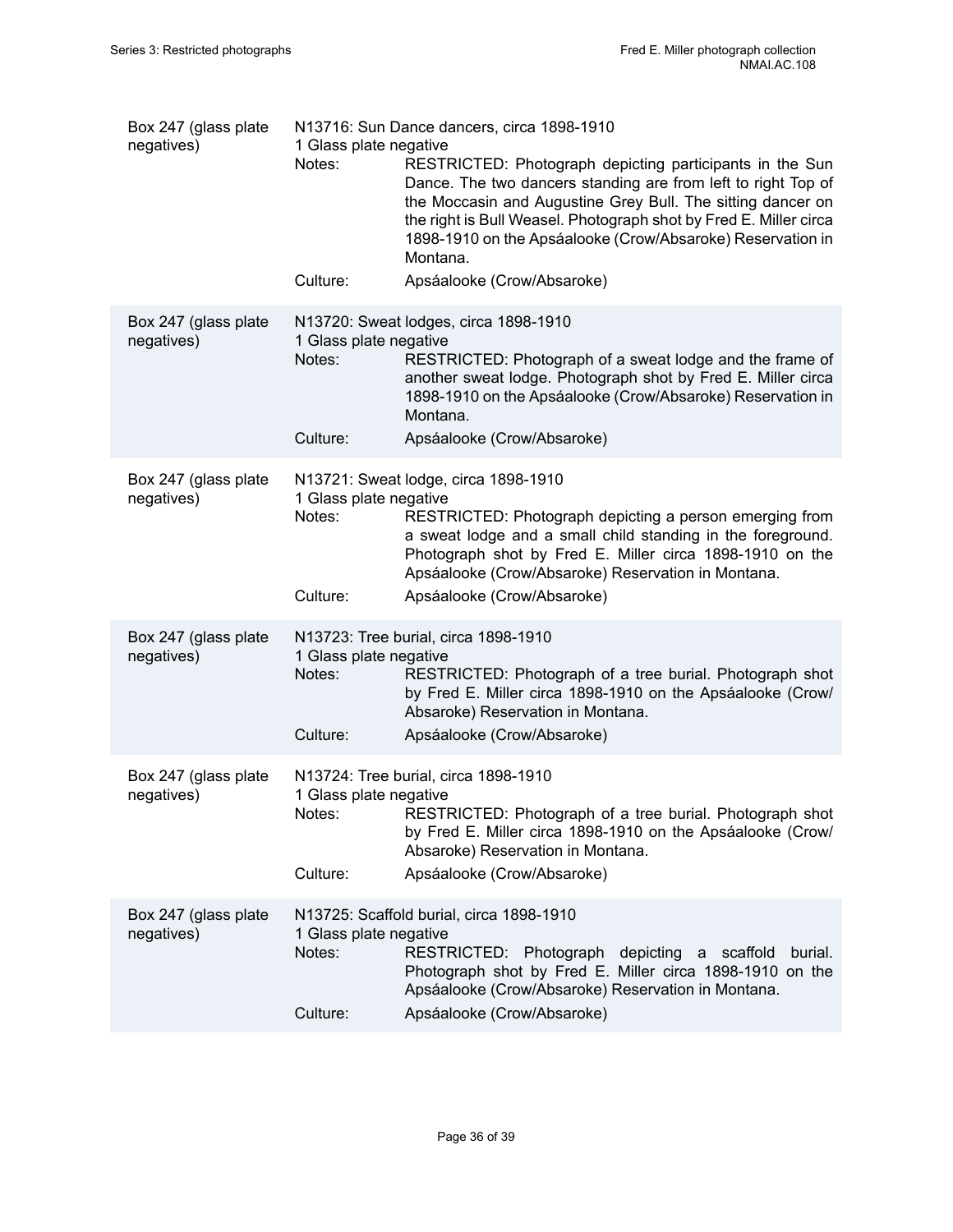| | |
|---|---|
| Box 247 (glass plate negatives) | N13716: Sun Dance dancers, circa 1898-1910<br>1 Glass plate negative<br>Notes: RESTRICTED: Photograph depicting participants in the Sun Dance. The two dancers standing are from left to right Top of the Moccasin and Augustine Grey Bull. The sitting dancer on the right is Bull Weasel. Photograph shot by Fred E. Miller circa 1898-1910 on the Apsáalooke (Crow/Absaroke) Reservation in Montana.<br>Culture: Apsáalooke (Crow/Absaroke) |
| Box 247 (glass plate negatives) | N13720: Sweat lodges, circa 1898-1910<br>1 Glass plate negative<br>Notes: RESTRICTED: Photograph of a sweat lodge and the frame of another sweat lodge. Photograph shot by Fred E. Miller circa 1898-1910 on the Apsáalooke (Crow/Absaroke) Reservation in Montana.<br>Culture: Apsáalooke (Crow/Absaroke) |
| Box 247 (glass plate negatives) | N13721: Sweat lodge, circa 1898-1910<br>1 Glass plate negative<br>Notes: RESTRICTED: Photograph depicting a person emerging from a sweat lodge and a small child standing in the foreground. Photograph shot by Fred E. Miller circa 1898-1910 on the Apsáalooke (Crow/Absaroke) Reservation in Montana.<br>Culture: Apsáalooke (Crow/Absaroke) |
| Box 247 (glass plate negatives) | N13723: Tree burial, circa 1898-1910<br>1 Glass plate negative<br>Notes: RESTRICTED: Photograph of a tree burial. Photograph shot by Fred E. Miller circa 1898-1910 on the Apsáalooke (Crow/Absaroke) Reservation in Montana.<br>Culture: Apsáalooke (Crow/Absaroke) |
| Box 247 (glass plate negatives) | N13724: Tree burial, circa 1898-1910<br>1 Glass plate negative<br>Notes: RESTRICTED: Photograph of a tree burial. Photograph shot by Fred E. Miller circa 1898-1910 on the Apsáalooke (Crow/Absaroke) Reservation in Montana.<br>Culture: Apsáalooke (Crow/Absaroke) |
| Box 247 (glass plate negatives) | N13725: Scaffold burial, circa 1898-1910<br>1 Glass plate negative<br>Notes: RESTRICTED: Photograph depicting a scaffold burial. Photograph shot by Fred E. Miller circa 1898-1910 on the Apsáalooke (Crow/Absaroke) Reservation in Montana.<br>Culture: Apsáalooke (Crow/Absaroke) |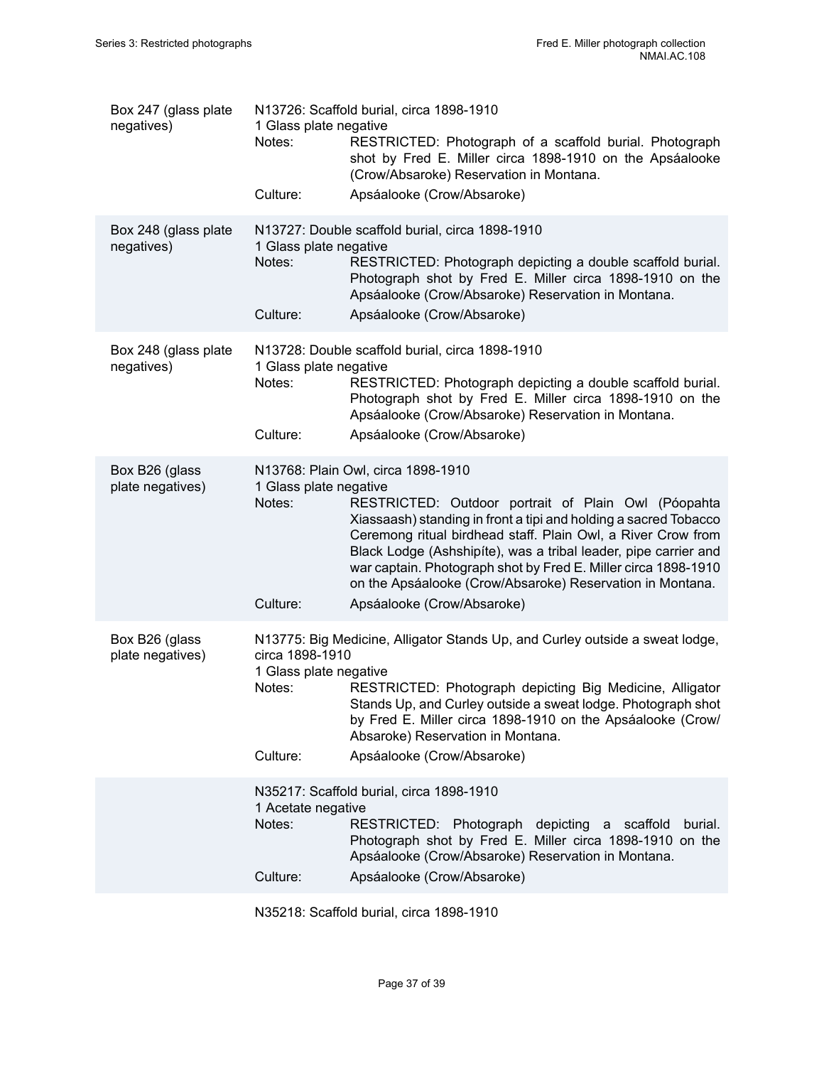| Box | Item |
|---|---|
| Box 247 (glass plate negatives) | N13726: Scaffold burial, circa 1898-1910<br>1 Glass plate negative<br>Notes: RESTRICTED: Photograph of a scaffold burial. Photograph shot by Fred E. Miller circa 1898-1910 on the Apsáalooke (Crow/Absaroke) Reservation in Montana.<br>Culture: Apsáalooke (Crow/Absaroke) |
| Box 248 (glass plate negatives) | N13727: Double scaffold burial, circa 1898-1910<br>1 Glass plate negative<br>Notes: RESTRICTED: Photograph depicting a double scaffold burial. Photograph shot by Fred E. Miller circa 1898-1910 on the Apsáalooke (Crow/Absaroke) Reservation in Montana.<br>Culture: Apsáalooke (Crow/Absaroke) |
| Box 248 (glass plate negatives) | N13728: Double scaffold burial, circa 1898-1910<br>1 Glass plate negative<br>Notes: RESTRICTED: Photograph depicting a double scaffold burial. Photograph shot by Fred E. Miller circa 1898-1910 on the Apsáalooke (Crow/Absaroke) Reservation in Montana.<br>Culture: Apsáalooke (Crow/Absaroke) |
| Box B26 (glass plate negatives) | N13768: Plain Owl, circa 1898-1910<br>1 Glass plate negative<br>Notes: RESTRICTED: Outdoor portrait of Plain Owl (Póopahta Xiassaash) standing in front a tipi and holding a sacred Tobacco Ceremong ritual birdhead staff. Plain Owl, a River Crow from Black Lodge (Ashshipíte), was a tribal leader, pipe carrier and war captain. Photograph shot by Fred E. Miller circa 1898-1910 on the Apsáalooke (Crow/Absaroke) Reservation in Montana.<br>Culture: Apsáalooke (Crow/Absaroke) |
| Box B26 (glass plate negatives) | N13775: Big Medicine, Alligator Stands Up, and Curley outside a sweat lodge, circa 1898-1910<br>1 Glass plate negative<br>Notes: RESTRICTED: Photograph depicting Big Medicine, Alligator Stands Up, and Curley outside a sweat lodge. Photograph shot by Fred E. Miller circa 1898-1910 on the Apsáalooke (Crow/Absaroke) Reservation in Montana.<br>Culture: Apsáalooke (Crow/Absaroke) |
| | N35217: Scaffold burial, circa 1898-1910<br>1 Acetate negative<br>Notes: RESTRICTED: Photograph depicting a scaffold burial. Photograph shot by Fred E. Miller circa 1898-1910 on the Apsáalooke (Crow/Absaroke) Reservation in Montana.<br>Culture: Apsáalooke (Crow/Absaroke) |
| | N35218: Scaffold burial, circa 1898-1910 |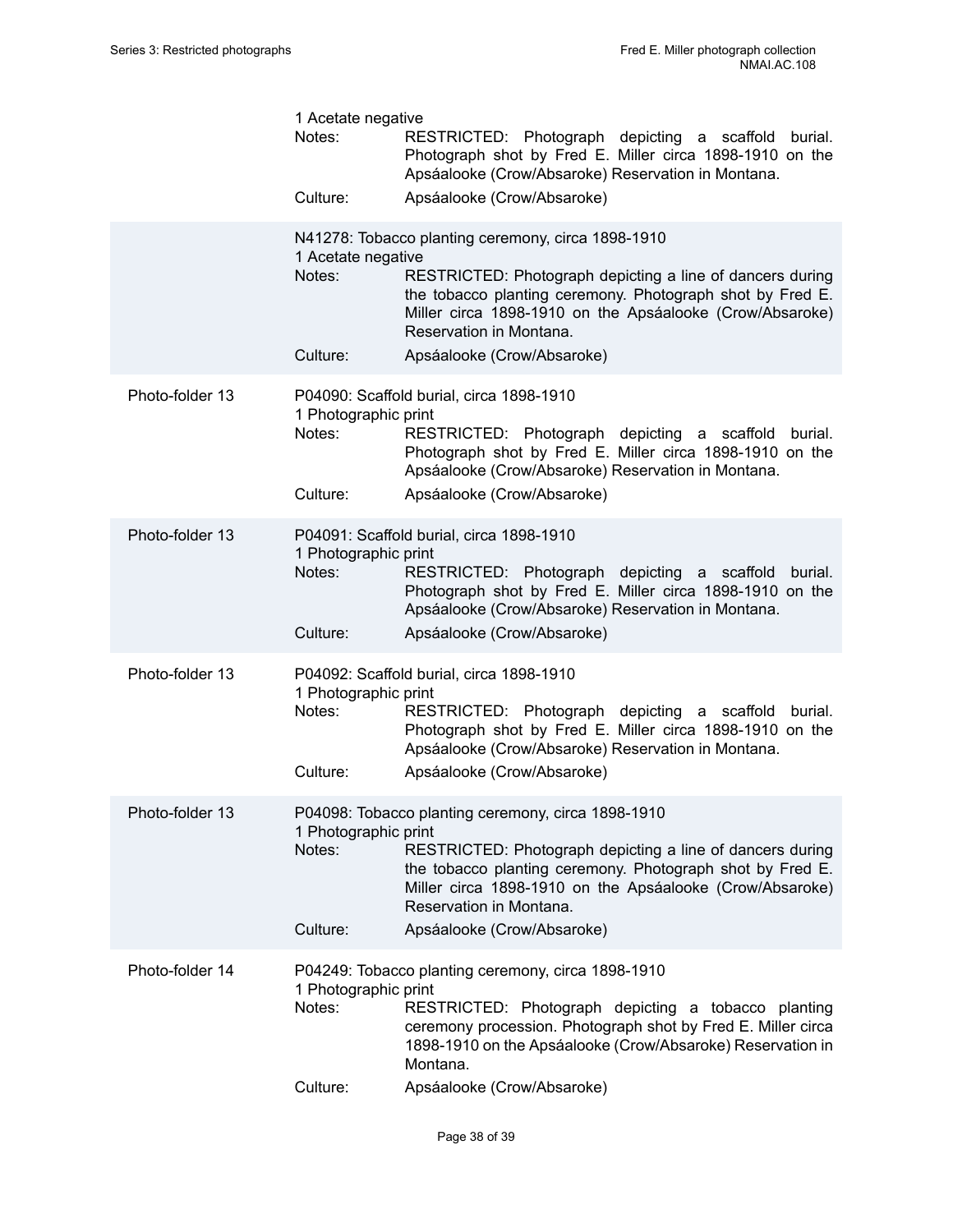1 Acetate negative

Notes: RESTRICTED: Photograph depicting a scaffold burial. Photograph shot by Fred E. Miller circa 1898-1910 on the Apsáalooke (Crow/Absaroke) Reservation in Montana.

Culture: Apsáalooke (Crow/Absaroke)

N41278: Tobacco planting ceremony, circa 1898-1910

1 Acetate negative

Notes: RESTRICTED: Photograph depicting a line of dancers during the tobacco planting ceremony. Photograph shot by Fred E. Miller circa 1898-1910 on the Apsáalooke (Crow/Absaroke) Reservation in Montana.

Culture: Apsáalooke (Crow/Absaroke)

Photo-folder 13

P04090: Scaffold burial, circa 1898-1910

1 Photographic print

Notes: RESTRICTED: Photograph depicting a scaffold burial. Photograph shot by Fred E. Miller circa 1898-1910 on the Apsáalooke (Crow/Absaroke) Reservation in Montana.

Culture: Apsáalooke (Crow/Absaroke)

Photo-folder 13

P04091: Scaffold burial, circa 1898-1910

1 Photographic print

Notes: RESTRICTED: Photograph depicting a scaffold burial. Photograph shot by Fred E. Miller circa 1898-1910 on the Apsáalooke (Crow/Absaroke) Reservation in Montana.

Culture: Apsáalooke (Crow/Absaroke)

Photo-folder 13

P04092: Scaffold burial, circa 1898-1910

1 Photographic print

Notes: RESTRICTED: Photograph depicting a scaffold burial. Photograph shot by Fred E. Miller circa 1898-1910 on the Apsáalooke (Crow/Absaroke) Reservation in Montana.

Culture: Apsáalooke (Crow/Absaroke)

Photo-folder 13

P04098: Tobacco planting ceremony, circa 1898-1910

1 Photographic print

Notes: RESTRICTED: Photograph depicting a line of dancers during the tobacco planting ceremony. Photograph shot by Fred E. Miller circa 1898-1910 on the Apsáalooke (Crow/Absaroke) Reservation in Montana.

Culture: Apsáalooke (Crow/Absaroke)

Photo-folder 14

P04249: Tobacco planting ceremony, circa 1898-1910

1 Photographic print

Notes: RESTRICTED: Photograph depicting a tobacco planting ceremony procession. Photograph shot by Fred E. Miller circa 1898-1910 on the Apsáalooke (Crow/Absaroke) Reservation in Montana.

Culture: Apsáalooke (Crow/Absaroke)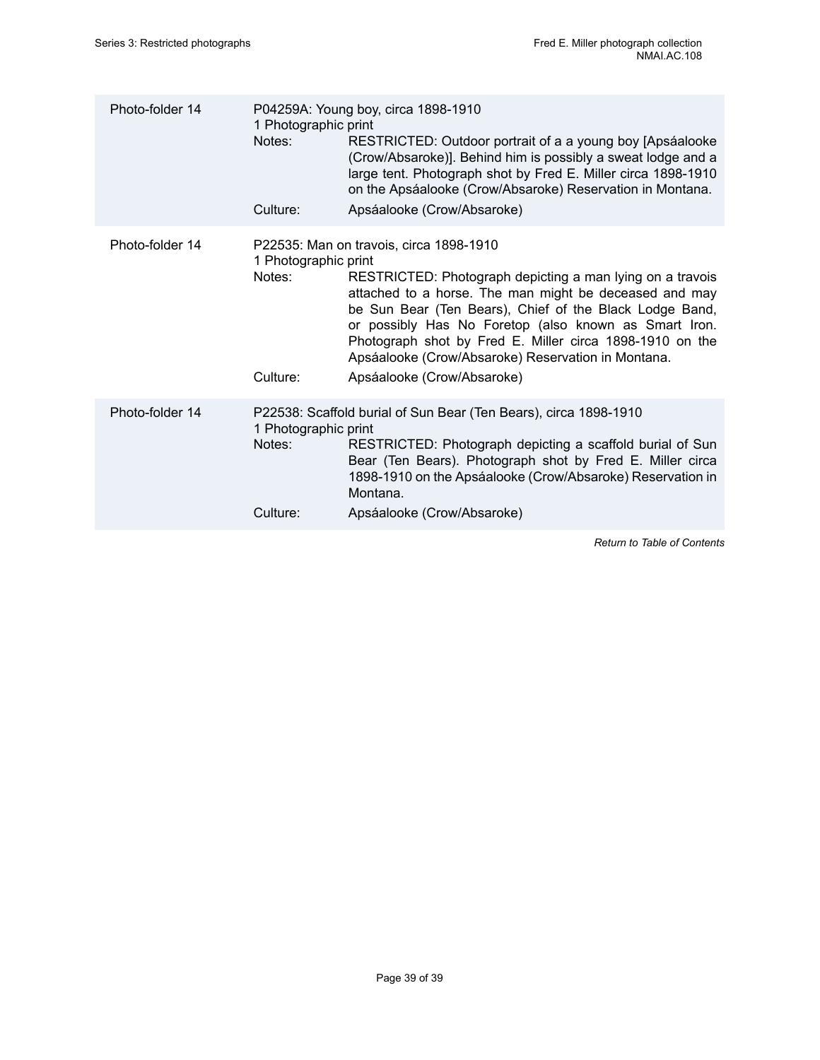| | |
|---|---|
| Photo-folder 14 | P04259A: Young boy, circa 1898-1910<br>1 Photographic print<br>Notes: RESTRICTED: Outdoor portrait of a a young boy [Apsáalooke (Crow/Absaroke)]. Behind him is possibly a sweat lodge and a large tent. Photograph shot by Fred E. Miller circa 1898-1910 on the Apsáalooke (Crow/Absaroke) Reservation in Montana.<br>Culture: Apsáalooke (Crow/Absaroke) |
| Photo-folder 14 | P22535: Man on travois, circa 1898-1910<br>1 Photographic print<br>Notes: RESTRICTED: Photograph depicting a man lying on a travois attached to a horse. The man might be deceased and may be Sun Bear (Ten Bears), Chief of the Black Lodge Band, or possibly Has No Foretop (also known as Smart Iron. Photograph shot by Fred E. Miller circa 1898-1910 on the Apsáalooke (Crow/Absaroke) Reservation in Montana.<br>Culture: Apsáalooke (Crow/Absaroke) |
| Photo-folder 14 | P22538: Scaffold burial of Sun Bear (Ten Bears), circa 1898-1910<br>1 Photographic print<br>Notes: RESTRICTED: Photograph depicting a scaffold burial of Sun Bear (Ten Bears). Photograph shot by Fred E. Miller circa 1898-1910 on the Apsáalooke (Crow/Absaroke) Reservation in Montana.<br>Culture: Apsáalooke (Crow/Absaroke) |

*Return to Table of Contents*